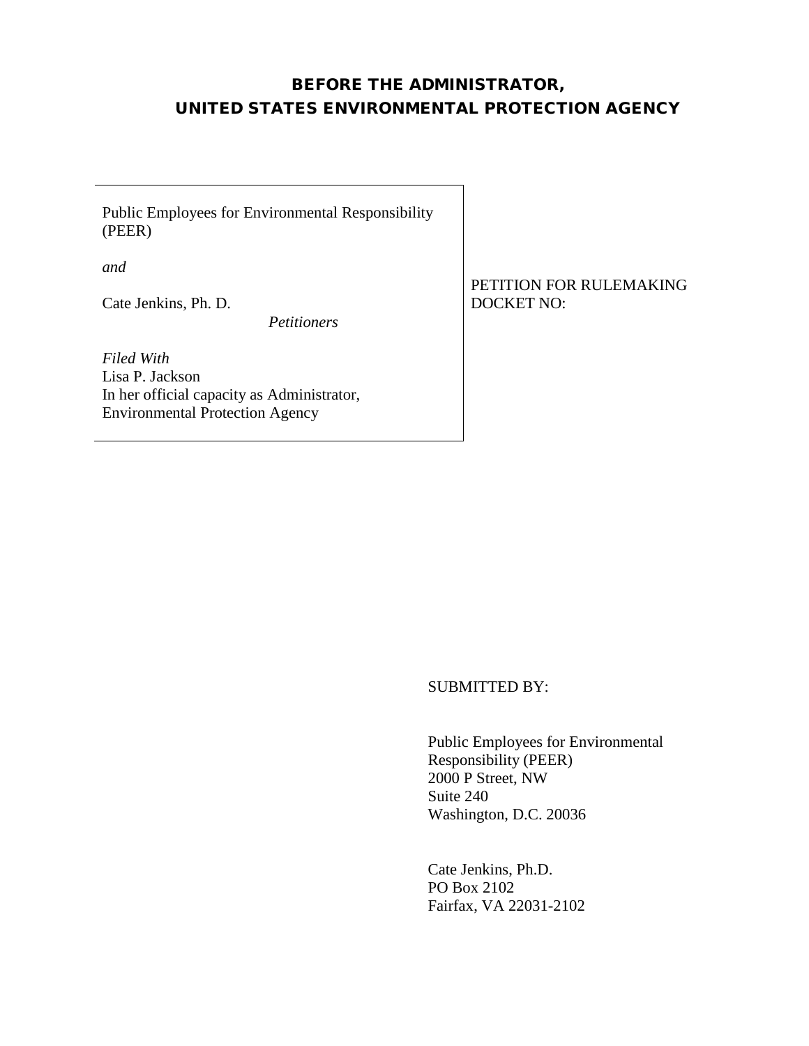# BEFORE THE ADMINISTRATOR, UNITED STATES ENVIRONMENTAL PROTECTION AGENCY

| | |
|---|---|
| Public Employees for Environmental Responsibility (PEER)<br><br>*and*<br><br>Cate Jenkins, Ph. D.<br>*Petitioners*<br><br>*Filed With*<br>Lisa P. Jackson<br>In her official capacity as Administrator,<br>Environmental Protection Agency | PETITION FOR RULEMAKING<br>DOCKET NO: |

SUBMITTED BY:

Public Employees for Environmental Responsibility (PEER)
2000 P Street, NW
Suite 240
Washington, D.C. 20036

Cate Jenkins, Ph.D.
PO Box 2102
Fairfax, VA 22031-2102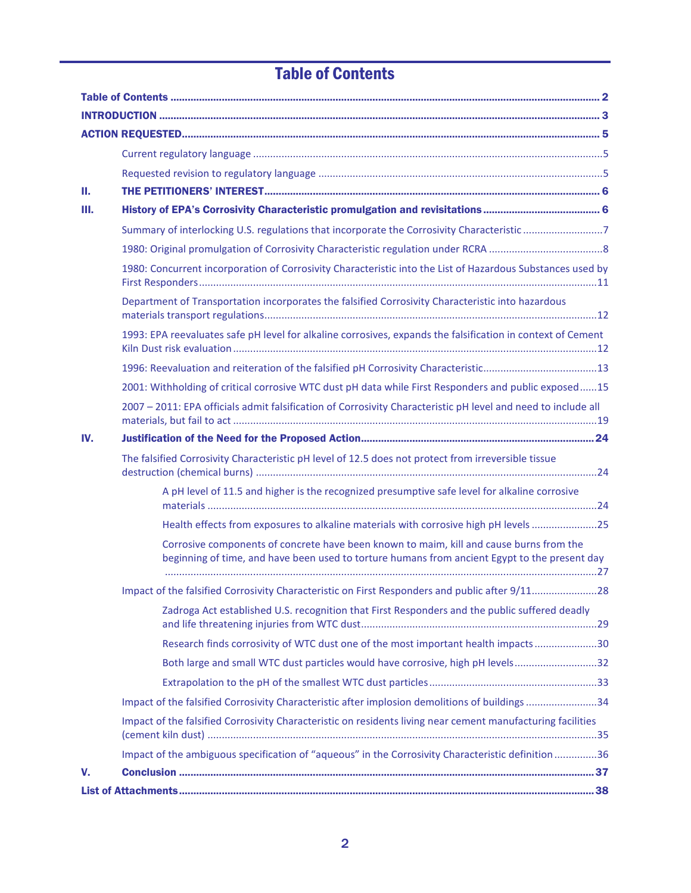# Table of Contents

**Table of Contents** ..... **2**

**INTRODUCTION** ..... **3**

**ACTION REQUESTED** ..... **5**

- Current regulatory language ..... 5
- Requested revision to regulatory language ..... 5

**II. THE PETITIONERS' INTEREST** ..... **6**

**III. History of EPA's Corrosivity Characteristic promulgation and revisitations** ..... **6**

- Summary of interlocking U.S. regulations that incorporate the Corrosivity Characteristic ..... 7
- 1980: Original promulgation of Corrosivity Characteristic regulation under RCRA ..... 8
- 1980: Concurrent incorporation of Corrosivity Characteristic into the List of Hazardous Substances used by First Responders ..... 11
- Department of Transportation incorporates the falsified Corrosivity Characteristic into hazardous materials transport regulations ..... 12
- 1993: EPA reevaluates safe pH level for alkaline corrosives, expands the falsification in context of Cement Kiln Dust risk evaluation ..... 12
- 1996: Reevaluation and reiteration of the falsified pH Corrosivity Characteristic ..... 13
- 2001: Withholding of critical corrosive WTC dust pH data while First Responders and public exposed ..... 15
- 2007 – 2011: EPA officials admit falsification of Corrosivity Characteristic pH level and need to include all materials, but fail to act ..... 19

**IV. Justification of the Need for the Proposed Action** ..... **24**

- The falsified Corrosivity Characteristic pH level of 12.5 does not protect from irreversible tissue destruction (chemical burns) ..... 24
  - A pH level of 11.5 and higher is the recognized presumptive safe level for alkaline corrosive materials ..... 24
  - Health effects from exposures to alkaline materials with corrosive high pH levels ..... 25
  - Corrosive components of concrete have been known to maim, kill and cause burns from the beginning of time, and have been used to torture humans from ancient Egypt to the present day ..... 27
- Impact of the falsified Corrosivity Characteristic on First Responders and public after 9/11 ..... 28
  - Zadroga Act established U.S. recognition that First Responders and the public suffered deadly and life threatening injuries from WTC dust ..... 29
  - Research finds corrosivity of WTC dust one of the most important health impacts ..... 30
  - Both large and small WTC dust particles would have corrosive, high pH levels ..... 32
  - Extrapolation to the pH of the smallest WTC dust particles ..... 33
- Impact of the falsified Corrosivity Characteristic after implosion demolitions of buildings ..... 34
- Impact of the falsified Corrosivity Characteristic on residents living near cement manufacturing facilities (cement kiln dust) ..... 35
- Impact of the ambiguous specification of "aqueous" in the Corrosivity Characteristic definition ..... 36

**V. Conclusion** ..... **37**

**List of Attachments** ..... **38**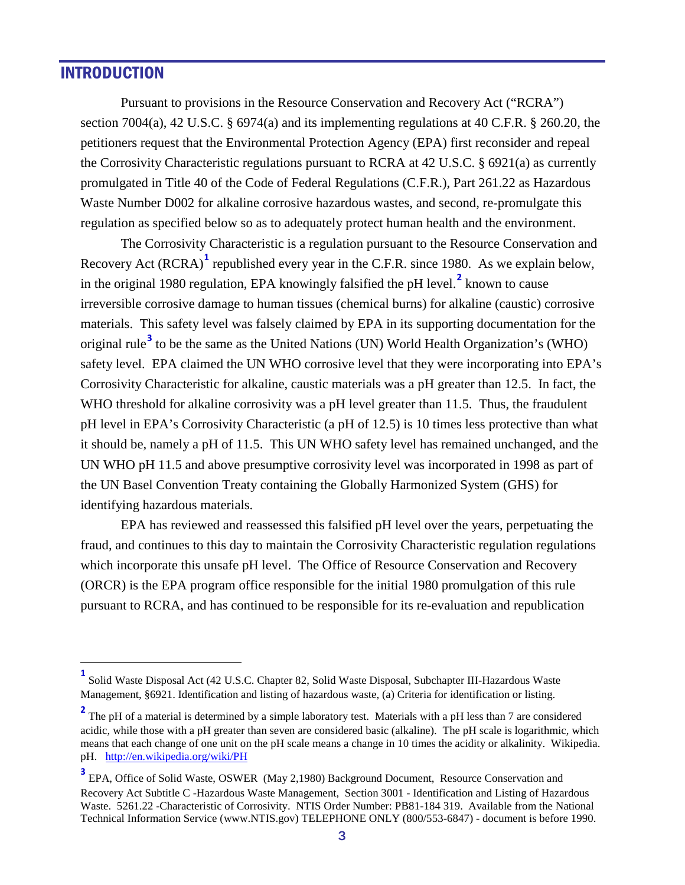## INTRODUCTION

Pursuant to provisions in the Resource Conservation and Recovery Act ("RCRA") section 7004(a), 42 U.S.C. § 6974(a) and its implementing regulations at 40 C.F.R. § 260.20, the petitioners request that the Environmental Protection Agency (EPA) first reconsider and repeal the Corrosivity Characteristic regulations pursuant to RCRA at 42 U.S.C. § 6921(a) as currently promulgated in Title 40 of the Code of Federal Regulations (C.F.R.), Part 261.22 as Hazardous Waste Number D002 for alkaline corrosive hazardous wastes, and second, re-promulgate this regulation as specified below so as to adequately protect human health and the environment.

The Corrosivity Characteristic is a regulation pursuant to the Resource Conservation and Recovery Act (RCRA)[1] republished every year in the C.F.R. since 1980. As we explain below, in the original 1980 regulation, EPA knowingly falsified the pH level.[2] known to cause irreversible corrosive damage to human tissues (chemical burns) for alkaline (caustic) corrosive materials. This safety level was falsely claimed by EPA in its supporting documentation for the original rule[3] to be the same as the United Nations (UN) World Health Organization's (WHO) safety level. EPA claimed the UN WHO corrosive level that they were incorporating into EPA's Corrosivity Characteristic for alkaline, caustic materials was a pH greater than 12.5. In fact, the WHO threshold for alkaline corrosivity was a pH level greater than 11.5. Thus, the fraudulent pH level in EPA's Corrosivity Characteristic (a pH of 12.5) is 10 times less protective than what it should be, namely a pH of 11.5. This UN WHO safety level has remained unchanged, and the UN WHO pH 11.5 and above presumptive corrosivity level was incorporated in 1998 as part of the UN Basel Convention Treaty containing the Globally Harmonized System (GHS) for identifying hazardous materials.

EPA has reviewed and reassessed this falsified pH level over the years, perpetuating the fraud, and continues to this day to maintain the Corrosivity Characteristic regulation regulations which incorporate this unsafe pH level. The Office of Resource Conservation and Recovery (ORCR) is the EPA program office responsible for the initial 1980 promulgation of this rule pursuant to RCRA, and has continued to be responsible for its re-evaluation and republication

---

[1] Solid Waste Disposal Act (42 U.S.C. Chapter 82, Solid Waste Disposal, Subchapter III-Hazardous Waste Management, §6921. Identification and listing of hazardous waste, (a) Criteria for identification or listing.

[2] The pH of a material is determined by a simple laboratory test. Materials with a pH less than 7 are considered acidic, while those with a pH greater than seven are considered basic (alkaline). The pH scale is logarithmic, which means that each change of one unit on the pH scale means a change in 10 times the acidity or alkalinity. Wikipedia. pH. http://en.wikipedia.org/wiki/PH

[3] EPA, Office of Solid Waste, OSWER (May 2,1980) Background Document, Resource Conservation and Recovery Act Subtitle C -Hazardous Waste Management, Section 3001 - Identification and Listing of Hazardous Waste. 5261.22 -Characteristic of Corrosivity. NTIS Order Number: PB81-184 319. Available from the National Technical Information Service (www.NTIS.gov) TELEPHONE ONLY (800/553-6847) - document is before 1990.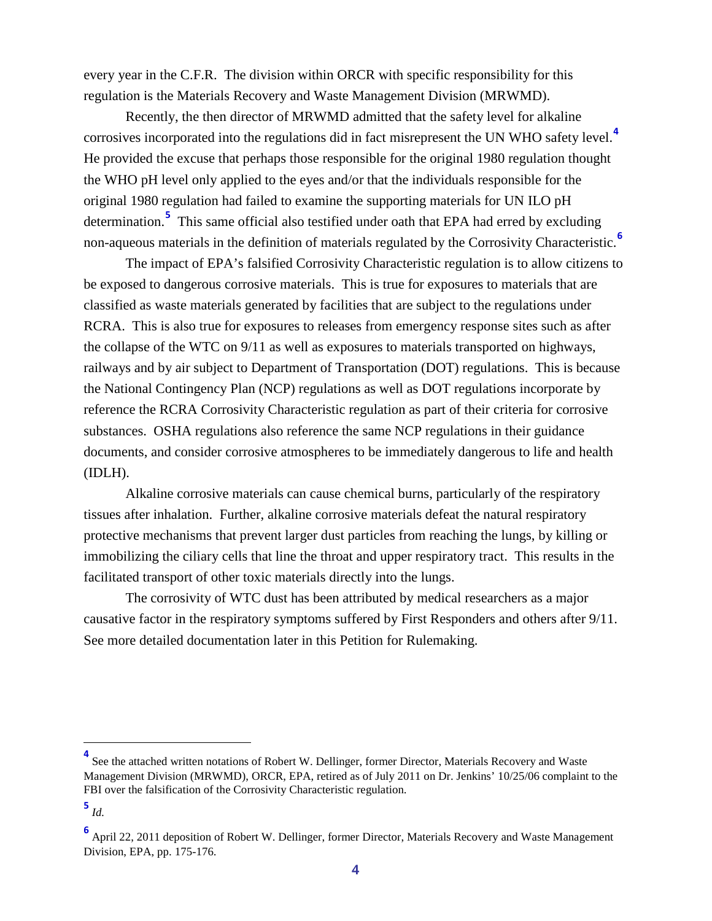every year in the C.F.R. The division within ORCR with specific responsibility for this regulation is the Materials Recovery and Waste Management Division (MRWMD).

Recently, the then director of MRWMD admitted that the safety level for alkaline corrosives incorporated into the regulations did in fact misrepresent the UN WHO safety level.[4] He provided the excuse that perhaps those responsible for the original 1980 regulation thought the WHO pH level only applied to the eyes and/or that the individuals responsible for the original 1980 regulation had failed to examine the supporting materials for UN ILO pH determination.[5] This same official also testified under oath that EPA had erred by excluding non-aqueous materials in the definition of materials regulated by the Corrosivity Characteristic.[6]

The impact of EPA's falsified Corrosivity Characteristic regulation is to allow citizens to be exposed to dangerous corrosive materials. This is true for exposures to materials that are classified as waste materials generated by facilities that are subject to the regulations under RCRA. This is also true for exposures to releases from emergency response sites such as after the collapse of the WTC on 9/11 as well as exposures to materials transported on highways, railways and by air subject to Department of Transportation (DOT) regulations. This is because the National Contingency Plan (NCP) regulations as well as DOT regulations incorporate by reference the RCRA Corrosivity Characteristic regulation as part of their criteria for corrosive substances. OSHA regulations also reference the same NCP regulations in their guidance documents, and consider corrosive atmospheres to be immediately dangerous to life and health (IDLH).

Alkaline corrosive materials can cause chemical burns, particularly of the respiratory tissues after inhalation. Further, alkaline corrosive materials defeat the natural respiratory protective mechanisms that prevent larger dust particles from reaching the lungs, by killing or immobilizing the ciliary cells that line the throat and upper respiratory tract. This results in the facilitated transport of other toxic materials directly into the lungs.

The corrosivity of WTC dust has been attributed by medical researchers as a major causative factor in the respiratory symptoms suffered by First Responders and others after 9/11. See more detailed documentation later in this Petition for Rulemaking.

---

[4] See the attached written notations of Robert W. Dellinger, former Director, Materials Recovery and Waste Management Division (MRWMD), ORCR, EPA, retired as of July 2011 on Dr. Jenkins' 10/25/06 complaint to the FBI over the falsification of the Corrosivity Characteristic regulation.

[5] *Id.*

[6] April 22, 2011 deposition of Robert W. Dellinger, former Director, Materials Recovery and Waste Management Division, EPA, pp. 175-176.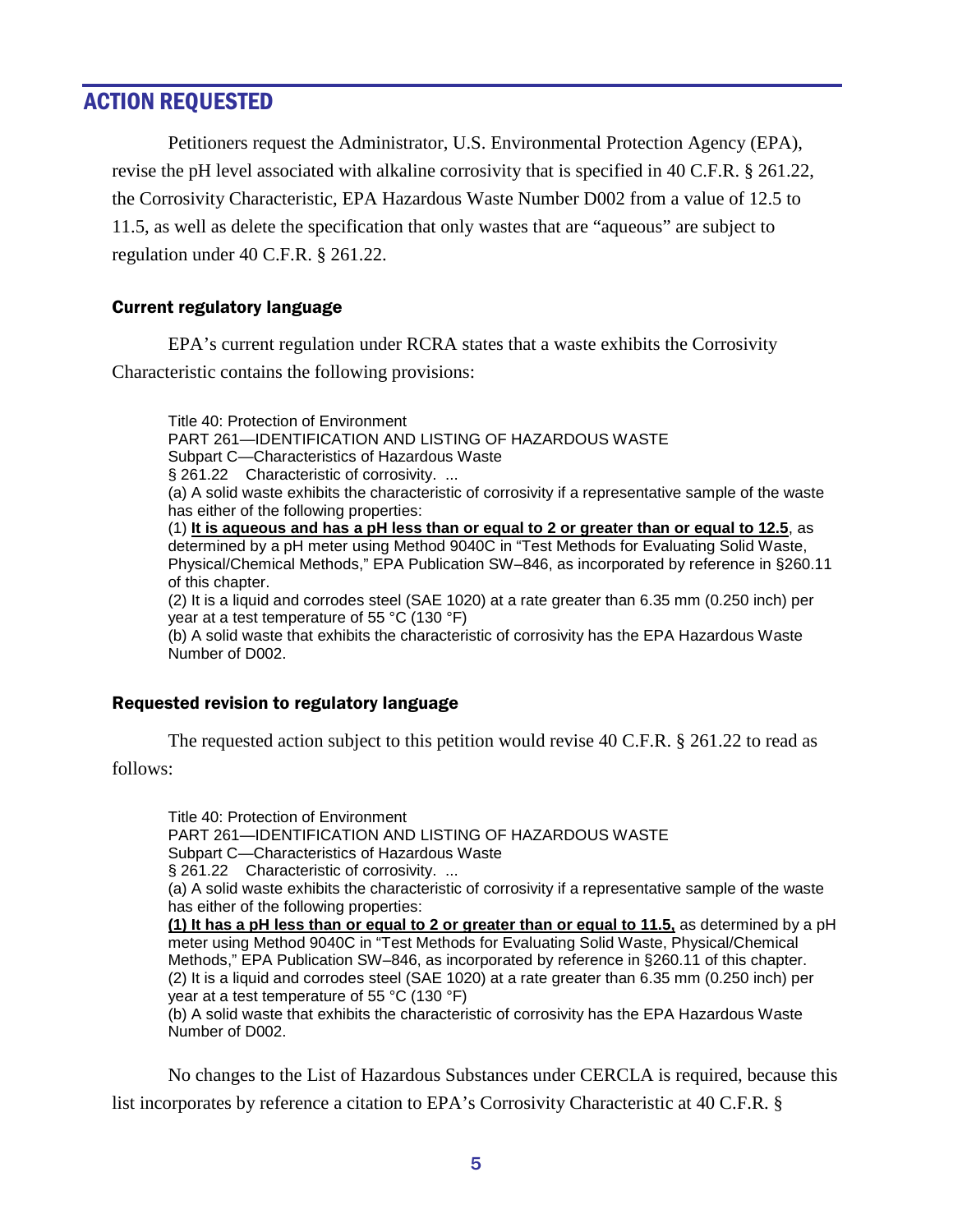## ACTION REQUESTED

Petitioners request the Administrator, U.S. Environmental Protection Agency (EPA), revise the pH level associated with alkaline corrosivity that is specified in 40 C.F.R. § 261.22, the Corrosivity Characteristic, EPA Hazardous Waste Number D002 from a value of 12.5 to 11.5, as well as delete the specification that only wastes that are "aqueous" are subject to regulation under 40 C.F.R. § 261.22.

### Current regulatory language

EPA's current regulation under RCRA states that a waste exhibits the Corrosivity Characteristic contains the following provisions:

> Title 40: Protection of Environment
> PART 261—IDENTIFICATION AND LISTING OF HAZARDOUS WASTE
> Subpart C—Characteristics of Hazardous Waste
> § 261.22 Characteristic of corrosivity. ...
> (a) A solid waste exhibits the characteristic of corrosivity if a representative sample of the waste has either of the following properties:
> (1) **<u>It is aqueous and has a pH less than or equal to 2 or greater than or equal to 12.5</u>**, as determined by a pH meter using Method 9040C in "Test Methods for Evaluating Solid Waste, Physical/Chemical Methods," EPA Publication SW–846, as incorporated by reference in §260.11 of this chapter.
> (2) It is a liquid and corrodes steel (SAE 1020) at a rate greater than 6.35 mm (0.250 inch) per year at a test temperature of 55 °C (130 °F)
> (b) A solid waste that exhibits the characteristic of corrosivity has the EPA Hazardous Waste Number of D002.

### Requested revision to regulatory language

The requested action subject to this petition would revise 40 C.F.R. § 261.22 to read as follows:

> Title 40: Protection of Environment
> PART 261—IDENTIFICATION AND LISTING OF HAZARDOUS WASTE
> Subpart C—Characteristics of Hazardous Waste
> § 261.22 Characteristic of corrosivity. ...
> (a) A solid waste exhibits the characteristic of corrosivity if a representative sample of the waste has either of the following properties:
> **<u>(1) It has a pH less than or equal to 2 or greater than or equal to 11.5,</u>** as determined by a pH meter using Method 9040C in "Test Methods for Evaluating Solid Waste, Physical/Chemical Methods," EPA Publication SW–846, as incorporated by reference in §260.11 of this chapter.
> (2) It is a liquid and corrodes steel (SAE 1020) at a rate greater than 6.35 mm (0.250 inch) per year at a test temperature of 55 °C (130 °F)
> (b) A solid waste that exhibits the characteristic of corrosivity has the EPA Hazardous Waste Number of D002.

No changes to the List of Hazardous Substances under CERCLA is required, because this list incorporates by reference a citation to EPA's Corrosivity Characteristic at 40 C.F.R. §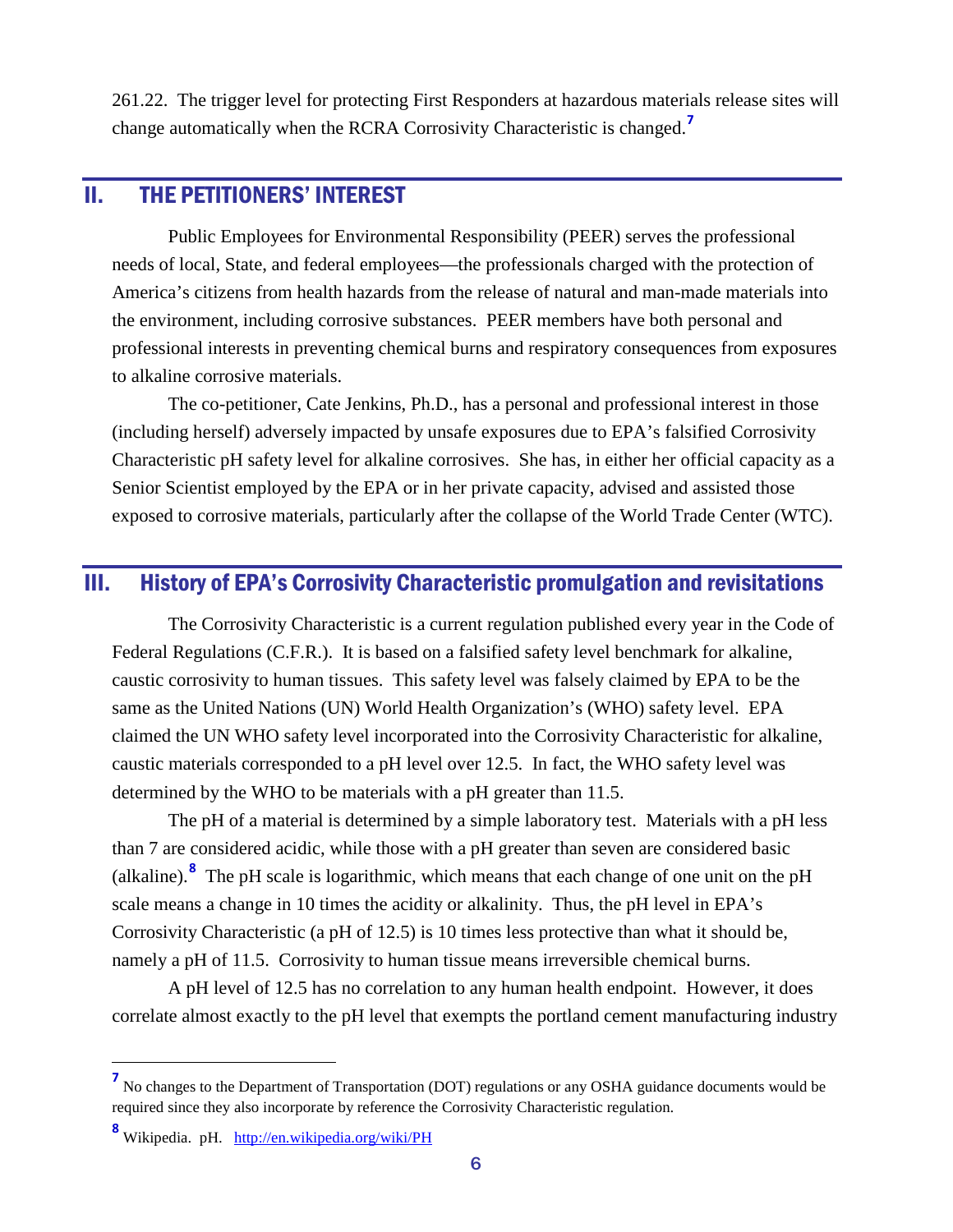261.22. The trigger level for protecting First Responders at hazardous materials release sites will change automatically when the RCRA Corrosivity Characteristic is changed.[7]

## II. THE PETITIONERS' INTEREST

Public Employees for Environmental Responsibility (PEER) serves the professional needs of local, State, and federal employees—the professionals charged with the protection of America's citizens from health hazards from the release of natural and man-made materials into the environment, including corrosive substances. PEER members have both personal and professional interests in preventing chemical burns and respiratory consequences from exposures to alkaline corrosive materials.

The co-petitioner, Cate Jenkins, Ph.D., has a personal and professional interest in those (including herself) adversely impacted by unsafe exposures due to EPA's falsified Corrosivity Characteristic pH safety level for alkaline corrosives. She has, in either her official capacity as a Senior Scientist employed by the EPA or in her private capacity, advised and assisted those exposed to corrosive materials, particularly after the collapse of the World Trade Center (WTC).

## III. History of EPA's Corrosivity Characteristic promulgation and revisitations

The Corrosivity Characteristic is a current regulation published every year in the Code of Federal Regulations (C.F.R.). It is based on a falsified safety level benchmark for alkaline, caustic corrosivity to human tissues. This safety level was falsely claimed by EPA to be the same as the United Nations (UN) World Health Organization's (WHO) safety level. EPA claimed the UN WHO safety level incorporated into the Corrosivity Characteristic for alkaline, caustic materials corresponded to a pH level over 12.5. In fact, the WHO safety level was determined by the WHO to be materials with a pH greater than 11.5.

The pH of a material is determined by a simple laboratory test. Materials with a pH less than 7 are considered acidic, while those with a pH greater than seven are considered basic (alkaline).[8] The pH scale is logarithmic, which means that each change of one unit on the pH scale means a change in 10 times the acidity or alkalinity. Thus, the pH level in EPA's Corrosivity Characteristic (a pH of 12.5) is 10 times less protective than what it should be, namely a pH of 11.5. Corrosivity to human tissue means irreversible chemical burns.

A pH level of 12.5 has no correlation to any human health endpoint. However, it does correlate almost exactly to the pH level that exempts the portland cement manufacturing industry

---

[7] No changes to the Department of Transportation (DOT) regulations or any OSHA guidance documents would be required since they also incorporate by reference the Corrosivity Characteristic regulation.

[8] Wikipedia. pH. http://en.wikipedia.org/wiki/PH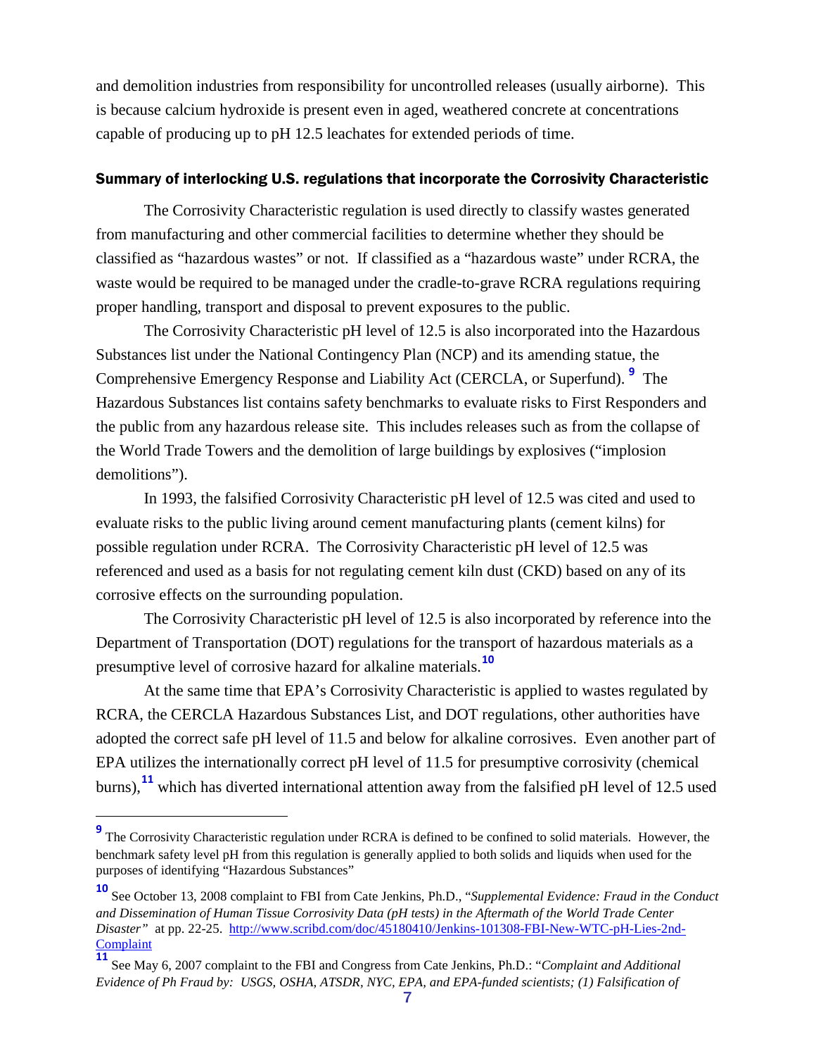and demolition industries from responsibility for uncontrolled releases (usually airborne). This is because calcium hydroxide is present even in aged, weathered concrete at concentrations capable of producing up to pH 12.5 leachates for extended periods of time.

## Summary of interlocking U.S. regulations that incorporate the Corrosivity Characteristic

The Corrosivity Characteristic regulation is used directly to classify wastes generated from manufacturing and other commercial facilities to determine whether they should be classified as "hazardous wastes" or not. If classified as a "hazardous waste" under RCRA, the waste would be required to be managed under the cradle-to-grave RCRA regulations requiring proper handling, transport and disposal to prevent exposures to the public.

The Corrosivity Characteristic pH level of 12.5 is also incorporated into the Hazardous Substances list under the National Contingency Plan (NCP) and its amending statue, the Comprehensive Emergency Response and Liability Act (CERCLA, or Superfund).[9] The Hazardous Substances list contains safety benchmarks to evaluate risks to First Responders and the public from any hazardous release site. This includes releases such as from the collapse of the World Trade Towers and the demolition of large buildings by explosives ("implosion demolitions").

In 1993, the falsified Corrosivity Characteristic pH level of 12.5 was cited and used to evaluate risks to the public living around cement manufacturing plants (cement kilns) for possible regulation under RCRA. The Corrosivity Characteristic pH level of 12.5 was referenced and used as a basis for not regulating cement kiln dust (CKD) based on any of its corrosive effects on the surrounding population.

The Corrosivity Characteristic pH level of 12.5 is also incorporated by reference into the Department of Transportation (DOT) regulations for the transport of hazardous materials as a presumptive level of corrosive hazard for alkaline materials.[10]

At the same time that EPA's Corrosivity Characteristic is applied to wastes regulated by RCRA, the CERCLA Hazardous Substances List, and DOT regulations, other authorities have adopted the correct safe pH level of 11.5 and below for alkaline corrosives. Even another part of EPA utilizes the internationally correct pH level of 11.5 for presumptive corrosivity (chemical burns),[11] which has diverted international attention away from the falsified pH level of 12.5 used

---

[9] The Corrosivity Characteristic regulation under RCRA is defined to be confined to solid materials. However, the benchmark safety level pH from this regulation is generally applied to both solids and liquids when used for the purposes of identifying "Hazardous Substances"

[10] See October 13, 2008 complaint to FBI from Cate Jenkins, Ph.D., "*Supplemental Evidence: Fraud in the Conduct and Dissemination of Human Tissue Corrosivity Data (pH tests) in the Aftermath of the World Trade Center Disaster"* at pp. 22-25. [http://www.scribd.com/doc/45180410/Jenkins-101308-FBI-New-WTC-pH-Lies-2nd-Complaint](http://www.scribd.com/doc/45180410/Jenkins-101308-FBI-New-WTC-pH-Lies-2nd-Complaint)

[11] See May 6, 2007 complaint to the FBI and Congress from Cate Jenkins, Ph.D.: "*Complaint and Additional Evidence of Ph Fraud by: USGS, OSHA, ATSDR, NYC, EPA, and EPA-funded scientists; (1) Falsification of*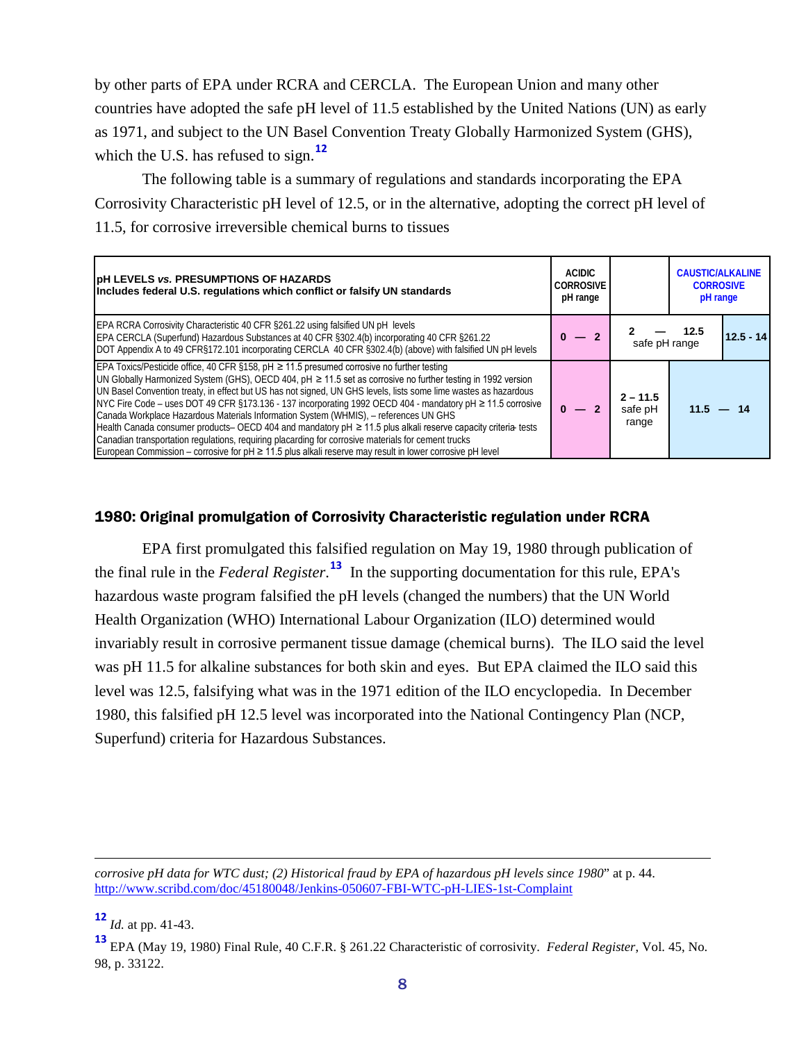by other parts of EPA under RCRA and CERCLA. The European Union and many other countries have adopted the safe pH level of 11.5 established by the United Nations (UN) as early as 1971, and subject to the UN Basel Convention Treaty Globally Harmonized System (GHS), which the U.S. has refused to sign.[12]

The following table is a summary of regulations and standards incorporating the EPA Corrosivity Characteristic pH level of 12.5, or in the alternative, adopting the correct pH level of 11.5, for corrosive irreversible chemical burns to tissues

| **pH LEVELS *vs.* PRESUMPTIONS OF HAZARDS**<br>**Includes federal U.S. regulations which conflict or falsify UN standards** | **ACIDIC CORROSIVE pH range** | | **CAUSTIC/ALKALINE CORROSIVE pH range** |
|---|---|---|---|
| EPA RCRA Corrosivity Characteristic 40 CFR §261.22 using falsified UN pH levels<br>EPA CERCLA (Superfund) Hazardous Substances at 40 CFR §302.4(b) incorporating 40 CFR §261.22<br>DOT Appendix A to 49 CFR§172.101 incorporating CERCLA 40 CFR §302.4(b) (above) with falsified UN pH levels | **0 — 2** | **2 — 12.5** safe pH range | **12.5 - 14** |
| EPA Toxics/Pesticide office, 40 CFR §158, pH ≥ 11.5 presumed corrosive no further testing<br>UN Globally Harmonized System (GHS), OECD 404, pH ≥ 11.5 set as corrosive no further testing in 1992 version<br>UN Basel Convention treaty, in effect but US has not signed, UN GHS levels, lists some lime wastes as hazardous<br>NYC Fire Code – uses DOT 49 CFR §173.136 - 137 incorporating 1992 OECD 404 - mandatory pH ≥ 11.5 corrosive<br>Canada Workplace Hazardous Materials Information System (WHMIS), – references UN GHS<br>Health Canada consumer products– OECD 404 and mandatory pH ≥ 11.5 plus alkali reserve capacity criteria- tests<br>Canadian transportation regulations, requiring placarding for corrosive materials for cement trucks<br>European Commission – corrosive for pH ≥ 11.5 plus alkali reserve may result in lower corrosive pH level | **0 — 2** | **2 – 11.5** safe pH range | **11.5 — 14** |

### 1980: Original promulgation of Corrosivity Characteristic regulation under RCRA

EPA first promulgated this falsified regulation on May 19, 1980 through publication of the final rule in the *Federal Register.*[13] In the supporting documentation for this rule, EPA's hazardous waste program falsified the pH levels (changed the numbers) that the UN World Health Organization (WHO) International Labour Organization (ILO) determined would invariably result in corrosive permanent tissue damage (chemical burns). The ILO said the level was pH 11.5 for alkaline substances for both skin and eyes. But EPA claimed the ILO said this level was 12.5, falsifying what was in the 1971 edition of the ILO encyclopedia. In December 1980, this falsified pH 12.5 level was incorporated into the National Contingency Plan (NCP, Superfund) criteria for Hazardous Substances.

---

*corrosive pH data for WTC dust; (2) Historical fraud by EPA of hazardous pH levels since 1980*" at p. 44. http://www.scribd.com/doc/45180048/Jenkins-050607-FBI-WTC-pH-LIES-1st-Complaint

[12] *Id.* at pp. 41-43.

[13] EPA (May 19, 1980) Final Rule, 40 C.F.R. § 261.22 Characteristic of corrosivity. *Federal Register*, Vol. 45, No. 98, p. 33122.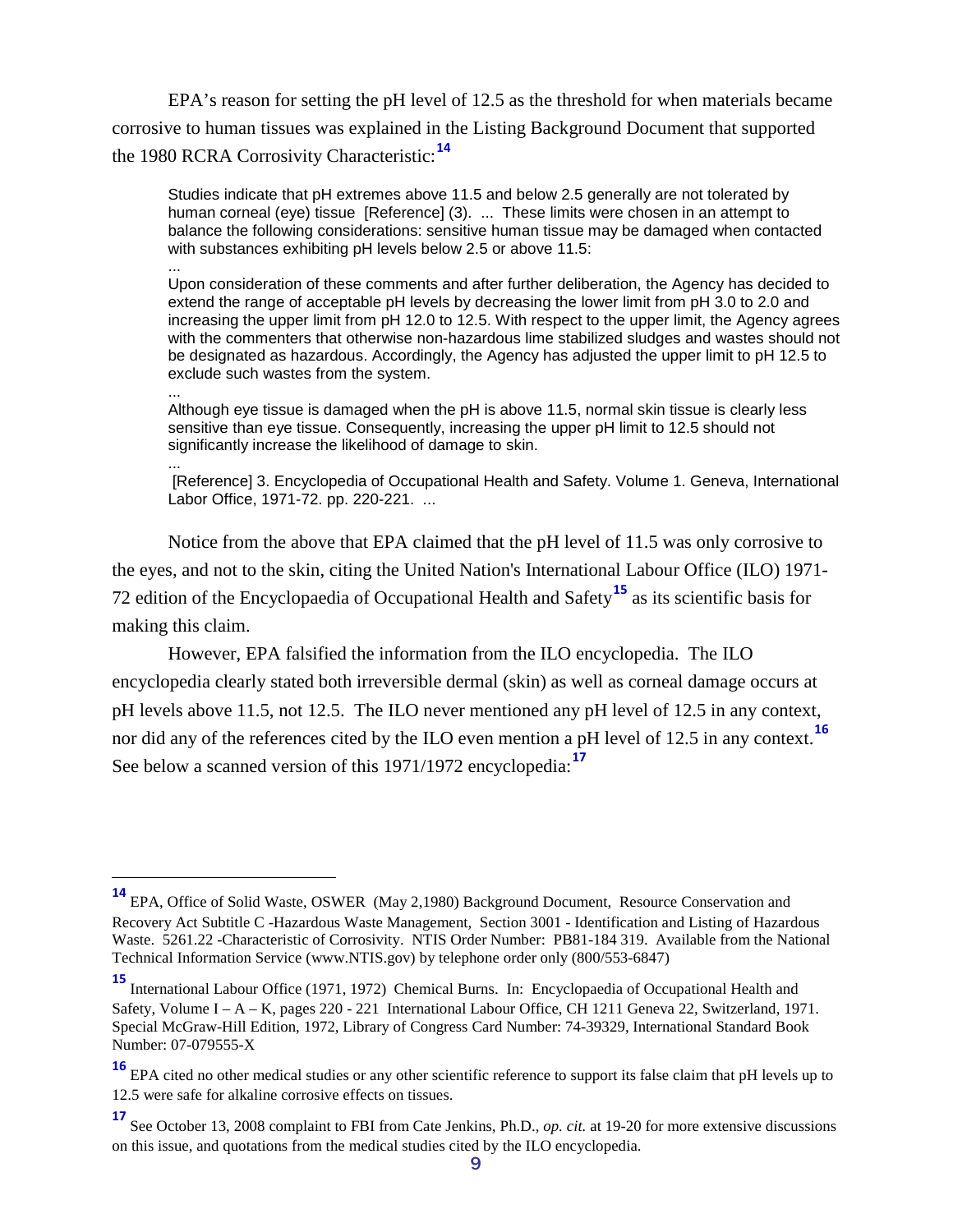EPA's reason for setting the pH level of 12.5 as the threshold for when materials became corrosive to human tissues was explained in the Listing Background Document that supported the 1980 RCRA Corrosivity Characteristic:[14]

> Studies indicate that pH extremes above 11.5 and below 2.5 generally are not tolerated by human corneal (eye) tissue [Reference] (3). ... These limits were chosen in an attempt to balance the following considerations: sensitive human tissue may be damaged when contacted with substances exhibiting pH levels below 2.5 or above 11.5:
>
> ...
>
> Upon consideration of these comments and after further deliberation, the Agency has decided to extend the range of acceptable pH levels by decreasing the lower limit from pH 3.0 to 2.0 and increasing the upper limit from pH 12.0 to 12.5. With respect to the upper limit, the Agency agrees with the commenters that otherwise non-hazardous lime stabilized sludges and wastes should not be designated as hazardous. Accordingly, the Agency has adjusted the upper limit to pH 12.5 to exclude such wastes from the system.
>
> ...
>
> Although eye tissue is damaged when the pH is above 11.5, normal skin tissue is clearly less sensitive than eye tissue. Consequently, increasing the upper pH limit to 12.5 should not significantly increase the likelihood of damage to skin.
>
> ...
>
> [Reference] 3. Encyclopedia of Occupational Health and Safety. Volume 1. Geneva, International Labor Office, 1971-72. pp. 220-221. ...

Notice from the above that EPA claimed that the pH level of 11.5 was only corrosive to the eyes, and not to the skin, citing the United Nation's International Labour Office (ILO) 1971-72 edition of the Encyclopaedia of Occupational Health and Safety[15] as its scientific basis for making this claim.

However, EPA falsified the information from the ILO encyclopedia. The ILO encyclopedia clearly stated both irreversible dermal (skin) as well as corneal damage occurs at pH levels above 11.5, not 12.5. The ILO never mentioned any pH level of 12.5 in any context, nor did any of the references cited by the ILO even mention a pH level of 12.5 in any context.[16] See below a scanned version of this 1971/1972 encyclopedia:[17]

---

[14] EPA, Office of Solid Waste, OSWER (May 2,1980) Background Document, Resource Conservation and Recovery Act Subtitle C -Hazardous Waste Management, Section 3001 - Identification and Listing of Hazardous Waste. 5261.22 -Characteristic of Corrosivity. NTIS Order Number: PB81-184 319. Available from the National Technical Information Service (www.NTIS.gov) by telephone order only (800/553-6847)

[15] International Labour Office (1971, 1972) Chemical Burns. In: Encyclopaedia of Occupational Health and Safety, Volume I – A – K, pages 220 - 221 International Labour Office, CH 1211 Geneva 22, Switzerland, 1971. Special McGraw-Hill Edition, 1972, Library of Congress Card Number: 74-39329, International Standard Book Number: 07-079555-X

[16] EPA cited no other medical studies or any other scientific reference to support its false claim that pH levels up to 12.5 were safe for alkaline corrosive effects on tissues.

[17] See October 13, 2008 complaint to FBI from Cate Jenkins, Ph.D., *op. cit.* at 19-20 for more extensive discussions on this issue, and quotations from the medical studies cited by the ILO encyclopedia.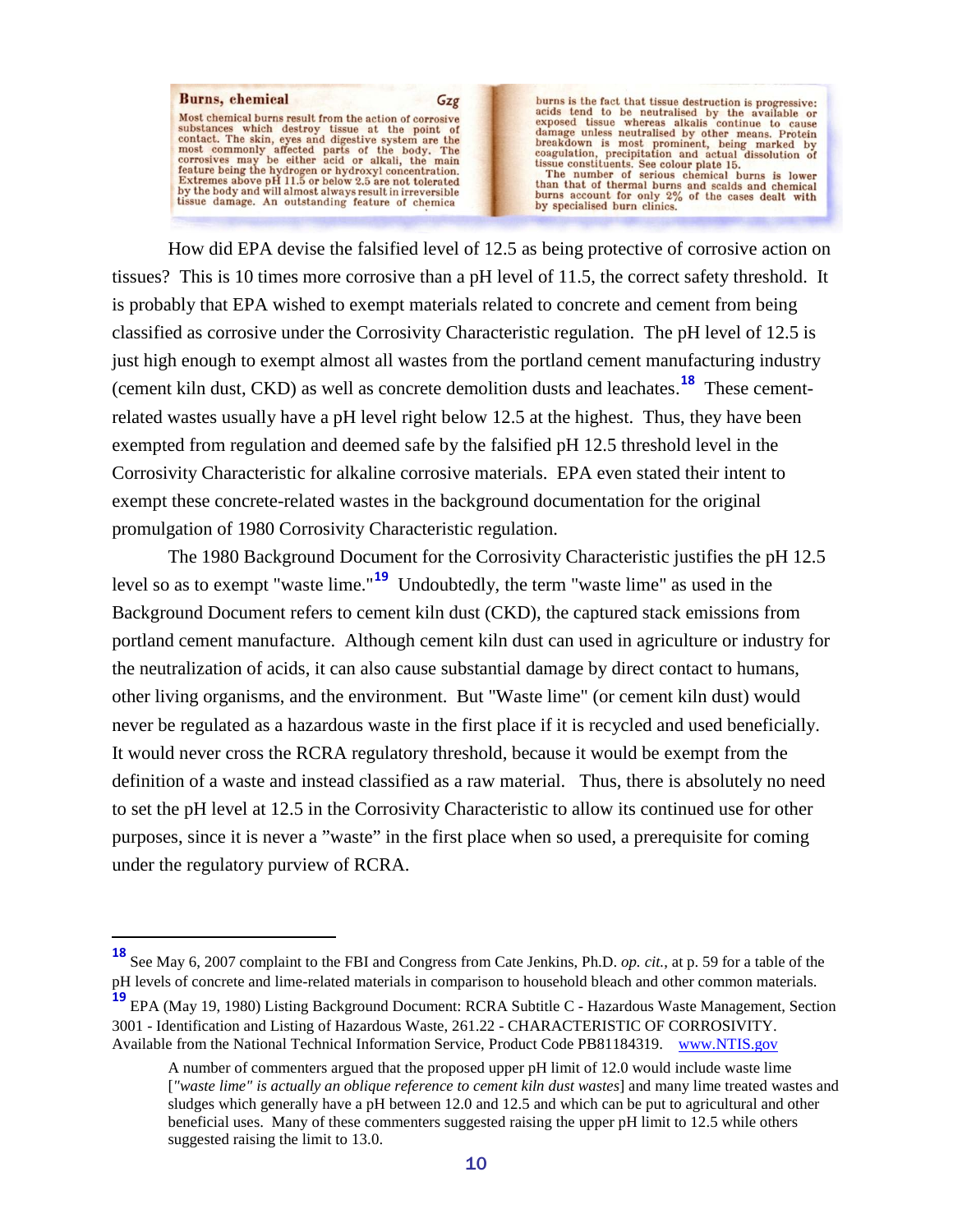**Burns, chemical** *Gzg*

Most chemical burns result from the action of corrosive substances which destroy tissue at the point of contact. The skin, eyes and digestive system are the most commonly affected parts of the body. The corrosives may be either acid or alkali, the main feature being the hydrogen or hydroxyl concentration. Extremes above pH 11.5 or below 2.5 are not tolerated by the body and will almost always result in irreversible tissue damage. An outstanding feature of chemical burns is the fact that tissue destruction is progressive: acids tend to be neutralised by the available or exposed tissue whereas alkalis continue to cause damage unless neutralised by other means. Protein breakdown is most prominent, being marked by coagulation, precipitation and actual dissolution of tissue constituents. See colour plate 15.

The number of serious chemical burns is lower than that of thermal burns and scalds and chemical burns account for only 2% of the cases dealt with by specialised burn clinics.

How did EPA devise the falsified level of 12.5 as being protective of corrosive action on tissues? This is 10 times more corrosive than a pH level of 11.5, the correct safety threshold. It is probably that EPA wished to exempt materials related to concrete and cement from being classified as corrosive under the Corrosivity Characteristic regulation. The pH level of 12.5 is just high enough to exempt almost all wastes from the portland cement manufacturing industry (cement kiln dust, CKD) as well as concrete demolition dusts and leachates.[18] These cement-related wastes usually have a pH level right below 12.5 at the highest. Thus, they have been exempted from regulation and deemed safe by the falsified pH 12.5 threshold level in the Corrosivity Characteristic for alkaline corrosive materials. EPA even stated their intent to exempt these concrete-related wastes in the background documentation for the original promulgation of 1980 Corrosivity Characteristic regulation.

The 1980 Background Document for the Corrosivity Characteristic justifies the pH 12.5 level so as to exempt "waste lime."[19] Undoubtedly, the term "waste lime" as used in the Background Document refers to cement kiln dust (CKD), the captured stack emissions from portland cement manufacture. Although cement kiln dust can used in agriculture or industry for the neutralization of acids, it can also cause substantial damage by direct contact to humans, other living organisms, and the environment. But "Waste lime" (or cement kiln dust) would never be regulated as a hazardous waste in the first place if it is recycled and used beneficially. It would never cross the RCRA regulatory threshold, because it would be exempt from the definition of a waste and instead classified as a raw material. Thus, there is absolutely no need to set the pH level at 12.5 in the Corrosivity Characteristic to allow its continued use for other purposes, since it is never a "waste" in the first place when so used, a prerequisite for coming under the regulatory purview of RCRA.

---

[18] See May 6, 2007 complaint to the FBI and Congress from Cate Jenkins, Ph.D. *op. cit.*, at p. 59 for a table of the pH levels of concrete and lime-related materials in comparison to household bleach and other common materials.

[19] EPA (May 19, 1980) Listing Background Document: RCRA Subtitle C - Hazardous Waste Management, Section 3001 - Identification and Listing of Hazardous Waste, 261.22 - CHARACTERISTIC OF CORROSIVITY. Available from the National Technical Information Service, Product Code PB81184319. www.NTIS.gov

> A number of commenters argued that the proposed upper pH limit of 12.0 would include waste lime [*"waste lime" is actually an oblique reference to cement kiln dust wastes*] and many lime treated wastes and sludges which generally have a pH between 12.0 and 12.5 and which can be put to agricultural and other beneficial uses. Many of these commenters suggested raising the upper pH limit to 12.5 while others suggested raising the limit to 13.0.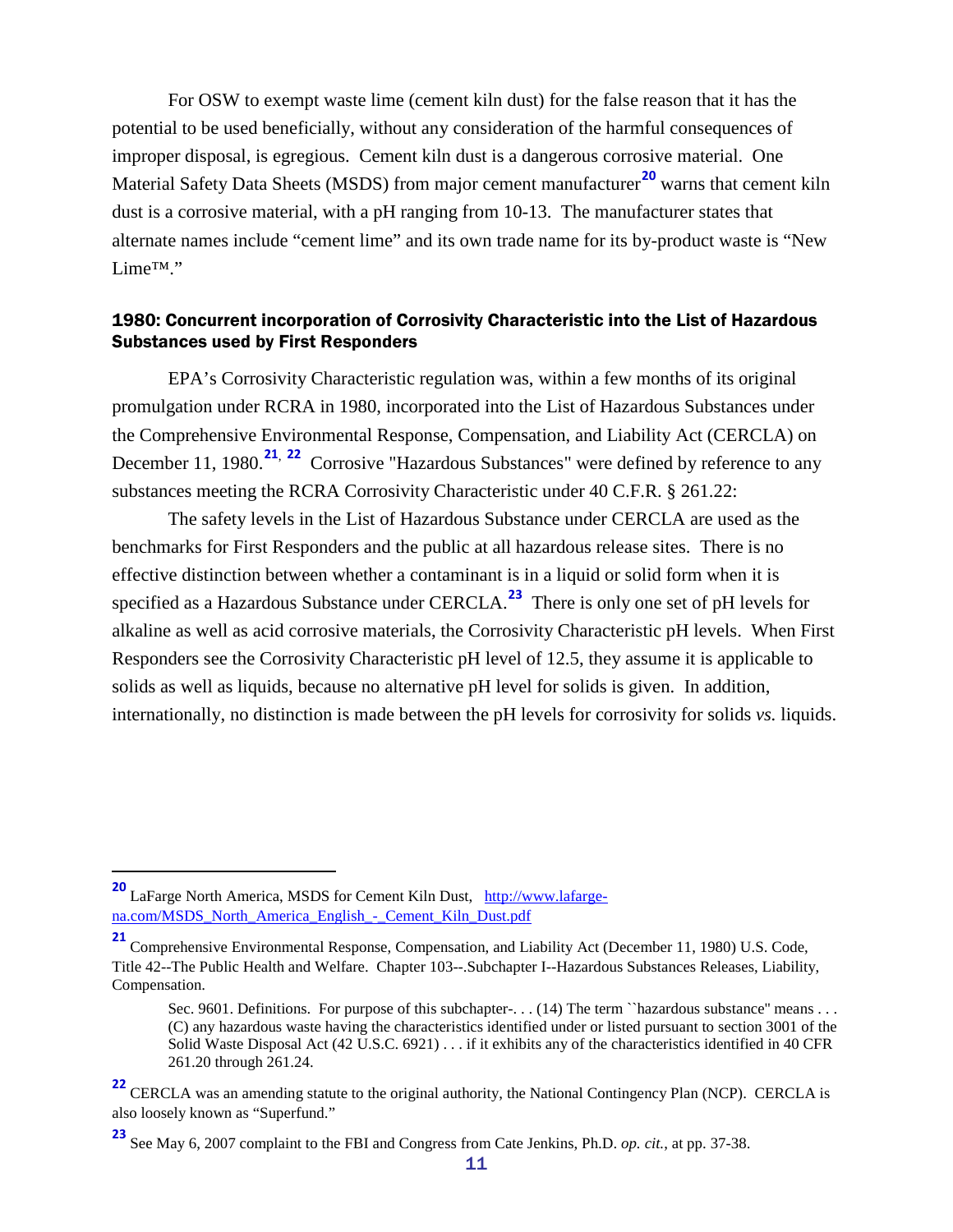For OSW to exempt waste lime (cement kiln dust) for the false reason that it has the potential to be used beneficially, without any consideration of the harmful consequences of improper disposal, is egregious. Cement kiln dust is a dangerous corrosive material. One Material Safety Data Sheets (MSDS) from major cement manufacturer[20] warns that cement kiln dust is a corrosive material, with a pH ranging from 10-13. The manufacturer states that alternate names include "cement lime" and its own trade name for its by-product waste is "New Lime™."

### 1980: Concurrent incorporation of Corrosivity Characteristic into the List of Hazardous Substances used by First Responders

EPA's Corrosivity Characteristic regulation was, within a few months of its original promulgation under RCRA in 1980, incorporated into the List of Hazardous Substances under the Comprehensive Environmental Response, Compensation, and Liability Act (CERCLA) on December 11, 1980.[21, 22] Corrosive "Hazardous Substances" were defined by reference to any substances meeting the RCRA Corrosivity Characteristic under 40 C.F.R. § 261.22:

The safety levels in the List of Hazardous Substance under CERCLA are used as the benchmarks for First Responders and the public at all hazardous release sites. There is no effective distinction between whether a contaminant is in a liquid or solid form when it is specified as a Hazardous Substance under CERCLA.[23] There is only one set of pH levels for alkaline as well as acid corrosive materials, the Corrosivity Characteristic pH levels. When First Responders see the Corrosivity Characteristic pH level of 12.5, they assume it is applicable to solids as well as liquids, because no alternative pH level for solids is given. In addition, internationally, no distinction is made between the pH levels for corrosivity for solids *vs.* liquids.

---

[20] LaFarge North America, MSDS for Cement Kiln Dust, http://www.lafarge-na.com/MSDS_North_America_English_-_Cement_Kiln_Dust.pdf

[21] Comprehensive Environmental Response, Compensation, and Liability Act (December 11, 1980) U.S. Code, Title 42--The Public Health and Welfare. Chapter 103--.Subchapter I--Hazardous Substances Releases, Liability, Compensation.

> Sec. 9601. Definitions. For purpose of this subchapter-. . . (14) The term ``hazardous substance" means . . . (C) any hazardous waste having the characteristics identified under or listed pursuant to section 3001 of the Solid Waste Disposal Act (42 U.S.C. 6921) . . . if it exhibits any of the characteristics identified in 40 CFR 261.20 through 261.24.

[22] CERCLA was an amending statute to the original authority, the National Contingency Plan (NCP). CERCLA is also loosely known as "Superfund."

[23] See May 6, 2007 complaint to the FBI and Congress from Cate Jenkins, Ph.D. *op. cit.*, at pp. 37-38.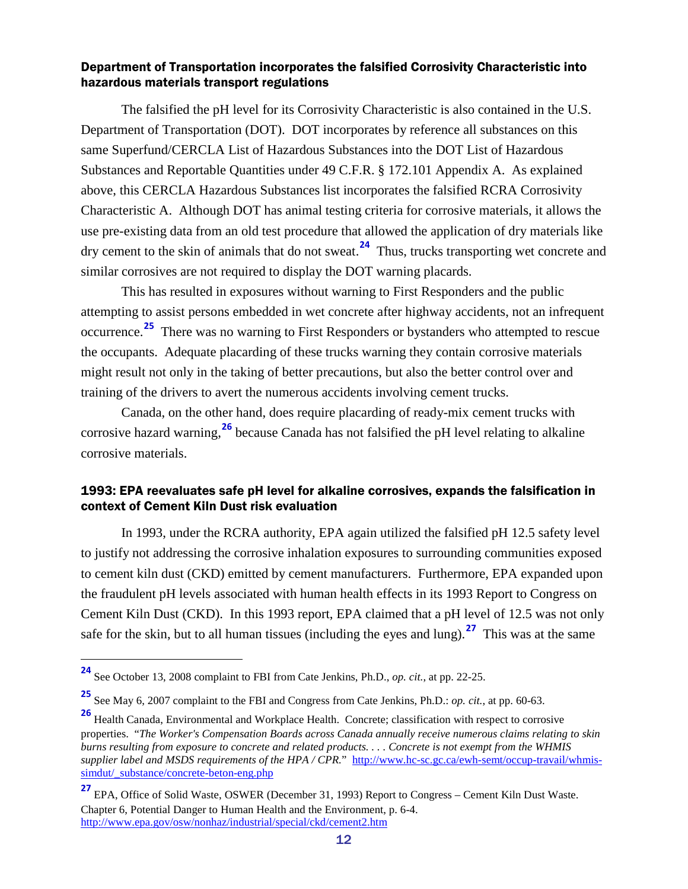### Department of Transportation incorporates the falsified Corrosivity Characteristic into hazardous materials transport regulations

The falsified the pH level for its Corrosivity Characteristic is also contained in the U.S. Department of Transportation (DOT). DOT incorporates by reference all substances on this same Superfund/CERCLA List of Hazardous Substances into the DOT List of Hazardous Substances and Reportable Quantities under 49 C.F.R. § 172.101 Appendix A. As explained above, this CERCLA Hazardous Substances list incorporates the falsified RCRA Corrosivity Characteristic A. Although DOT has animal testing criteria for corrosive materials, it allows the use pre-existing data from an old test procedure that allowed the application of dry materials like dry cement to the skin of animals that do not sweat.[24] Thus, trucks transporting wet concrete and similar corrosives are not required to display the DOT warning placards.

This has resulted in exposures without warning to First Responders and the public attempting to assist persons embedded in wet concrete after highway accidents, not an infrequent occurrence.[25] There was no warning to First Responders or bystanders who attempted to rescue the occupants. Adequate placarding of these trucks warning they contain corrosive materials might result not only in the taking of better precautions, but also the better control over and training of the drivers to avert the numerous accidents involving cement trucks.

Canada, on the other hand, does require placarding of ready-mix cement trucks with corrosive hazard warning,[26] because Canada has not falsified the pH level relating to alkaline corrosive materials.

### 1993: EPA reevaluates safe pH level for alkaline corrosives, expands the falsification in context of Cement Kiln Dust risk evaluation

In 1993, under the RCRA authority, EPA again utilized the falsified pH 12.5 safety level to justify not addressing the corrosive inhalation exposures to surrounding communities exposed to cement kiln dust (CKD) emitted by cement manufacturers. Furthermore, EPA expanded upon the fraudulent pH levels associated with human health effects in its 1993 Report to Congress on Cement Kiln Dust (CKD). In this 1993 report, EPA claimed that a pH level of 12.5 was not only safe for the skin, but to all human tissues (including the eyes and lung).[27] This was at the same

---

[24] See October 13, 2008 complaint to FBI from Cate Jenkins, Ph.D., *op. cit.*, at pp. 22-25.

[25] See May 6, 2007 complaint to the FBI and Congress from Cate Jenkins, Ph.D.: *op. cit.*, at pp. 60-63.

[26] Health Canada, Environmental and Workplace Health. Concrete; classification with respect to corrosive properties. *"The Worker's Compensation Boards across Canada annually receive numerous claims relating to skin burns resulting from exposure to concrete and related products. . . . Concrete is not exempt from the WHMIS supplier label and MSDS requirements of the HPA / CPR."* http://www.hc-sc.gc.ca/ewh-semt/occup-travail/whmis-simdut/_substance/concrete-beton-eng.php

[27] EPA, Office of Solid Waste, OSWER (December 31, 1993) Report to Congress – Cement Kiln Dust Waste. Chapter 6, Potential Danger to Human Health and the Environment, p. 6-4. http://www.epa.gov/osw/nonhaz/industrial/special/ckd/cement2.htm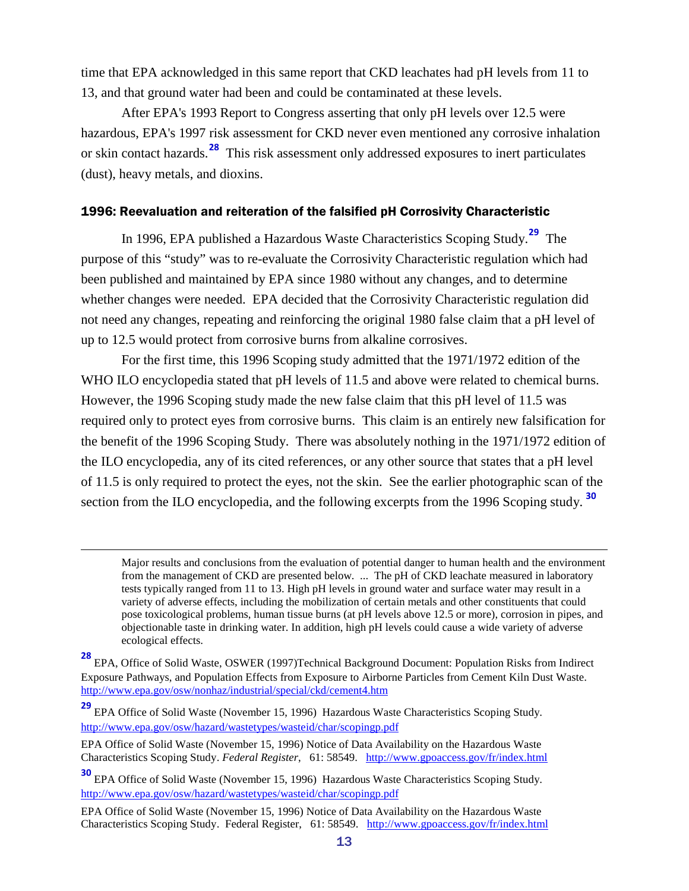time that EPA acknowledged in this same report that CKD leachates had pH levels from 11 to 13, and that ground water had been and could be contaminated at these levels.

After EPA's 1993 Report to Congress asserting that only pH levels over 12.5 were hazardous, EPA's 1997 risk assessment for CKD never even mentioned any corrosive inhalation or skin contact hazards.[28] This risk assessment only addressed exposures to inert particulates (dust), heavy metals, and dioxins.

### 1996: Reevaluation and reiteration of the falsified pH Corrosivity Characteristic

In 1996, EPA published a Hazardous Waste Characteristics Scoping Study.[29] The purpose of this "study" was to re-evaluate the Corrosivity Characteristic regulation which had been published and maintained by EPA since 1980 without any changes, and to determine whether changes were needed. EPA decided that the Corrosivity Characteristic regulation did not need any changes, repeating and reinforcing the original 1980 false claim that a pH level of up to 12.5 would protect from corrosive burns from alkaline corrosives.

For the first time, this 1996 Scoping study admitted that the 1971/1972 edition of the WHO ILO encyclopedia stated that pH levels of 11.5 and above were related to chemical burns. However, the 1996 Scoping study made the new false claim that this pH level of 11.5 was required only to protect eyes from corrosive burns. This claim is an entirely new falsification for the benefit of the 1996 Scoping Study. There was absolutely nothing in the 1971/1972 edition of the ILO encyclopedia, any of its cited references, or any other source that states that a pH level of 11.5 is only required to protect the eyes, not the skin. See the earlier photographic scan of the section from the ILO encyclopedia, and the following excerpts from the 1996 Scoping study.[30]

---

> Major results and conclusions from the evaluation of potential danger to human health and the environment from the management of CKD are presented below. ... The pH of CKD leachate measured in laboratory tests typically ranged from 11 to 13. High pH levels in ground water and surface water may result in a variety of adverse effects, including the mobilization of certain metals and other constituents that could pose toxicological problems, human tissue burns (at pH levels above 12.5 or more), corrosion in pipes, and objectionable taste in drinking water. In addition, high pH levels could cause a wide variety of adverse ecological effects.

[28] EPA, Office of Solid Waste, OSWER (1997)Technical Background Document: Population Risks from Indirect Exposure Pathways, and Population Effects from Exposure to Airborne Particles from Cement Kiln Dust Waste. http://www.epa.gov/osw/nonhaz/industrial/special/ckd/cement4.htm

[29] EPA Office of Solid Waste (November 15, 1996) Hazardous Waste Characteristics Scoping Study. http://www.epa.gov/osw/hazard/wastetypes/wasteid/char/scopingp.pdf

EPA Office of Solid Waste (November 15, 1996) Notice of Data Availability on the Hazardous Waste Characteristics Scoping Study. *Federal Register*, 61: 58549. http://www.gpoaccess.gov/fr/index.html

[30] EPA Office of Solid Waste (November 15, 1996) Hazardous Waste Characteristics Scoping Study. http://www.epa.gov/osw/hazard/wastetypes/wasteid/char/scopingp.pdf

EPA Office of Solid Waste (November 15, 1996) Notice of Data Availability on the Hazardous Waste Characteristics Scoping Study. Federal Register, 61: 58549. http://www.gpoaccess.gov/fr/index.html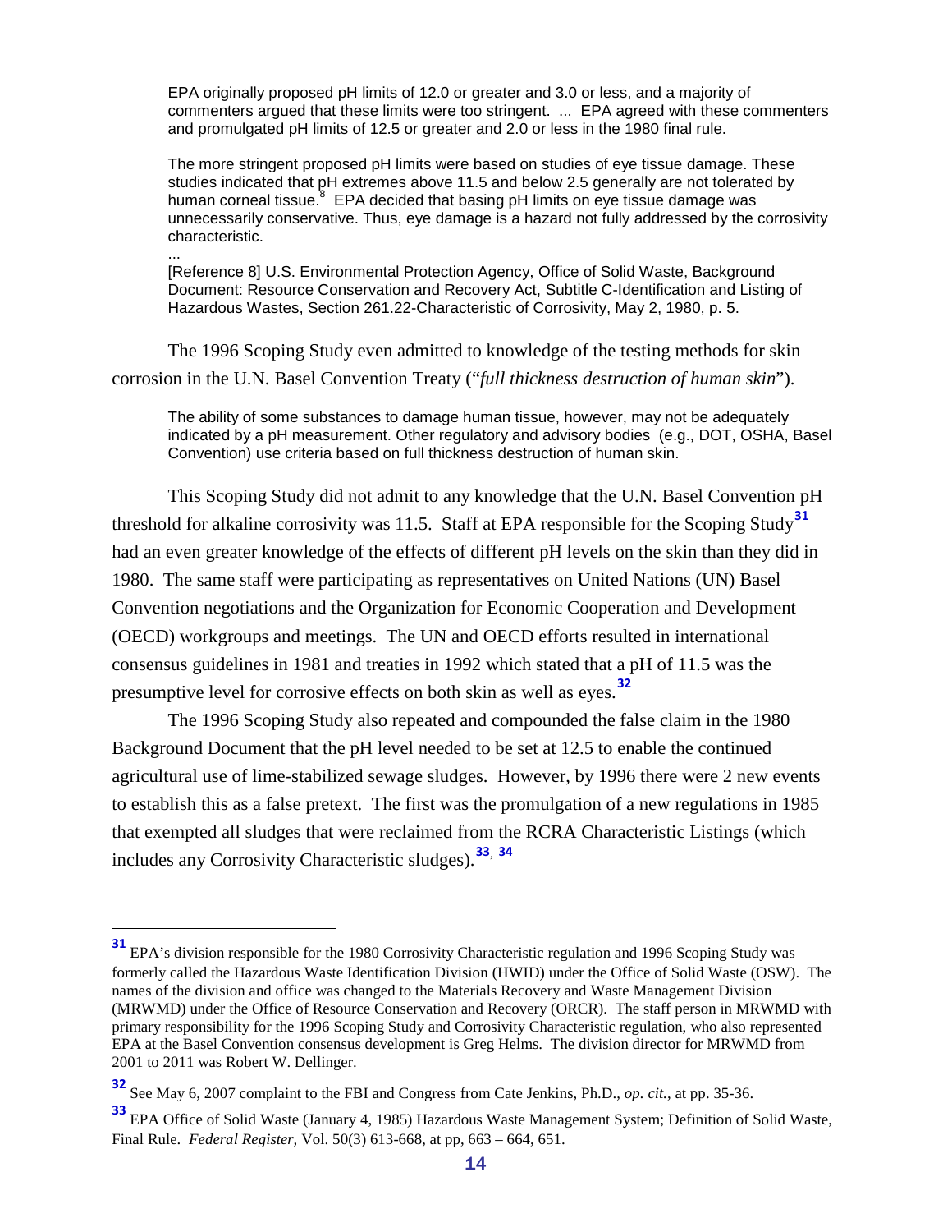> EPA originally proposed pH limits of 12.0 or greater and 3.0 or less, and a majority of commenters argued that these limits were too stringent. ... EPA agreed with these commenters and promulgated pH limits of 12.5 or greater and 2.0 or less in the 1980 final rule.
>
> The more stringent proposed pH limits were based on studies of eye tissue damage. These studies indicated that pH extremes above 11.5 and below 2.5 generally are not tolerated by human corneal tissue.[8] EPA decided that basing pH limits on eye tissue damage was unnecessarily conservative. Thus, eye damage is a hazard not fully addressed by the corrosivity characteristic.
>
> ...
>
> [Reference 8] U.S. Environmental Protection Agency, Office of Solid Waste, Background Document: Resource Conservation and Recovery Act, Subtitle C-Identification and Listing of Hazardous Wastes, Section 261.22-Characteristic of Corrosivity, May 2, 1980, p. 5.

The 1996 Scoping Study even admitted to knowledge of the testing methods for skin corrosion in the U.N. Basel Convention Treaty ("*full thickness destruction of human skin*").

> The ability of some substances to damage human tissue, however, may not be adequately indicated by a pH measurement. Other regulatory and advisory bodies (e.g., DOT, OSHA, Basel Convention) use criteria based on full thickness destruction of human skin.

This Scoping Study did not admit to any knowledge that the U.N. Basel Convention pH threshold for alkaline corrosivity was 11.5. Staff at EPA responsible for the Scoping Study[31] had an even greater knowledge of the effects of different pH levels on the skin than they did in 1980. The same staff were participating as representatives on United Nations (UN) Basel Convention negotiations and the Organization for Economic Cooperation and Development (OECD) workgroups and meetings. The UN and OECD efforts resulted in international consensus guidelines in 1981 and treaties in 1992 which stated that a pH of 11.5 was the presumptive level for corrosive effects on both skin as well as eyes.[32]

The 1996 Scoping Study also repeated and compounded the false claim in the 1980 Background Document that the pH level needed to be set at 12.5 to enable the continued agricultural use of lime-stabilized sewage sludges. However, by 1996 there were 2 new events to establish this as a false pretext. The first was the promulgation of a new regulations in 1985 that exempted all sludges that were reclaimed from the RCRA Characteristic Listings (which includes any Corrosivity Characteristic sludges).[33], [34]

---

[31] EPA's division responsible for the 1980 Corrosivity Characteristic regulation and 1996 Scoping Study was formerly called the Hazardous Waste Identification Division (HWID) under the Office of Solid Waste (OSW). The names of the division and office was changed to the Materials Recovery and Waste Management Division (MRWMD) under the Office of Resource Conservation and Recovery (ORCR). The staff person in MRWMD with primary responsibility for the 1996 Scoping Study and Corrosivity Characteristic regulation, who also represented EPA at the Basel Convention consensus development is Greg Helms. The division director for MRWMD from 2001 to 2011 was Robert W. Dellinger.

[32] See May 6, 2007 complaint to the FBI and Congress from Cate Jenkins, Ph.D., *op. cit.*, at pp. 35-36.

[33] EPA Office of Solid Waste (January 4, 1985) Hazardous Waste Management System; Definition of Solid Waste, Final Rule. *Federal Register,* Vol. 50(3) 613-668, at pp, 663 – 664, 651.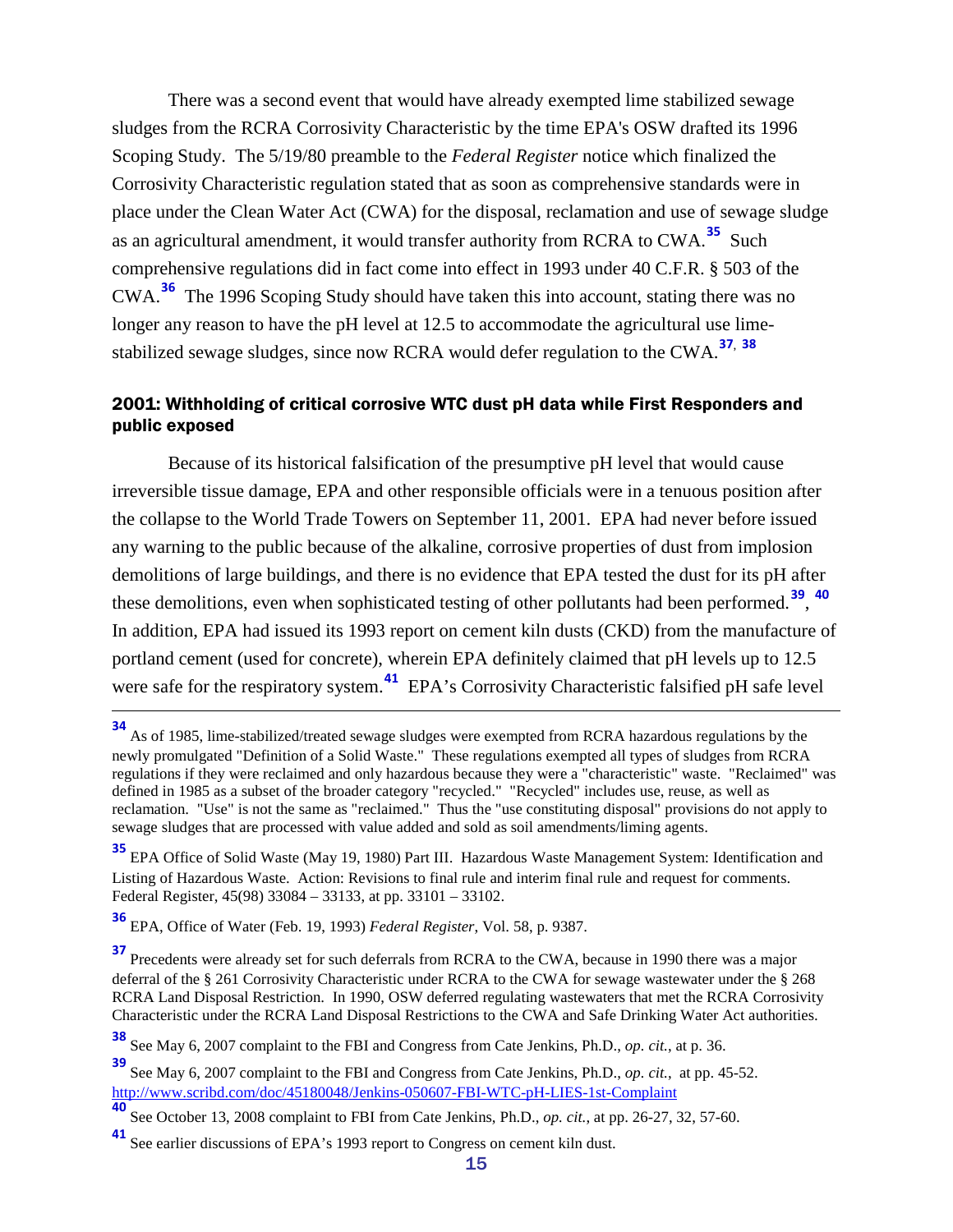There was a second event that would have already exempted lime stabilized sewage sludges from the RCRA Corrosivity Characteristic by the time EPA's OSW drafted its 1996 Scoping Study. The 5/19/80 preamble to the *Federal Register* notice which finalized the Corrosivity Characteristic regulation stated that as soon as comprehensive standards were in place under the Clean Water Act (CWA) for the disposal, reclamation and use of sewage sludge as an agricultural amendment, it would transfer authority from RCRA to CWA.[35] Such comprehensive regulations did in fact come into effect in 1993 under 40 C.F.R. § 503 of the CWA.[36] The 1996 Scoping Study should have taken this into account, stating there was no longer any reason to have the pH level at 12.5 to accommodate the agricultural use lime-stabilized sewage sludges, since now RCRA would defer regulation to the CWA.[37], [38]

### 2001: Withholding of critical corrosive WTC dust pH data while First Responders and public exposed

Because of its historical falsification of the presumptive pH level that would cause irreversible tissue damage, EPA and other responsible officials were in a tenuous position after the collapse to the World Trade Towers on September 11, 2001. EPA had never before issued any warning to the public because of the alkaline, corrosive properties of dust from implosion demolitions of large buildings, and there is no evidence that EPA tested the dust for its pH after these demolitions, even when sophisticated testing of other pollutants had been performed.[39], [40] In addition, EPA had issued its 1993 report on cement kiln dusts (CKD) from the manufacture of portland cement (used for concrete), wherein EPA definitely claimed that pH levels up to 12.5 were safe for the respiratory system.[41] EPA's Corrosivity Characteristic falsified pH safe level

---

[34] As of 1985, lime-stabilized/treated sewage sludges were exempted from RCRA hazardous regulations by the newly promulgated "Definition of a Solid Waste." These regulations exempted all types of sludges from RCRA regulations if they were reclaimed and only hazardous because they were a "characteristic" waste. "Reclaimed" was defined in 1985 as a subset of the broader category "recycled." "Recycled" includes use, reuse, as well as reclamation. "Use" is not the same as "reclaimed." Thus the "use constituting disposal" provisions do not apply to sewage sludges that are processed with value added and sold as soil amendments/liming agents.

[35] EPA Office of Solid Waste (May 19, 1980) Part III. Hazardous Waste Management System: Identification and Listing of Hazardous Waste. Action: Revisions to final rule and interim final rule and request for comments. Federal Register, 45(98) 33084 – 33133, at pp. 33101 – 33102.

[36] EPA, Office of Water (Feb. 19, 1993) *Federal Register*, Vol. 58, p. 9387.

[37] Precedents were already set for such deferrals from RCRA to the CWA, because in 1990 there was a major deferral of the § 261 Corrosivity Characteristic under RCRA to the CWA for sewage wastewater under the § 268 RCRA Land Disposal Restriction. In 1990, OSW deferred regulating wastewaters that met the RCRA Corrosivity Characteristic under the RCRA Land Disposal Restrictions to the CWA and Safe Drinking Water Act authorities.

[38] See May 6, 2007 complaint to the FBI and Congress from Cate Jenkins, Ph.D., *op. cit.*, at p. 36.

[39] See May 6, 2007 complaint to the FBI and Congress from Cate Jenkins, Ph.D., *op. cit.*, at pp. 45-52. http://www.scribd.com/doc/45180048/Jenkins-050607-FBI-WTC-pH-LIES-1st-Complaint

[40] See October 13, 2008 complaint to FBI from Cate Jenkins, Ph.D., *op. cit.*, at pp. 26-27, 32, 57-60.

[41] See earlier discussions of EPA's 1993 report to Congress on cement kiln dust.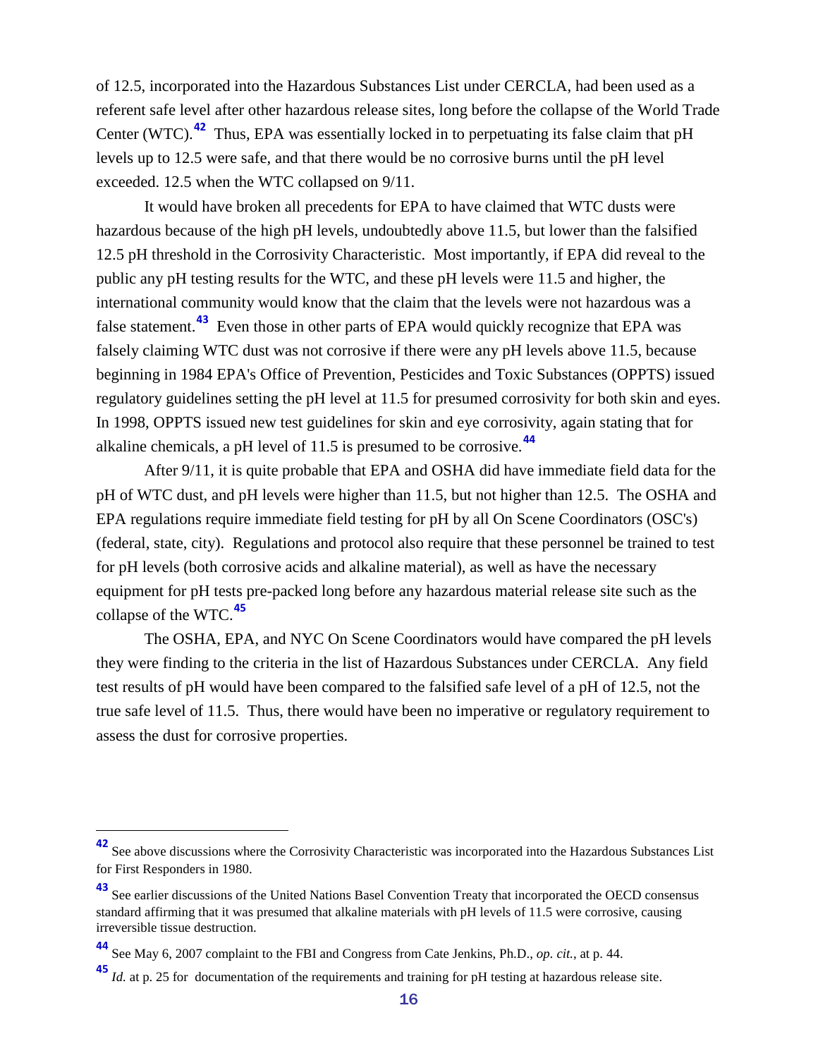of 12.5, incorporated into the Hazardous Substances List under CERCLA, had been used as a referent safe level after other hazardous release sites, long before the collapse of the World Trade Center (WTC).[42] Thus, EPA was essentially locked in to perpetuating its false claim that pH levels up to 12.5 were safe, and that there would be no corrosive burns until the pH level exceeded. 12.5 when the WTC collapsed on 9/11.

It would have broken all precedents for EPA to have claimed that WTC dusts were hazardous because of the high pH levels, undoubtedly above 11.5, but lower than the falsified 12.5 pH threshold in the Corrosivity Characteristic. Most importantly, if EPA did reveal to the public any pH testing results for the WTC, and these pH levels were 11.5 and higher, the international community would know that the claim that the levels were not hazardous was a false statement.[43] Even those in other parts of EPA would quickly recognize that EPA was falsely claiming WTC dust was not corrosive if there were any pH levels above 11.5, because beginning in 1984 EPA's Office of Prevention, Pesticides and Toxic Substances (OPPTS) issued regulatory guidelines setting the pH level at 11.5 for presumed corrosivity for both skin and eyes. In 1998, OPPTS issued new test guidelines for skin and eye corrosivity, again stating that for alkaline chemicals, a pH level of 11.5 is presumed to be corrosive.[44]

After 9/11, it is quite probable that EPA and OSHA did have immediate field data for the pH of WTC dust, and pH levels were higher than 11.5, but not higher than 12.5. The OSHA and EPA regulations require immediate field testing for pH by all On Scene Coordinators (OSC's) (federal, state, city). Regulations and protocol also require that these personnel be trained to test for pH levels (both corrosive acids and alkaline material), as well as have the necessary equipment for pH tests pre-packed long before any hazardous material release site such as the collapse of the WTC.[45]

The OSHA, EPA, and NYC On Scene Coordinators would have compared the pH levels they were finding to the criteria in the list of Hazardous Substances under CERCLA. Any field test results of pH would have been compared to the falsified safe level of a pH of 12.5, not the true safe level of 11.5. Thus, there would have been no imperative or regulatory requirement to assess the dust for corrosive properties.

---

[42] See above discussions where the Corrosivity Characteristic was incorporated into the Hazardous Substances List for First Responders in 1980.

[43] See earlier discussions of the United Nations Basel Convention Treaty that incorporated the OECD consensus standard affirming that it was presumed that alkaline materials with pH levels of 11.5 were corrosive, causing irreversible tissue destruction.

[44] See May 6, 2007 complaint to the FBI and Congress from Cate Jenkins, Ph.D., *op. cit.*, at p. 44.

[45] *Id.* at p. 25 for documentation of the requirements and training for pH testing at hazardous release site.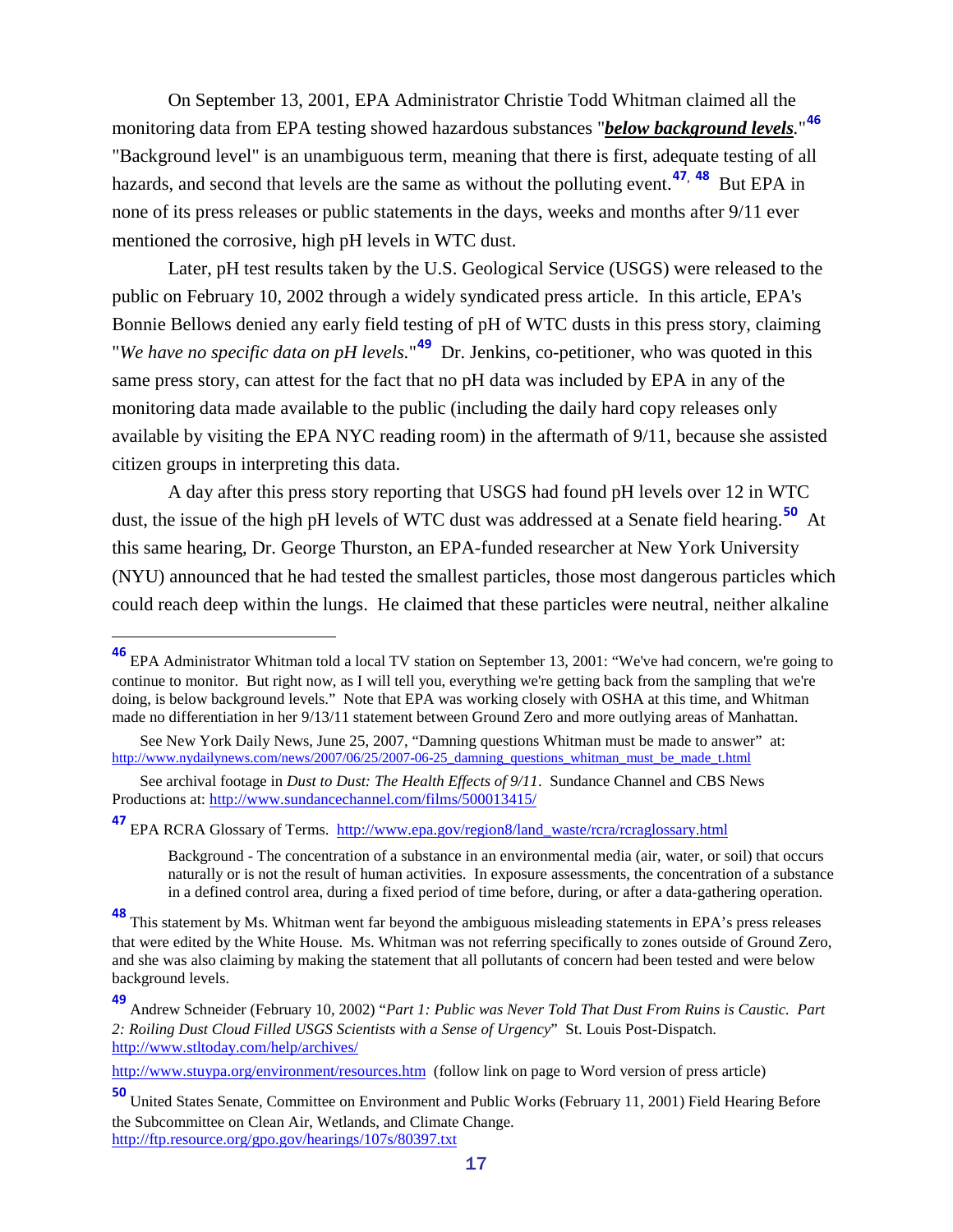On September 13, 2001, EPA Administrator Christie Todd Whitman claimed all the monitoring data from EPA testing showed hazardous substances "***below background levels***."[46] "Background level" is an unambiguous term, meaning that there is first, adequate testing of all hazards, and second that levels are the same as without the polluting event.[47, 48] But EPA in none of its press releases or public statements in the days, weeks and months after 9/11 ever mentioned the corrosive, high pH levels in WTC dust.

Later, pH test results taken by the U.S. Geological Service (USGS) were released to the public on February 10, 2002 through a widely syndicated press article. In this article, EPA's Bonnie Bellows denied any early field testing of pH of WTC dusts in this press story, claiming "*We have no specific data on pH levels*."[49] Dr. Jenkins, co-petitioner, who was quoted in this same press story, can attest for the fact that no pH data was included by EPA in any of the monitoring data made available to the public (including the daily hard copy releases only available by visiting the EPA NYC reading room) in the aftermath of 9/11, because she assisted citizen groups in interpreting this data.

A day after this press story reporting that USGS had found pH levels over 12 in WTC dust, the issue of the high pH levels of WTC dust was addressed at a Senate field hearing.[50] At this same hearing, Dr. George Thurston, an EPA-funded researcher at New York University (NYU) announced that he had tested the smallest particles, those most dangerous particles which could reach deep within the lungs. He claimed that these particles were neutral, neither alkaline

---

[46] EPA Administrator Whitman told a local TV station on September 13, 2001: "We've had concern, we're going to continue to monitor. But right now, as I will tell you, everything we're getting back from the sampling that we're doing, is below background levels." Note that EPA was working closely with OSHA at this time, and Whitman made no differentiation in her 9/13/11 statement between Ground Zero and more outlying areas of Manhattan.

See New York Daily News, June 25, 2007, "Damning questions Whitman must be made to answer" at: http://www.nydailynews.com/news/2007/06/25/2007-06-25_damning_questions_whitman_must_be_made_t.html

See archival footage in *Dust to Dust: The Health Effects of 9/11*. Sundance Channel and CBS News Productions at: http://www.sundancechannel.com/films/500013415/

[47] EPA RCRA Glossary of Terms. http://www.epa.gov/region8/land_waste/rcra/rcraglossary.html

> Background - The concentration of a substance in an environmental media (air, water, or soil) that occurs naturally or is not the result of human activities. In exposure assessments, the concentration of a substance in a defined control area, during a fixed period of time before, during, or after a data-gathering operation.

[48] This statement by Ms. Whitman went far beyond the ambiguous misleading statements in EPA's press releases that were edited by the White House. Ms. Whitman was not referring specifically to zones outside of Ground Zero, and she was also claiming by making the statement that all pollutants of concern had been tested and were below background levels.

[49] Andrew Schneider (February 10, 2002) "*Part 1: Public was Never Told That Dust From Ruins is Caustic. Part 2: Roiling Dust Cloud Filled USGS Scientists with a Sense of Urgency*" St. Louis Post-Dispatch. http://www.stltoday.com/help/archives/

http://www.stuypa.org/environment/resources.htm (follow link on page to Word version of press article)

[50] United States Senate, Committee on Environment and Public Works (February 11, 2001) Field Hearing Before the Subcommittee on Clean Air, Wetlands, and Climate Change. http://ftp.resource.org/gpo.gov/hearings/107s/80397.txt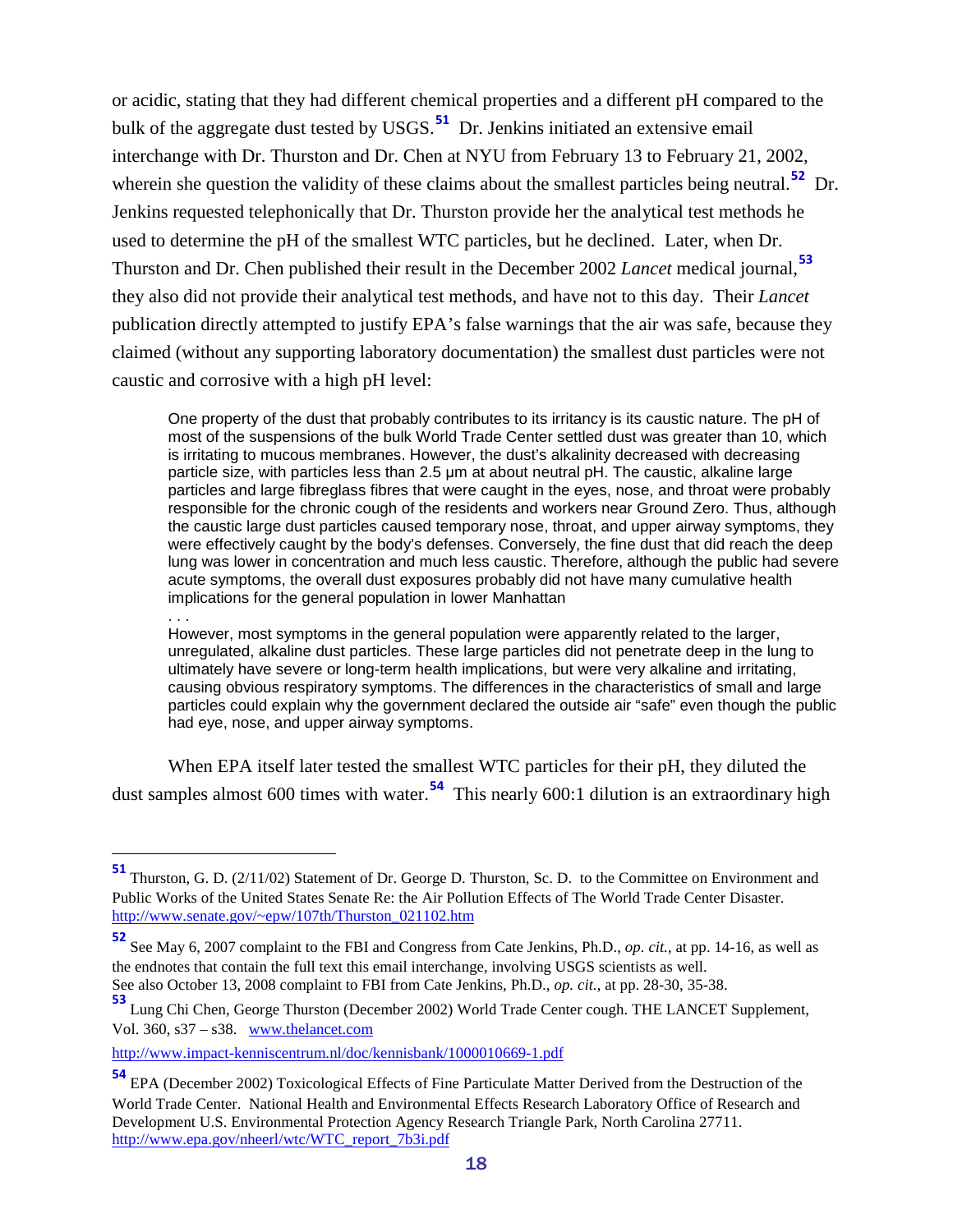or acidic, stating that they had different chemical properties and a different pH compared to the bulk of the aggregate dust tested by USGS.[51] Dr. Jenkins initiated an extensive email interchange with Dr. Thurston and Dr. Chen at NYU from February 13 to February 21, 2002, wherein she question the validity of these claims about the smallest particles being neutral.[52] Dr. Jenkins requested telephonically that Dr. Thurston provide her the analytical test methods he used to determine the pH of the smallest WTC particles, but he declined. Later, when Dr. Thurston and Dr. Chen published their result in the December 2002 *Lancet* medical journal,[53] they also did not provide their analytical test methods, and have not to this day. Their *Lancet* publication directly attempted to justify EPA's false warnings that the air was safe, because they claimed (without any supporting laboratory documentation) the smallest dust particles were not caustic and corrosive with a high pH level:

> One property of the dust that probably contributes to its irritancy is its caustic nature. The pH of most of the suspensions of the bulk World Trade Center settled dust was greater than 10, which is irritating to mucous membranes. However, the dust's alkalinity decreased with decreasing particle size, with particles less than 2.5 μm at about neutral pH. The caustic, alkaline large particles and large fibreglass fibres that were caught in the eyes, nose, and throat were probably responsible for the chronic cough of the residents and workers near Ground Zero. Thus, although the caustic large dust particles caused temporary nose, throat, and upper airway symptoms, they were effectively caught by the body's defenses. Conversely, the fine dust that did reach the deep lung was lower in concentration and much less caustic. Therefore, although the public had severe acute symptoms, the overall dust exposures probably did not have many cumulative health implications for the general population in lower Manhattan
>
> . . .
>
> However, most symptoms in the general population were apparently related to the larger, unregulated, alkaline dust particles. These large particles did not penetrate deep in the lung to ultimately have severe or long-term health implications, but were very alkaline and irritating, causing obvious respiratory symptoms. The differences in the characteristics of small and large particles could explain why the government declared the outside air "safe" even though the public had eye, nose, and upper airway symptoms.

When EPA itself later tested the smallest WTC particles for their pH, they diluted the dust samples almost 600 times with water.[54] This nearly 600:1 dilution is an extraordinary high

---

[51] Thurston, G. D. (2/11/02) Statement of Dr. George D. Thurston, Sc. D. to the Committee on Environment and Public Works of the United States Senate Re: the Air Pollution Effects of The World Trade Center Disaster. http://www.senate.gov/~epw/107th/Thurston_021102.htm

[52] See May 6, 2007 complaint to the FBI and Congress from Cate Jenkins, Ph.D., *op. cit.*, at pp. 14-16, as well as the endnotes that contain the full text this email interchange, involving USGS scientists as well. See also October 13, 2008 complaint to FBI from Cate Jenkins, Ph.D., *op. cit.*, at pp. 28-30, 35-38.

[53] Lung Chi Chen, George Thurston (December 2002) World Trade Center cough. THE LANCET Supplement, Vol. 360, s37 – s38. www.thelancet.com

http://www.impact-kenniscentrum.nl/doc/kennisbank/1000010669-1.pdf

[54] EPA (December 2002) Toxicological Effects of Fine Particulate Matter Derived from the Destruction of the World Trade Center. National Health and Environmental Effects Research Laboratory Office of Research and Development U.S. Environmental Protection Agency Research Triangle Park, North Carolina 27711. http://www.epa.gov/nheerl/wtc/WTC_report_7b3i.pdf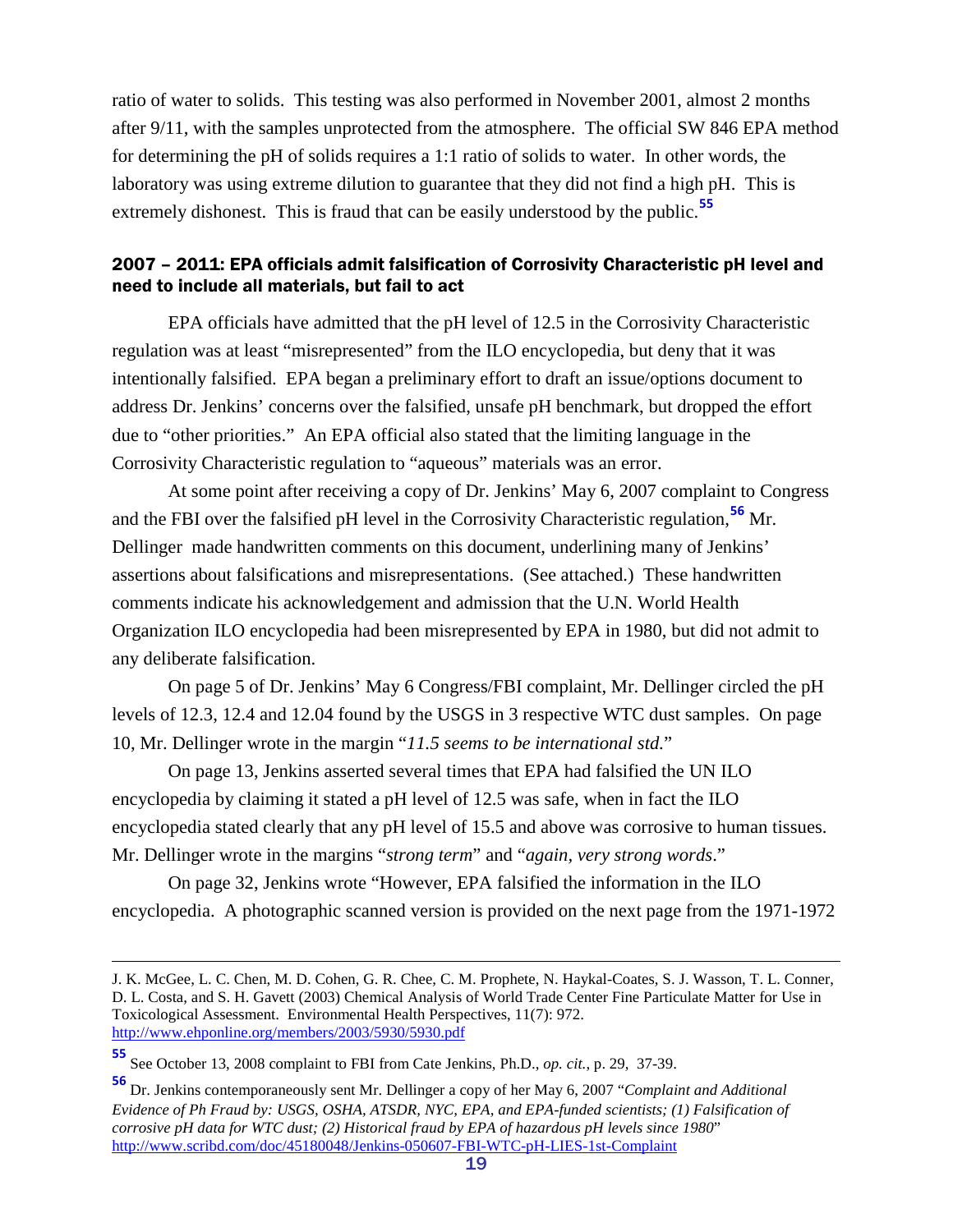ratio of water to solids. This testing was also performed in November 2001, almost 2 months after 9/11, with the samples unprotected from the atmosphere. The official SW 846 EPA method for determining the pH of solids requires a 1:1 ratio of solids to water. In other words, the laboratory was using extreme dilution to guarantee that they did not find a high pH. This is extremely dishonest. This is fraud that can be easily understood by the public.[55]

### 2007 – 2011: EPA officials admit falsification of Corrosivity Characteristic pH level and need to include all materials, but fail to act

EPA officials have admitted that the pH level of 12.5 in the Corrosivity Characteristic regulation was at least "misrepresented" from the ILO encyclopedia, but deny that it was intentionally falsified. EPA began a preliminary effort to draft an issue/options document to address Dr. Jenkins' concerns over the falsified, unsafe pH benchmark, but dropped the effort due to "other priorities." An EPA official also stated that the limiting language in the Corrosivity Characteristic regulation to "aqueous" materials was an error.

At some point after receiving a copy of Dr. Jenkins' May 6, 2007 complaint to Congress and the FBI over the falsified pH level in the Corrosivity Characteristic regulation,[56] Mr. Dellinger made handwritten comments on this document, underlining many of Jenkins' assertions about falsifications and misrepresentations. (See attached.) These handwritten comments indicate his acknowledgement and admission that the U.N. World Health Organization ILO encyclopedia had been misrepresented by EPA in 1980, but did not admit to any deliberate falsification.

On page 5 of Dr. Jenkins' May 6 Congress/FBI complaint, Mr. Dellinger circled the pH levels of 12.3, 12.4 and 12.04 found by the USGS in 3 respective WTC dust samples. On page 10, Mr. Dellinger wrote in the margin "*11.5 seems to be international std.*"

On page 13, Jenkins asserted several times that EPA had falsified the UN ILO encyclopedia by claiming it stated a pH level of 12.5 was safe, when in fact the ILO encyclopedia stated clearly that any pH level of 15.5 and above was corrosive to human tissues. Mr. Dellinger wrote in the margins "*strong term*" and "*again, very strong words*."

On page 32, Jenkins wrote "However, EPA falsified the information in the ILO encyclopedia. A photographic scanned version is provided on the next page from the 1971-1972

---

J. K. McGee, L. C. Chen, M. D. Cohen, G. R. Chee, C. M. Prophete, N. Haykal-Coates, S. J. Wasson, T. L. Conner, D. L. Costa, and S. H. Gavett (2003) Chemical Analysis of World Trade Center Fine Particulate Matter for Use in Toxicological Assessment. Environmental Health Perspectives, 11(7): 972. http://www.ehponline.org/members/2003/5930/5930.pdf

[55] See October 13, 2008 complaint to FBI from Cate Jenkins, Ph.D., *op. cit.*, p. 29, 37-39.

[56] Dr. Jenkins contemporaneously sent Mr. Dellinger a copy of her May 6, 2007 "*Complaint and Additional Evidence of Ph Fraud by: USGS, OSHA, ATSDR, NYC, EPA, and EPA-funded scientists; (1) Falsification of corrosive pH data for WTC dust; (2) Historical fraud by EPA of hazardous pH levels since 1980*" http://www.scribd.com/doc/45180048/Jenkins-050607-FBI-WTC-pH-LIES-1st-Complaint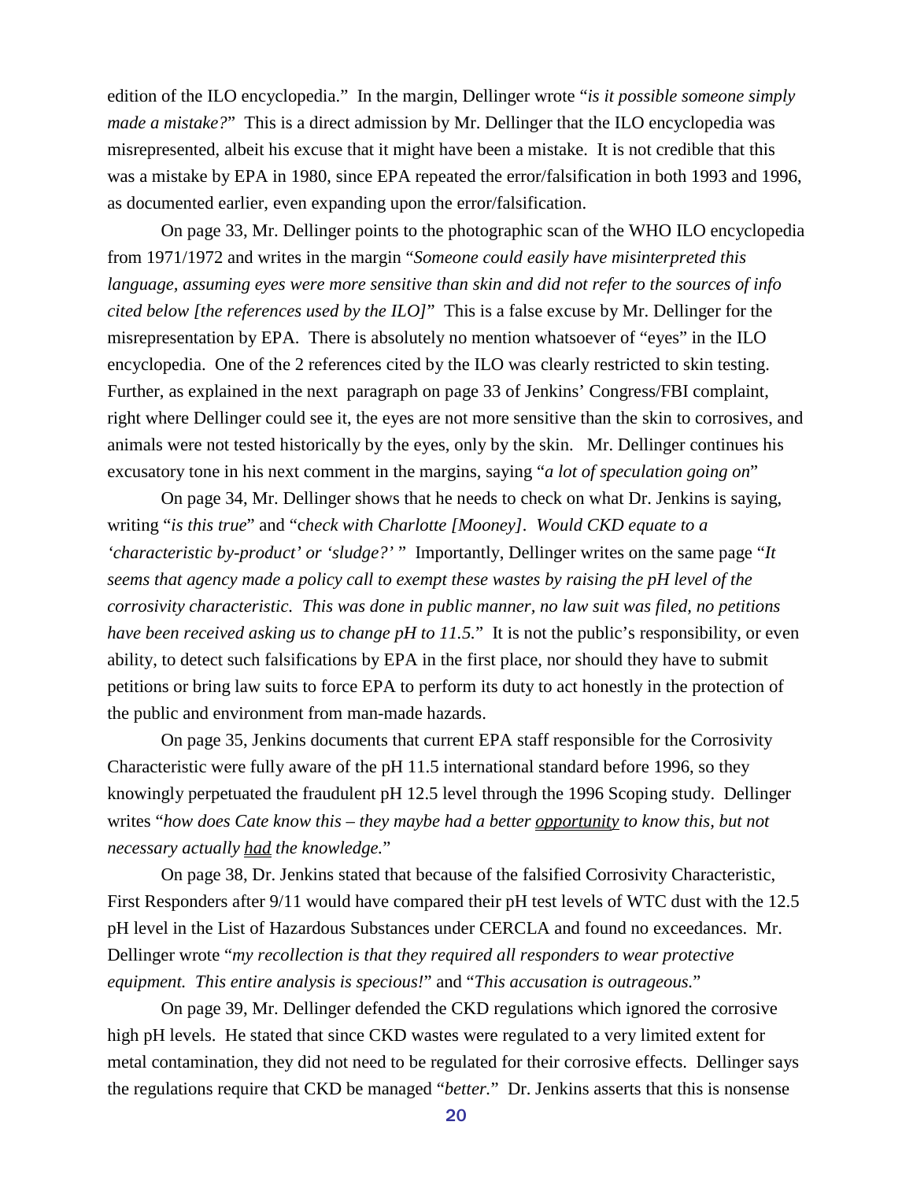edition of the ILO encyclopedia." In the margin, Dellinger wrote "*is it possible someone simply made a mistake?*" This is a direct admission by Mr. Dellinger that the ILO encyclopedia was misrepresented, albeit his excuse that it might have been a mistake. It is not credible that this was a mistake by EPA in 1980, since EPA repeated the error/falsification in both 1993 and 1996, as documented earlier, even expanding upon the error/falsification.

On page 33, Mr. Dellinger points to the photographic scan of the WHO ILO encyclopedia from 1971/1972 and writes in the margin "*Someone could easily have misinterpreted this language, assuming eyes were more sensitive than skin and did not refer to the sources of info cited below [the references used by the ILO]*" This is a false excuse by Mr. Dellinger for the misrepresentation by EPA. There is absolutely no mention whatsoever of "eyes" in the ILO encyclopedia. One of the 2 references cited by the ILO was clearly restricted to skin testing. Further, as explained in the next paragraph on page 33 of Jenkins' Congress/FBI complaint, right where Dellinger could see it, the eyes are not more sensitive than the skin to corrosives, and animals were not tested historically by the eyes, only by the skin. Mr. Dellinger continues his excusatory tone in his next comment in the margins, saying "*a lot of speculation going on*"

On page 34, Mr. Dellinger shows that he needs to check on what Dr. Jenkins is saying, writing "*is this true*" and "*check with Charlotte [Mooney]. Would CKD equate to a 'characteristic by-product' or 'sludge?'* " Importantly, Dellinger writes on the same page "*It seems that agency made a policy call to exempt these wastes by raising the pH level of the corrosivity characteristic. This was done in public manner, no law suit was filed, no petitions have been received asking us to change pH to 11.5.*" It is not the public's responsibility, or even ability, to detect such falsifications by EPA in the first place, nor should they have to submit petitions or bring law suits to force EPA to perform its duty to act honestly in the protection of the public and environment from man-made hazards.

On page 35, Jenkins documents that current EPA staff responsible for the Corrosivity Characteristic were fully aware of the pH 11.5 international standard before 1996, so they knowingly perpetuated the fraudulent pH 12.5 level through the 1996 Scoping study. Dellinger writes "*how does Cate know this – they maybe had a better <u>opportunity</u> to know this, but not necessary actually <u>had</u> the knowledge.*"

On page 38, Dr. Jenkins stated that because of the falsified Corrosivity Characteristic, First Responders after 9/11 would have compared their pH test levels of WTC dust with the 12.5 pH level in the List of Hazardous Substances under CERCLA and found no exceedances. Mr. Dellinger wrote "*my recollection is that they required all responders to wear protective equipment. This entire analysis is specious!*" and "*This accusation is outrageous.*"

On page 39, Mr. Dellinger defended the CKD regulations which ignored the corrosive high pH levels. He stated that since CKD wastes were regulated to a very limited extent for metal contamination, they did not need to be regulated for their corrosive effects. Dellinger says the regulations require that CKD be managed "*better.*" Dr. Jenkins asserts that this is nonsense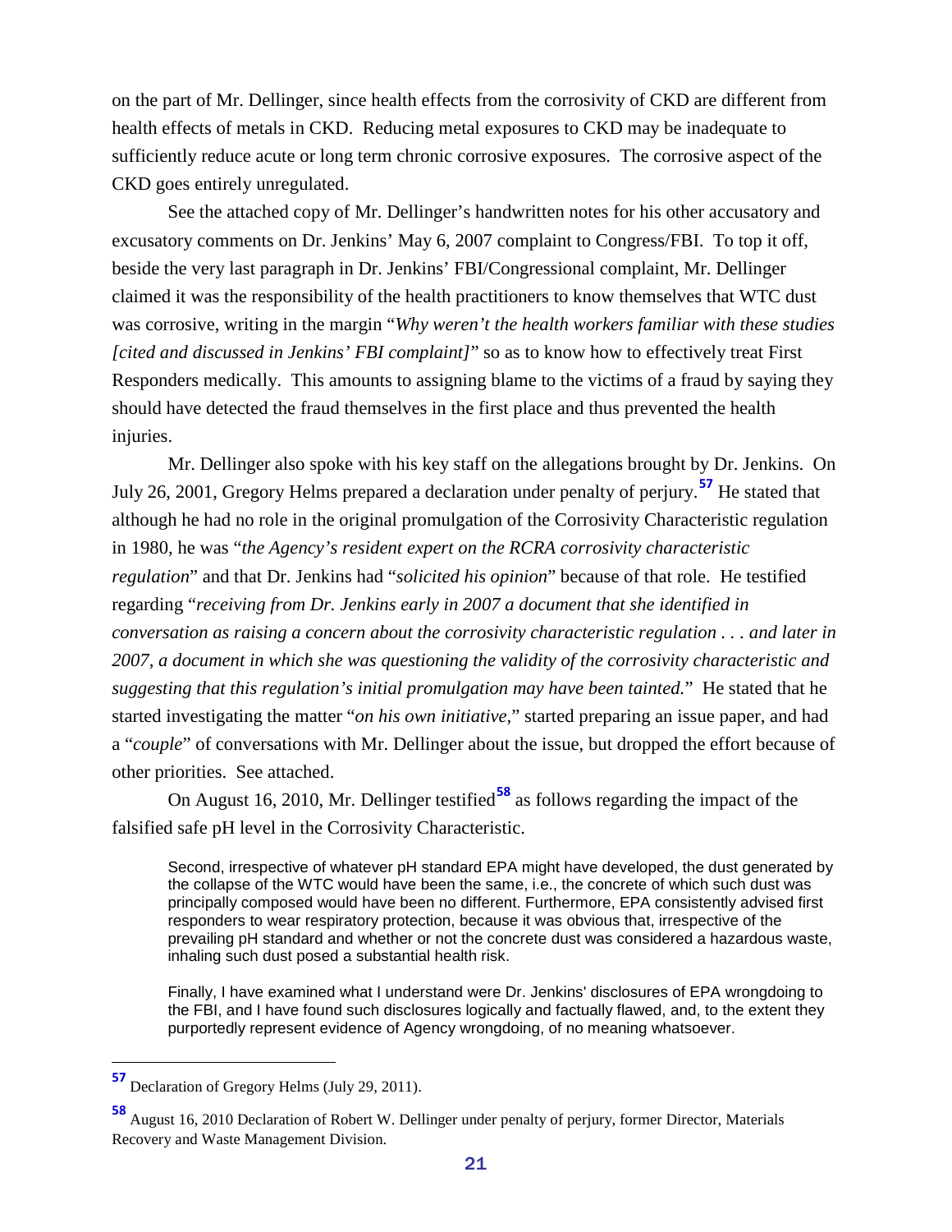on the part of Mr. Dellinger, since health effects from the corrosivity of CKD are different from health effects of metals in CKD. Reducing metal exposures to CKD may be inadequate to sufficiently reduce acute or long term chronic corrosive exposures. The corrosive aspect of the CKD goes entirely unregulated.

See the attached copy of Mr. Dellinger's handwritten notes for his other accusatory and excusatory comments on Dr. Jenkins' May 6, 2007 complaint to Congress/FBI. To top it off, beside the very last paragraph in Dr. Jenkins' FBI/Congressional complaint, Mr. Dellinger claimed it was the responsibility of the health practitioners to know themselves that WTC dust was corrosive, writing in the margin "*Why weren't the health workers familiar with these studies [cited and discussed in Jenkins' FBI complaint]*" so as to know how to effectively treat First Responders medically. This amounts to assigning blame to the victims of a fraud by saying they should have detected the fraud themselves in the first place and thus prevented the health injuries.

Mr. Dellinger also spoke with his key staff on the allegations brought by Dr. Jenkins. On July 26, 2001, Gregory Helms prepared a declaration under penalty of perjury.[57] He stated that although he had no role in the original promulgation of the Corrosivity Characteristic regulation in 1980, he was "*the Agency's resident expert on the RCRA corrosivity characteristic regulation*" and that Dr. Jenkins had "*solicited his opinion*" because of that role. He testified regarding "*receiving from Dr. Jenkins early in 2007 a document that she identified in conversation as raising a concern about the corrosivity characteristic regulation . . . and later in 2007, a document in which she was questioning the validity of the corrosivity characteristic and suggesting that this regulation's initial promulgation may have been tainted.*" He stated that he started investigating the matter "*on his own initiative*," started preparing an issue paper, and had a "*couple*" of conversations with Mr. Dellinger about the issue, but dropped the effort because of other priorities. See attached.

On August 16, 2010, Mr. Dellinger testified[58] as follows regarding the impact of the falsified safe pH level in the Corrosivity Characteristic.

> Second, irrespective of whatever pH standard EPA might have developed, the dust generated by the collapse of the WTC would have been the same, i.e., the concrete of which such dust was principally composed would have been no different. Furthermore, EPA consistently advised first responders to wear respiratory protection, because it was obvious that, irrespective of the prevailing pH standard and whether or not the concrete dust was considered a hazardous waste, inhaling such dust posed a substantial health risk.
>
> Finally, I have examined what I understand were Dr. Jenkins' disclosures of EPA wrongdoing to the FBI, and I have found such disclosures logically and factually flawed, and, to the extent they purportedly represent evidence of Agency wrongdoing, of no meaning whatsoever.

---

[57] Declaration of Gregory Helms (July 29, 2011).

[58] August 16, 2010 Declaration of Robert W. Dellinger under penalty of perjury, former Director, Materials Recovery and Waste Management Division.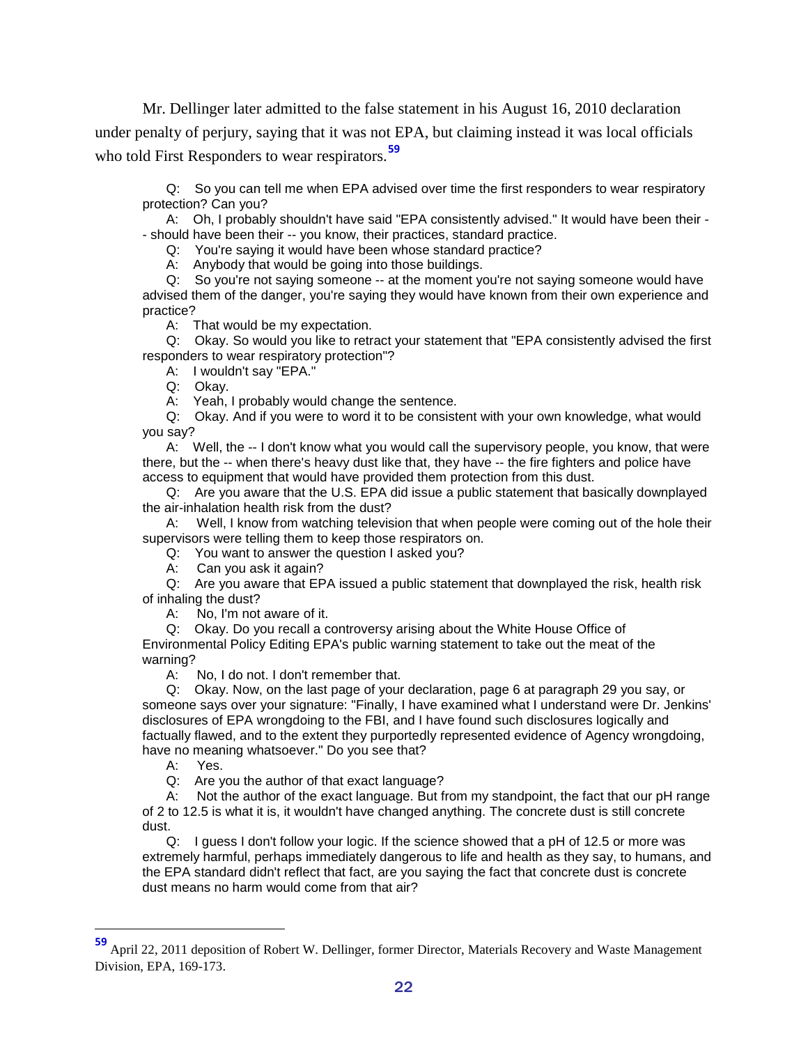Mr. Dellinger later admitted to the false statement in his August 16, 2010 declaration under penalty of perjury, saying that it was not EPA, but claiming instead it was local officials who told First Responders to wear respirators.[59]

> Q: So you can tell me when EPA advised over time the first responders to wear respiratory protection? Can you?
>
> A: Oh, I probably shouldn't have said "EPA consistently advised." It would have been their -- should have been their -- you know, their practices, standard practice.
>
> Q: You're saying it would have been whose standard practice?
>
> A: Anybody that would be going into those buildings.
>
> Q: So you're not saying someone -- at the moment you're not saying someone would have advised them of the danger, you're saying they would have known from their own experience and practice?
>
> A: That would be my expectation.
>
> Q: Okay. So would you like to retract your statement that "EPA consistently advised the first responders to wear respiratory protection"?
>
> A: I wouldn't say "EPA."
>
> Q: Okay.
>
> A: Yeah, I probably would change the sentence.
>
> Q: Okay. And if you were to word it to be consistent with your own knowledge, what would you say?
>
> A: Well, the -- I don't know what you would call the supervisory people, you know, that were there, but the -- when there's heavy dust like that, they have -- the fire fighters and police have access to equipment that would have provided them protection from this dust.
>
> Q: Are you aware that the U.S. EPA did issue a public statement that basically downplayed the air-inhalation health risk from the dust?
>
> A: Well, I know from watching television that when people were coming out of the hole their supervisors were telling them to keep those respirators on.
>
> Q: You want to answer the question I asked you?
>
> A: Can you ask it again?
>
> Q: Are you aware that EPA issued a public statement that downplayed the risk, health risk of inhaling the dust?
>
> A: No, I'm not aware of it.
>
> Q: Okay. Do you recall a controversy arising about the White House Office of Environmental Policy Editing EPA's public warning statement to take out the meat of the warning?
>
> A: No, I do not. I don't remember that.
>
> Q: Okay. Now, on the last page of your declaration, page 6 at paragraph 29 you say, or someone says over your signature: "Finally, I have examined what I understand were Dr. Jenkins' disclosures of EPA wrongdoing to the FBI, and I have found such disclosures logically and factually flawed, and to the extent they purportedly represented evidence of Agency wrongdoing, have no meaning whatsoever." Do you see that?
>
> A: Yes.
>
> Q: Are you the author of that exact language?
>
> A: Not the author of the exact language. But from my standpoint, the fact that our pH range of 2 to 12.5 is what it is, it wouldn't have changed anything. The concrete dust is still concrete dust.
>
> Q: I guess I don't follow your logic. If the science showed that a pH of 12.5 or more was extremely harmful, perhaps immediately dangerous to life and health as they say, to humans, and the EPA standard didn't reflect that fact, are you saying the fact that concrete dust is concrete dust means no harm would come from that air?

---

[59] April 22, 2011 deposition of Robert W. Dellinger, former Director, Materials Recovery and Waste Management Division, EPA, 169-173.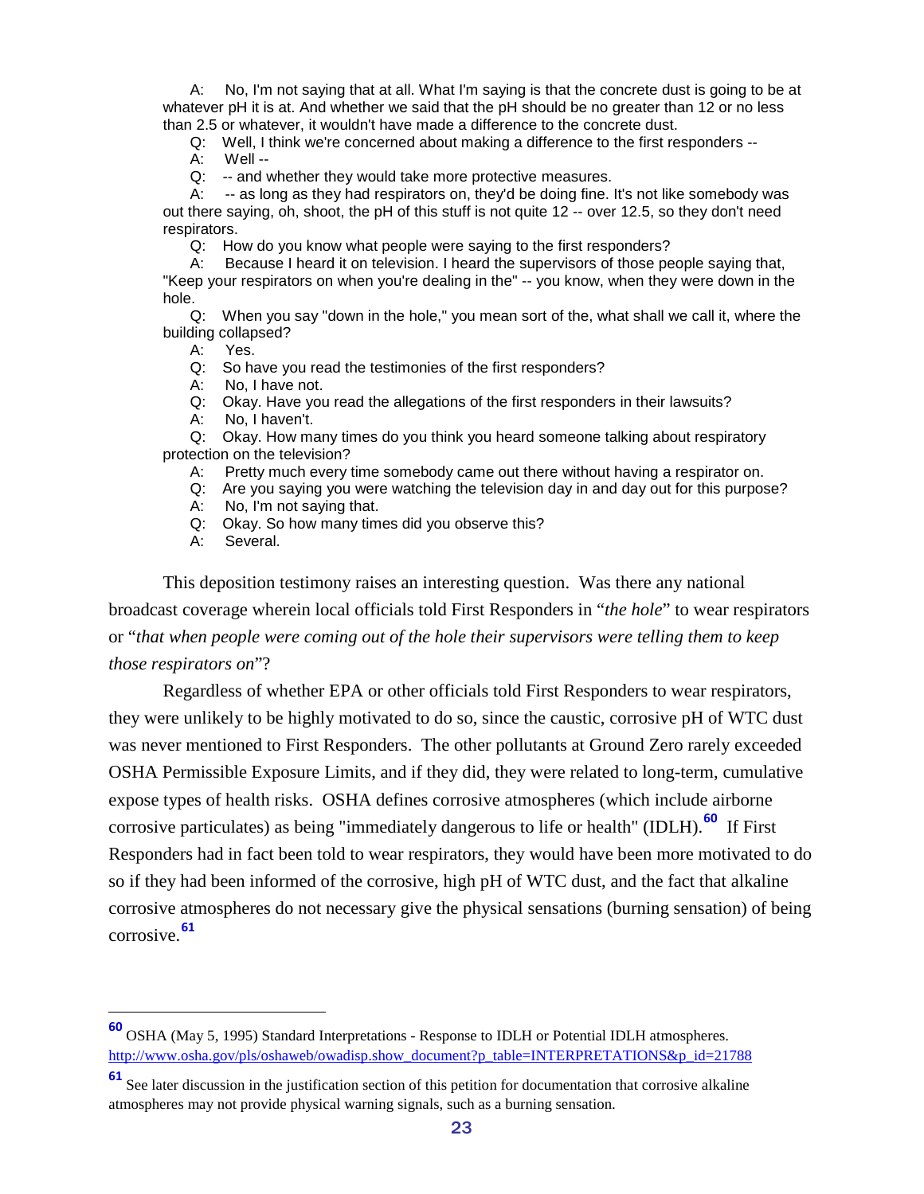A: No, I'm not saying that at all. What I'm saying is that the concrete dust is going to be at whatever pH it is at. And whether we said that the pH should be no greater than 12 or no less than 2.5 or whatever, it wouldn't have made a difference to the concrete dust.

Q: Well, I think we're concerned about making a difference to the first responders --

A: Well --

Q: -- and whether they would take more protective measures.

A: -- as long as they had respirators on, they'd be doing fine. It's not like somebody was out there saying, oh, shoot, the pH of this stuff is not quite 12 -- over 12.5, so they don't need respirators.

Q: How do you know what people were saying to the first responders?

A: Because I heard it on television. I heard the supervisors of those people saying that, "Keep your respirators on when you're dealing in the" -- you know, when they were down in the hole.

Q: When you say "down in the hole," you mean sort of the, what shall we call it, where the building collapsed?

A: Yes.

Q: So have you read the testimonies of the first responders?

A: No, I have not.

Q: Okay. Have you read the allegations of the first responders in their lawsuits?

A: No, I haven't.

Q: Okay. How many times do you think you heard someone talking about respiratory protection on the television?

A: Pretty much every time somebody came out there without having a respirator on.

Q: Are you saying you were watching the television day in and day out for this purpose?

A: No, I'm not saying that.

Q: Okay. So how many times did you observe this?

A: Several.

This deposition testimony raises an interesting question. Was there any national broadcast coverage wherein local officials told First Responders in "*the hole*" to wear respirators or "*that when people were coming out of the hole their supervisors were telling them to keep those respirators on*"?

Regardless of whether EPA or other officials told First Responders to wear respirators, they were unlikely to be highly motivated to do so, since the caustic, corrosive pH of WTC dust was never mentioned to First Responders. The other pollutants at Ground Zero rarely exceeded OSHA Permissible Exposure Limits, and if they did, they were related to long-term, cumulative expose types of health risks. OSHA defines corrosive atmospheres (which include airborne corrosive particulates) as being "immediately dangerous to life or health" (IDLH).[60] If First Responders had in fact been told to wear respirators, they would have been more motivated to do so if they had been informed of the corrosive, high pH of WTC dust, and the fact that alkaline corrosive atmospheres do not necessary give the physical sensations (burning sensation) of being corrosive.[61]

---

[60] OSHA (May 5, 1995) Standard Interpretations - Response to IDLH or Potential IDLH atmospheres. http://www.osha.gov/pls/oshaweb/owadisp.show_document?p_table=INTERPRETATIONS&p_id=21788

[61] See later discussion in the justification section of this petition for documentation that corrosive alkaline atmospheres may not provide physical warning signals, such as a burning sensation.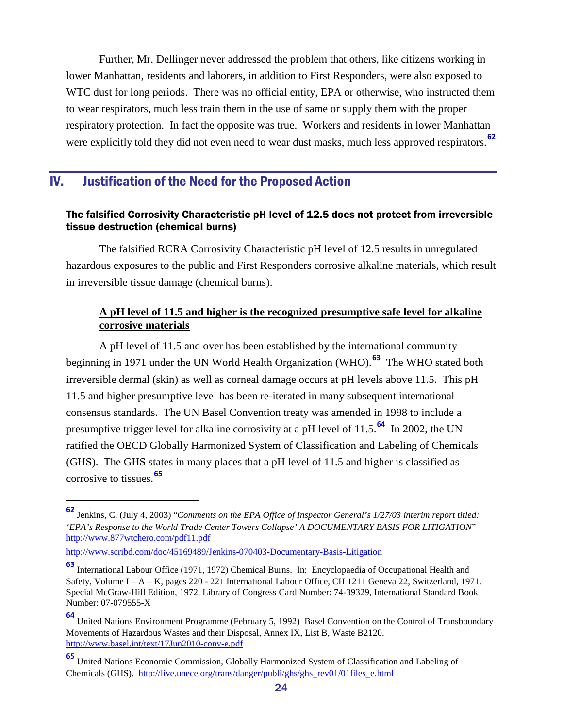Further, Mr. Dellinger never addressed the problem that others, like citizens working in lower Manhattan, residents and laborers, in addition to First Responders, were also exposed to WTC dust for long periods. There was no official entity, EPA or otherwise, who instructed them to wear respirators, much less train them in the use of same or supply them with the proper respiratory protection. In fact the opposite was true. Workers and residents in lower Manhattan were explicitly told they did not even need to wear dust masks, much less approved respirators.[62]

## IV. Justification of the Need for the Proposed Action

### The falsified Corrosivity Characteristic pH level of 12.5 does not protect from irreversible tissue destruction (chemical burns)

The falsified RCRA Corrosivity Characteristic pH level of 12.5 results in unregulated hazardous exposures to the public and First Responders corrosive alkaline materials, which result in irreversible tissue damage (chemical burns).

#### A pH level of 11.5 and higher is the recognized presumptive safe level for alkaline corrosive materials

A pH level of 11.5 and over has been established by the international community beginning in 1971 under the UN World Health Organization (WHO).[63] The WHO stated both irreversible dermal (skin) as well as corneal damage occurs at pH levels above 11.5. This pH 11.5 and higher presumptive level has been re-iterated in many subsequent international consensus standards. The UN Basel Convention treaty was amended in 1998 to include a presumptive trigger level for alkaline corrosivity at a pH level of 11.5.[64] In 2002, the UN ratified the OECD Globally Harmonized System of Classification and Labeling of Chemicals (GHS). The GHS states in many places that a pH level of 11.5 and higher is classified as corrosive to tissues.[65]

---

[62] Jenkins, C. (July 4, 2003) "*Comments on the EPA Office of Inspector General's 1/27/03 interim report titled: 'EPA's Response to the World Trade Center Towers Collapse' A DOCUMENTARY BASIS FOR LITIGATION*" http://www.877wtchero.com/pdf11.pdf

http://www.scribd.com/doc/45169489/Jenkins-070403-Documentary-Basis-Litigation

[63] International Labour Office (1971, 1972) Chemical Burns. In: Encyclopaedia of Occupational Health and Safety, Volume I – A – K, pages 220 - 221 International Labour Office, CH 1211 Geneva 22, Switzerland, 1971. Special McGraw-Hill Edition, 1972, Library of Congress Card Number: 74-39329, International Standard Book Number: 07-079555-X

[64] United Nations Environment Programme (February 5, 1992) Basel Convention on the Control of Transboundary Movements of Hazardous Wastes and their Disposal, Annex IX, List B, Waste B2120. http://www.basel.int/text/17Jun2010-conv-e.pdf

[65] United Nations Economic Commission, Globally Harmonized System of Classification and Labeling of Chemicals (GHS). http://live.unece.org/trans/danger/publi/ghs/ghs_rev01/01files_e.html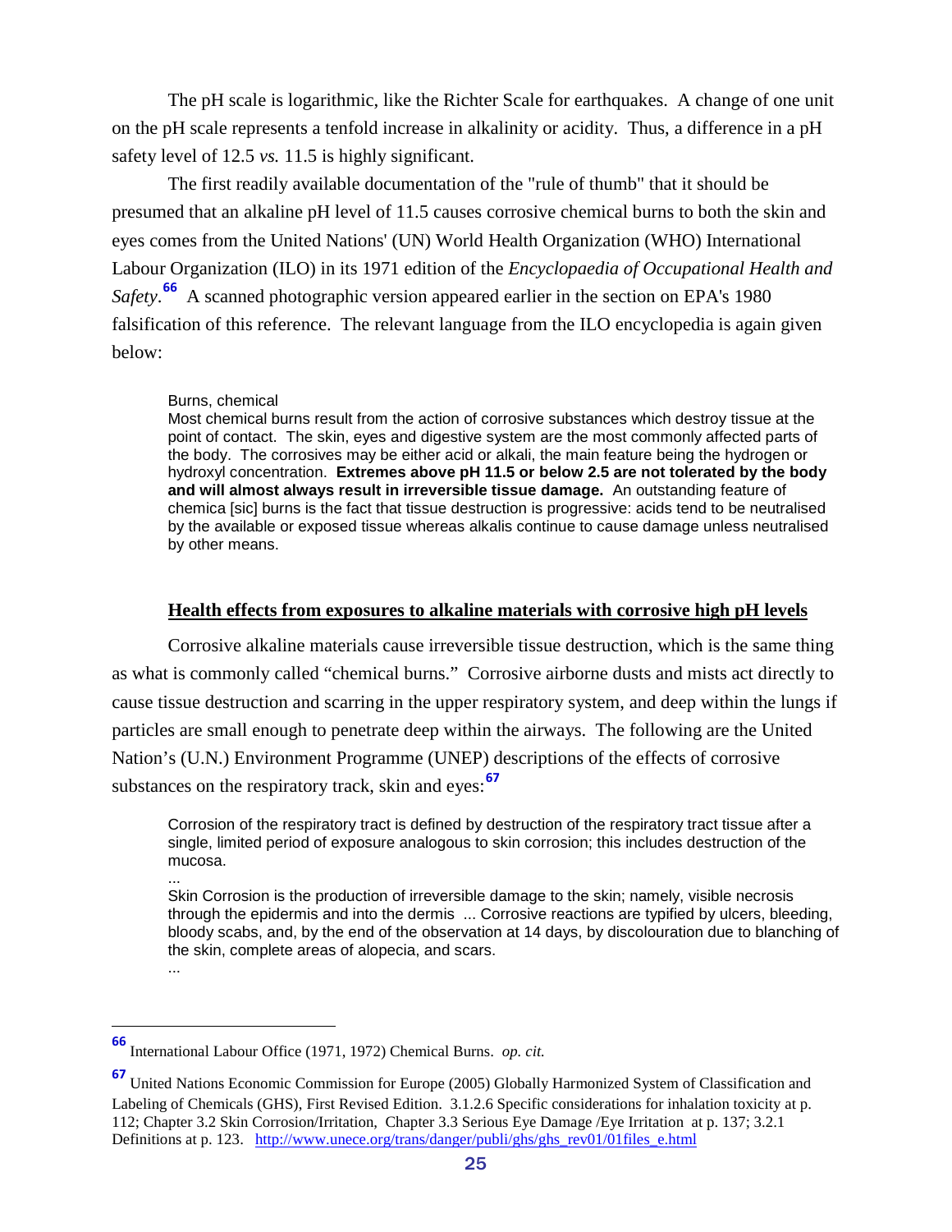The pH scale is logarithmic, like the Richter Scale for earthquakes. A change of one unit on the pH scale represents a tenfold increase in alkalinity or acidity. Thus, a difference in a pH safety level of 12.5 *vs.* 11.5 is highly significant.

The first readily available documentation of the "rule of thumb" that it should be presumed that an alkaline pH level of 11.5 causes corrosive chemical burns to both the skin and eyes comes from the United Nations' (UN) World Health Organization (WHO) International Labour Organization (ILO) in its 1971 edition of the *Encyclopaedia of Occupational Health and Safety*.[66] A scanned photographic version appeared earlier in the section on EPA's 1980 falsification of this reference. The relevant language from the ILO encyclopedia is again given below:

> Burns, chemical
> Most chemical burns result from the action of corrosive substances which destroy tissue at the point of contact. The skin, eyes and digestive system are the most commonly affected parts of the body. The corrosives may be either acid or alkali, the main feature being the hydrogen or hydroxyl concentration. **Extremes above pH 11.5 or below 2.5 are not tolerated by the body and will almost always result in irreversible tissue damage.** An outstanding feature of chemica [sic] burns is the fact that tissue destruction is progressive: acids tend to be neutralised by the available or exposed tissue whereas alkalis continue to cause damage unless neutralised by other means.

## Health effects from exposures to alkaline materials with corrosive high pH levels

Corrosive alkaline materials cause irreversible tissue destruction, which is the same thing as what is commonly called "chemical burns." Corrosive airborne dusts and mists act directly to cause tissue destruction and scarring in the upper respiratory system, and deep within the lungs if particles are small enough to penetrate deep within the airways. The following are the United Nation's (U.N.) Environment Programme (UNEP) descriptions of the effects of corrosive substances on the respiratory track, skin and eyes:[67]

> Corrosion of the respiratory tract is defined by destruction of the respiratory tract tissue after a single, limited period of exposure analogous to skin corrosion; this includes destruction of the mucosa.
>
> ...
>
> Skin Corrosion is the production of irreversible damage to the skin; namely, visible necrosis through the epidermis and into the dermis ... Corrosive reactions are typified by ulcers, bleeding, bloody scabs, and, by the end of the observation at 14 days, by discolouration due to blanching of the skin, complete areas of alopecia, and scars.
>
> ...

---

[66] International Labour Office (1971, 1972) Chemical Burns. *op. cit.*

[67] United Nations Economic Commission for Europe (2005) Globally Harmonized System of Classification and Labeling of Chemicals (GHS), First Revised Edition. 3.1.2.6 Specific considerations for inhalation toxicity at p. 112; Chapter 3.2 Skin Corrosion/Irritation, Chapter 3.3 Serious Eye Damage /Eye Irritation at p. 137; 3.2.1 Definitions at p. 123. http://www.unece.org/trans/danger/publi/ghs/ghs_rev01/01files_e.html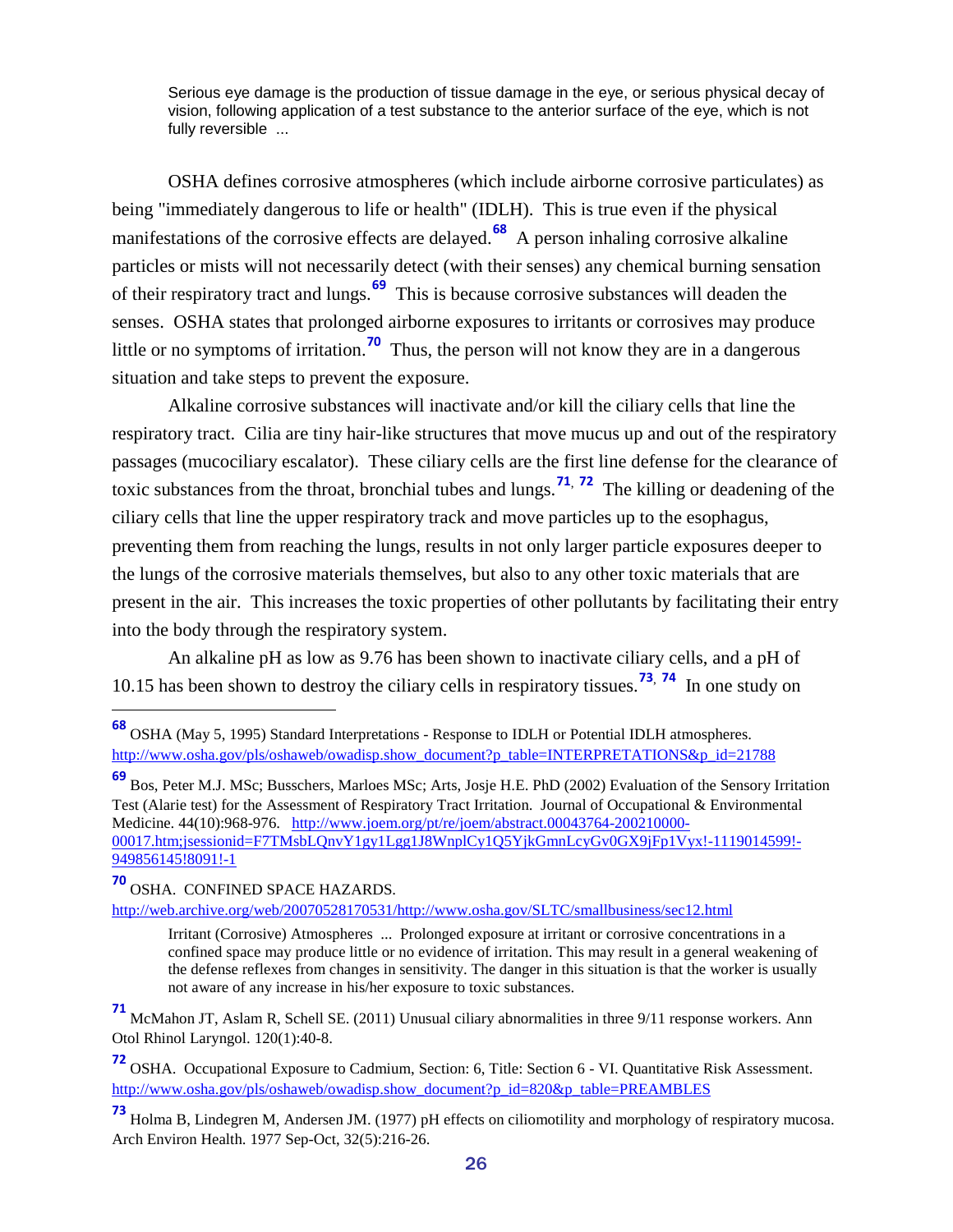> Serious eye damage is the production of tissue damage in the eye, or serious physical decay of vision, following application of a test substance to the anterior surface of the eye, which is not fully reversible ...

OSHA defines corrosive atmospheres (which include airborne corrosive particulates) as being "immediately dangerous to life or health" (IDLH). This is true even if the physical manifestations of the corrosive effects are delayed.[68] A person inhaling corrosive alkaline particles or mists will not necessarily detect (with their senses) any chemical burning sensation of their respiratory tract and lungs.[69] This is because corrosive substances will deaden the senses. OSHA states that prolonged airborne exposures to irritants or corrosives may produce little or no symptoms of irritation.[70] Thus, the person will not know they are in a dangerous situation and take steps to prevent the exposure.

Alkaline corrosive substances will inactivate and/or kill the ciliary cells that line the respiratory tract. Cilia are tiny hair-like structures that move mucus up and out of the respiratory passages (mucociliary escalator). These ciliary cells are the first line defense for the clearance of toxic substances from the throat, bronchial tubes and lungs.[71, 72] The killing or deadening of the ciliary cells that line the upper respiratory track and move particles up to the esophagus, preventing them from reaching the lungs, results in not only larger particle exposures deeper to the lungs of the corrosive materials themselves, but also to any other toxic materials that are present in the air. This increases the toxic properties of other pollutants by facilitating their entry into the body through the respiratory system.

An alkaline pH as low as 9.76 has been shown to inactivate ciliary cells, and a pH of 10.15 has been shown to destroy the ciliary cells in respiratory tissues.[73, 74] In one study on

---

[68] OSHA (May 5, 1995) Standard Interpretations - Response to IDLH or Potential IDLH atmospheres. http://www.osha.gov/pls/oshaweb/owadisp.show_document?p_table=INTERPRETATIONS&p_id=21788

[69] Bos, Peter M.J. MSc; Busschers, Marloes MSc; Arts, Josje H.E. PhD (2002) Evaluation of the Sensory Irritation Test (Alarie test) for the Assessment of Respiratory Tract Irritation. Journal of Occupational & Environmental Medicine. 44(10):968-976. http://www.joem.org/pt/re/joem/abstract.00043764-200210000-00017.htm;jsessionid=F7TMsbLQnvY1gy1Lgg1J8WnplCy1Q5YjkGmnLcyGv0GX9jFp1Vyx!-1119014599!-949856145!8091!-1

[70] OSHA. CONFINED SPACE HAZARDS. http://web.archive.org/web/20070528170531/http://www.osha.gov/SLTC/smallbusiness/sec12.html

> Irritant (Corrosive) Atmospheres ... Prolonged exposure at irritant or corrosive concentrations in a confined space may produce little or no evidence of irritation. This may result in a general weakening of the defense reflexes from changes in sensitivity. The danger in this situation is that the worker is usually not aware of any increase in his/her exposure to toxic substances.

[71] McMahon JT, Aslam R, Schell SE. (2011) Unusual ciliary abnormalities in three 9/11 response workers. Ann Otol Rhinol Laryngol. 120(1):40-8.

[72] OSHA. Occupational Exposure to Cadmium, Section: 6, Title: Section 6 - VI. Quantitative Risk Assessment. http://www.osha.gov/pls/oshaweb/owadisp.show_document?p_id=820&p_table=PREAMBLES

[73] Holma B, Lindegren M, Andersen JM. (1977) pH effects on ciliomotility and morphology of respiratory mucosa. Arch Environ Health. 1977 Sep-Oct, 32(5):216-26.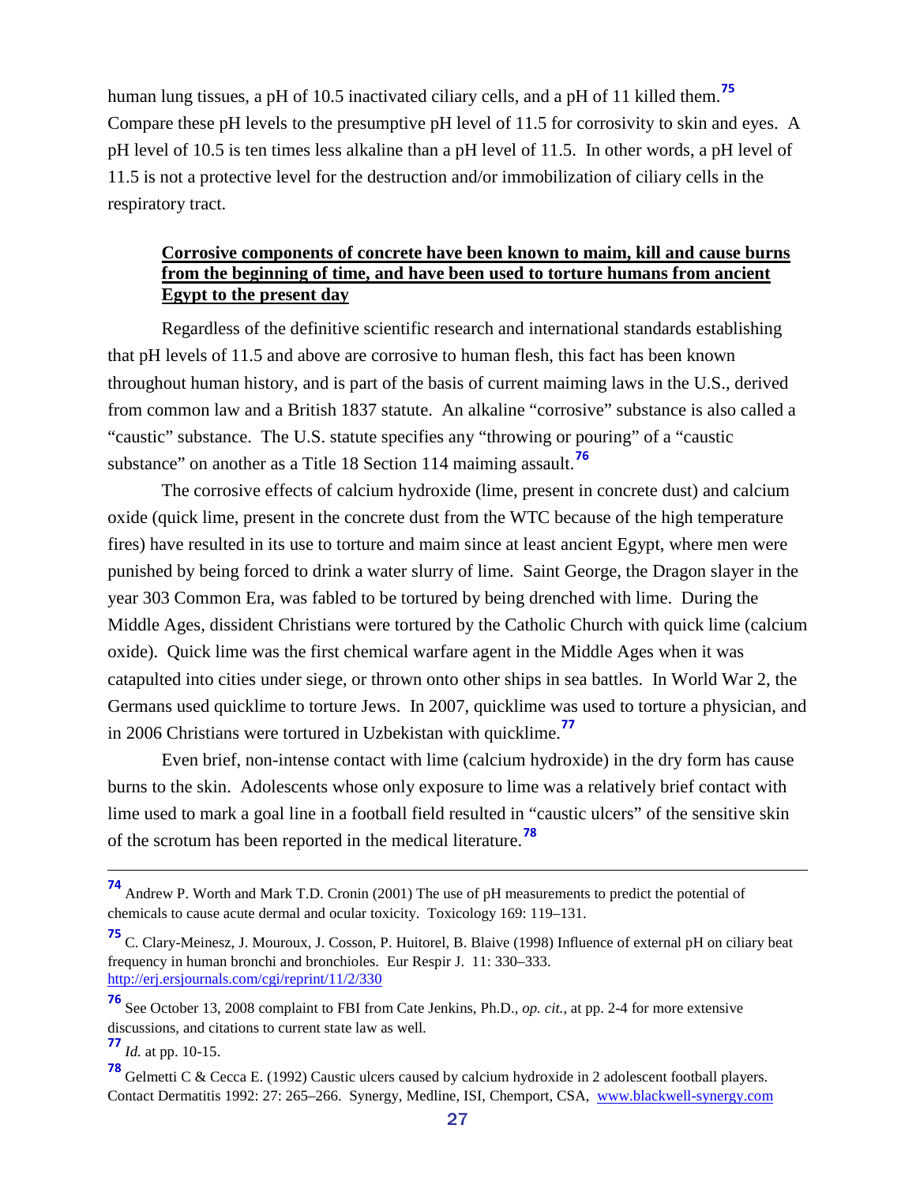human lung tissues, a pH of 10.5 inactivated ciliary cells, and a pH of 11 killed them.[75] Compare these pH levels to the presumptive pH level of 11.5 for corrosivity to skin and eyes. A pH level of 10.5 is ten times less alkaline than a pH level of 11.5. In other words, a pH level of 11.5 is not a protective level for the destruction and/or immobilization of ciliary cells in the respiratory tract.

**Corrosive components of concrete have been known to maim, kill and cause burns from the beginning of time, and have been used to torture humans from ancient Egypt to the present day**

Regardless of the definitive scientific research and international standards establishing that pH levels of 11.5 and above are corrosive to human flesh, this fact has been known throughout human history, and is part of the basis of current maiming laws in the U.S., derived from common law and a British 1837 statute. An alkaline "corrosive" substance is also called a "caustic" substance. The U.S. statute specifies any "throwing or pouring" of a "caustic substance" on another as a Title 18 Section 114 maiming assault.[76]

The corrosive effects of calcium hydroxide (lime, present in concrete dust) and calcium oxide (quick lime, present in the concrete dust from the WTC because of the high temperature fires) have resulted in its use to torture and maim since at least ancient Egypt, where men were punished by being forced to drink a water slurry of lime. Saint George, the Dragon slayer in the year 303 Common Era, was fabled to be tortured by being drenched with lime. During the Middle Ages, dissident Christians were tortured by the Catholic Church with quick lime (calcium oxide). Quick lime was the first chemical warfare agent in the Middle Ages when it was catapulted into cities under siege, or thrown onto other ships in sea battles. In World War 2, the Germans used quicklime to torture Jews. In 2007, quicklime was used to torture a physician, and in 2006 Christians were tortured in Uzbekistan with quicklime.[77]

Even brief, non-intense contact with lime (calcium hydroxide) in the dry form has cause burns to the skin. Adolescents whose only exposure to lime was a relatively brief contact with lime used to mark a goal line in a football field resulted in "caustic ulcers" of the sensitive skin of the scrotum has been reported in the medical literature.[78]

---

[74] Andrew P. Worth and Mark T.D. Cronin (2001) The use of pH measurements to predict the potential of chemicals to cause acute dermal and ocular toxicity. Toxicology 169: 119–131.

[75] C. Clary-Meinesz, J. Mouroux, J. Cosson, P. Huitorel, B. Blaive (1998) Influence of external pH on ciliary beat frequency in human bronchi and bronchioles. Eur Respir J. 11: 330–333. http://erj.ersjournals.com/cgi/reprint/11/2/330

[76] See October 13, 2008 complaint to FBI from Cate Jenkins, Ph.D., *op. cit.*, at pp. 2-4 for more extensive discussions, and citations to current state law as well.

[77] *Id.* at pp. 10-15.

[78] Gelmetti C & Cecca E. (1992) Caustic ulcers caused by calcium hydroxide in 2 adolescent football players. Contact Dermatitis 1992: 27: 265–266. Synergy, Medline, ISI, Chemport, CSA, www.blackwell-synergy.com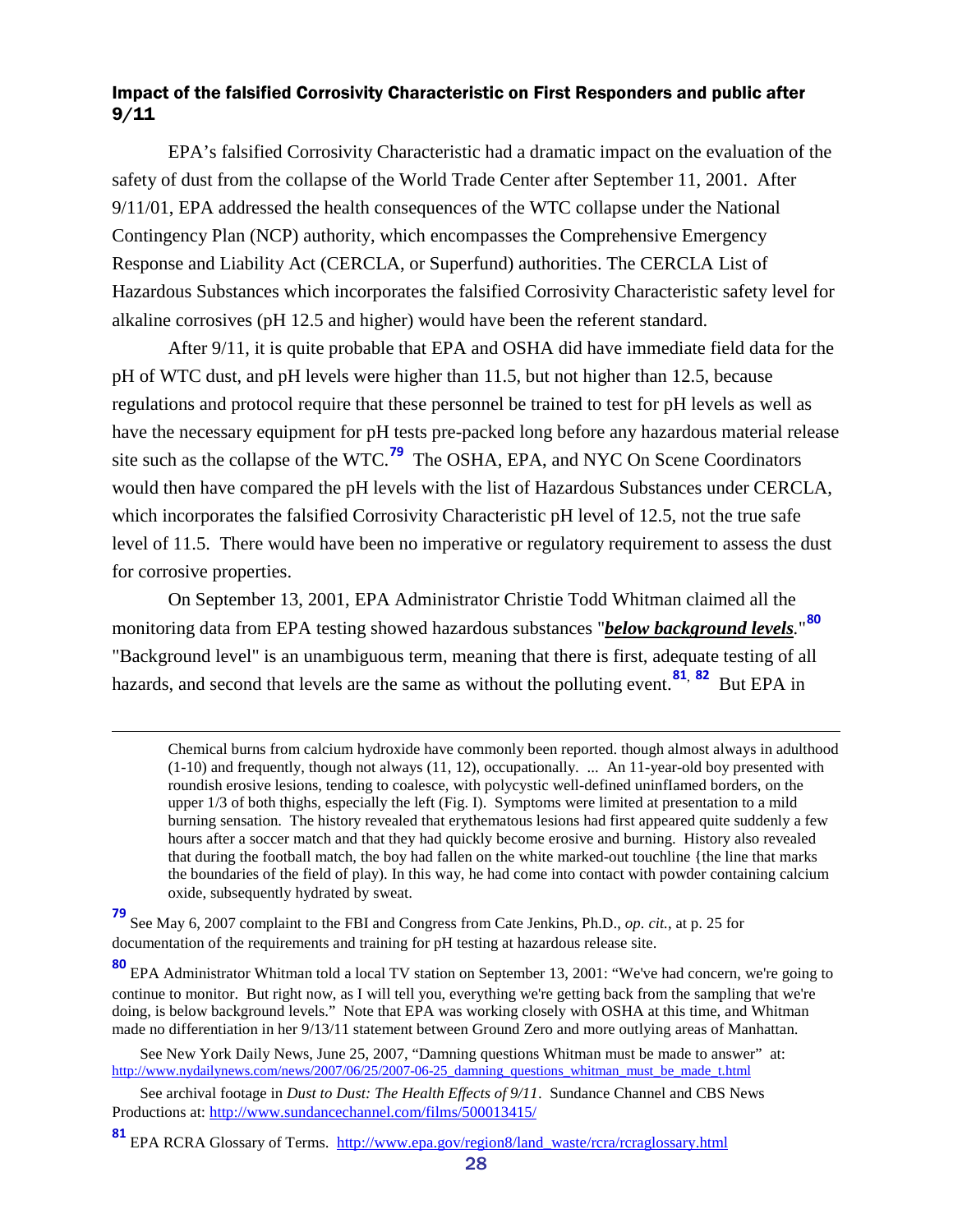### Impact of the falsified Corrosivity Characteristic on First Responders and public after 9/11

EPA's falsified Corrosivity Characteristic had a dramatic impact on the evaluation of the safety of dust from the collapse of the World Trade Center after September 11, 2001. After 9/11/01, EPA addressed the health consequences of the WTC collapse under the National Contingency Plan (NCP) authority, which encompasses the Comprehensive Emergency Response and Liability Act (CERCLA, or Superfund) authorities. The CERCLA List of Hazardous Substances which incorporates the falsified Corrosivity Characteristic safety level for alkaline corrosives (pH 12.5 and higher) would have been the referent standard.

After 9/11, it is quite probable that EPA and OSHA did have immediate field data for the pH of WTC dust, and pH levels were higher than 11.5, but not higher than 12.5, because regulations and protocol require that these personnel be trained to test for pH levels as well as have the necessary equipment for pH tests pre-packed long before any hazardous material release site such as the collapse of the WTC.[79] The OSHA, EPA, and NYC On Scene Coordinators would then have compared the pH levels with the list of Hazardous Substances under CERCLA, which incorporates the falsified Corrosivity Characteristic pH level of 12.5, not the true safe level of 11.5. There would have been no imperative or regulatory requirement to assess the dust for corrosive properties.

On September 13, 2001, EPA Administrator Christie Todd Whitman claimed all the monitoring data from EPA testing showed hazardous substances "***below background levels***."[80] "Background level" is an unambiguous term, meaning that there is first, adequate testing of all hazards, and second that levels are the same as without the polluting event.[81], [82] But EPA in

---

> Chemical burns from calcium hydroxide have commonly been reported. though almost always in adulthood (1-10) and frequently, though not always (11, 12), occupationally. ... An 11-year-old boy presented with roundish erosive lesions, tending to coalesce, with polycystic well-defined uninflamed borders, on the upper 1/3 of both thighs, especially the left (Fig. I). Symptoms were limited at presentation to a mild burning sensation. The history revealed that erythematous lesions had first appeared quite suddenly a few hours after a soccer match and that they had quickly become erosive and burning. History also revealed that during the football match, the boy had fallen on the white marked-out touchline {the line that marks the boundaries of the field of play). In this way, he had come into contact with powder containing calcium oxide, subsequently hydrated by sweat.

[79] See May 6, 2007 complaint to the FBI and Congress from Cate Jenkins, Ph.D., *op. cit.*, at p. 25 for documentation of the requirements and training for pH testing at hazardous release site.

[80] EPA Administrator Whitman told a local TV station on September 13, 2001: "We've had concern, we're going to continue to monitor. But right now, as I will tell you, everything we're getting back from the sampling that we're doing, is below background levels." Note that EPA was working closely with OSHA at this time, and Whitman made no differentiation in her 9/13/11 statement between Ground Zero and more outlying areas of Manhattan.

See New York Daily News, June 25, 2007, "Damning questions Whitman must be made to answer" at: http://www.nydailynews.com/news/2007/06/25/2007-06-25_damning_questions_whitman_must_be_made_t.html

See archival footage in *Dust to Dust: The Health Effects of 9/11*. Sundance Channel and CBS News Productions at: http://www.sundancechannel.com/films/500013415/

[81] EPA RCRA Glossary of Terms. http://www.epa.gov/region8/land_waste/rcra/rcraglossary.html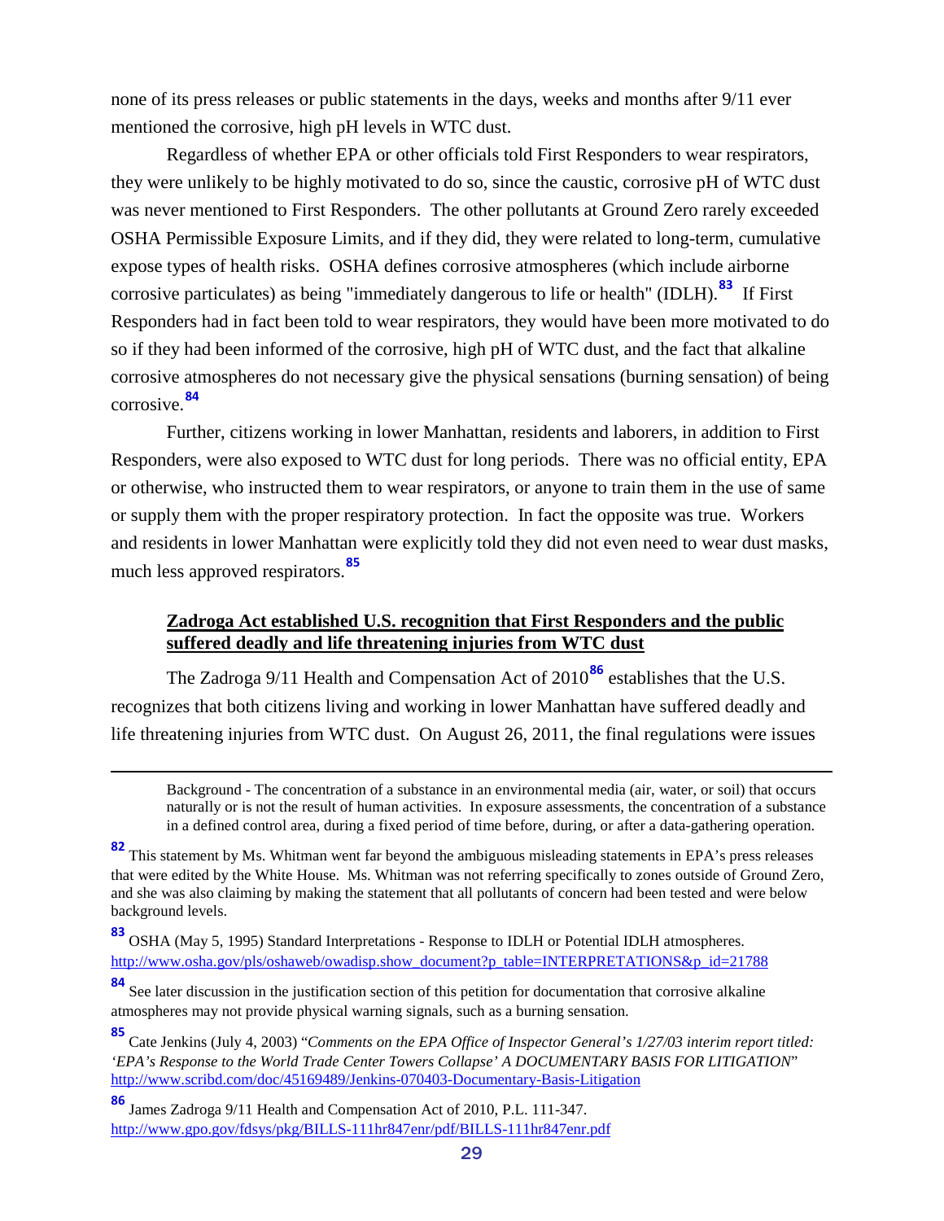none of its press releases or public statements in the days, weeks and months after 9/11 ever mentioned the corrosive, high pH levels in WTC dust.

Regardless of whether EPA or other officials told First Responders to wear respirators, they were unlikely to be highly motivated to do so, since the caustic, corrosive pH of WTC dust was never mentioned to First Responders. The other pollutants at Ground Zero rarely exceeded OSHA Permissible Exposure Limits, and if they did, they were related to long-term, cumulative expose types of health risks. OSHA defines corrosive atmospheres (which include airborne corrosive particulates) as being "immediately dangerous to life or health" (IDLH).[83] If First Responders had in fact been told to wear respirators, they would have been more motivated to do so if they had been informed of the corrosive, high pH of WTC dust, and the fact that alkaline corrosive atmospheres do not necessary give the physical sensations (burning sensation) of being corrosive.[84]

Further, citizens working in lower Manhattan, residents and laborers, in addition to First Responders, were also exposed to WTC dust for long periods. There was no official entity, EPA or otherwise, who instructed them to wear respirators, or anyone to train them in the use of same or supply them with the proper respiratory protection. In fact the opposite was true. Workers and residents in lower Manhattan were explicitly told they did not even need to wear dust masks, much less approved respirators.[85]

**Zadroga Act established U.S. recognition that First Responders and the public suffered deadly and life threatening injuries from WTC dust**

The Zadroga 9/11 Health and Compensation Act of 2010[86] establishes that the U.S. recognizes that both citizens living and working in lower Manhattan have suffered deadly and life threatening injuries from WTC dust. On August 26, 2011, the final regulations were issues

---

Background - The concentration of a substance in an environmental media (air, water, or soil) that occurs naturally or is not the result of human activities. In exposure assessments, the concentration of a substance in a defined control area, during a fixed period of time before, during, or after a data-gathering operation.

[82] This statement by Ms. Whitman went far beyond the ambiguous misleading statements in EPA's press releases that were edited by the White House. Ms. Whitman was not referring specifically to zones outside of Ground Zero, and she was also claiming by making the statement that all pollutants of concern had been tested and were below background levels.

[83] OSHA (May 5, 1995) Standard Interpretations - Response to IDLH or Potential IDLH atmospheres. http://www.osha.gov/pls/oshaweb/owadisp.show_document?p_table=INTERPRETATIONS&p_id=21788

[84] See later discussion in the justification section of this petition for documentation that corrosive alkaline atmospheres may not provide physical warning signals, such as a burning sensation.

[85] Cate Jenkins (July 4, 2003) "*Comments on the EPA Office of Inspector General's 1/27/03 interim report titled: 'EPA's Response to the World Trade Center Towers Collapse' A DOCUMENTARY BASIS FOR LITIGATION*" http://www.scribd.com/doc/45169489/Jenkins-070403-Documentary-Basis-Litigation

[86] James Zadroga 9/11 Health and Compensation Act of 2010, P.L. 111-347. http://www.gpo.gov/fdsys/pkg/BILLS-111hr847enr/pdf/BILLS-111hr847enr.pdf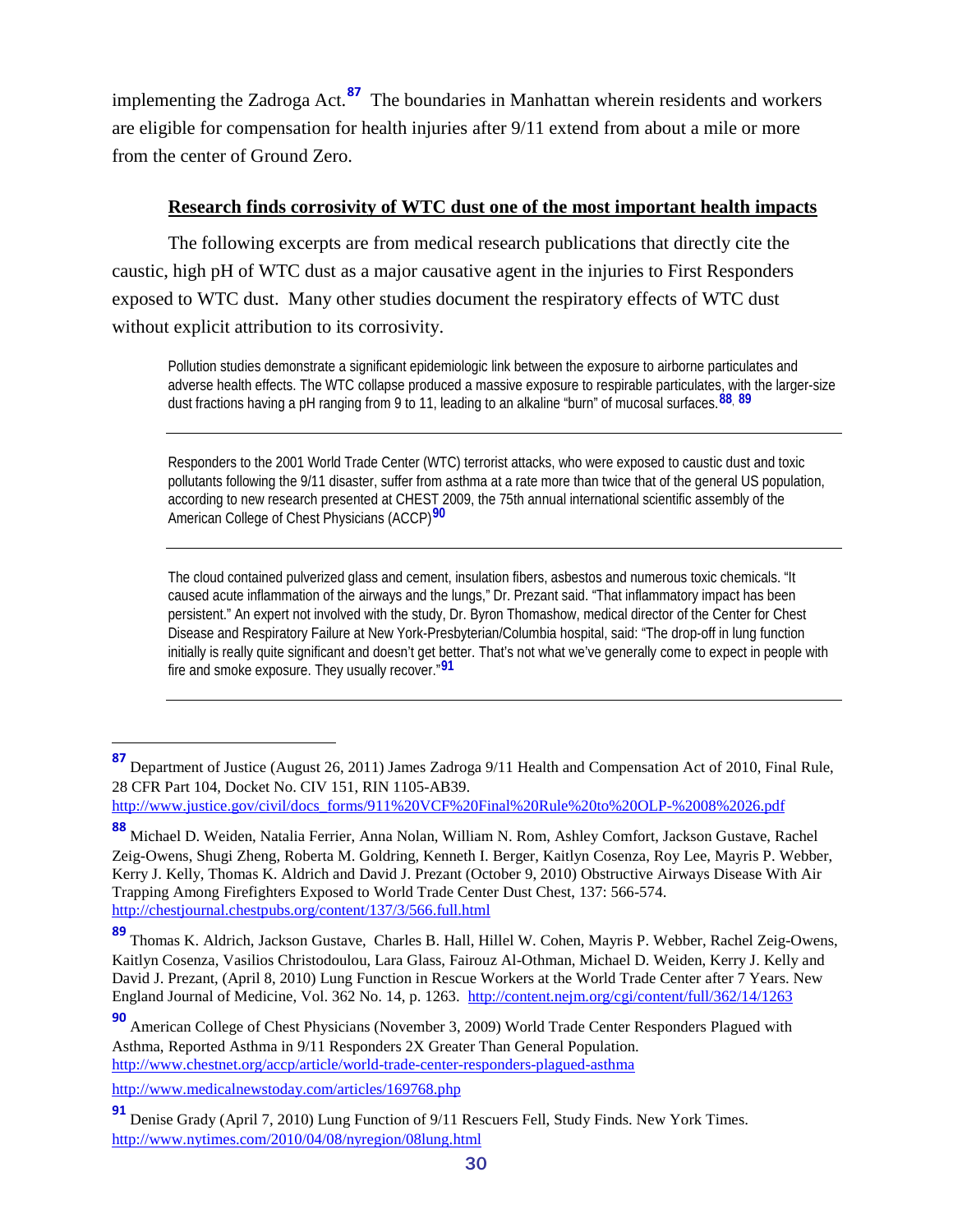implementing the Zadroga Act.[87] The boundaries in Manhattan wherein residents and workers are eligible for compensation for health injuries after 9/11 extend from about a mile or more from the center of Ground Zero.

**Research finds corrosivity of WTC dust one of the most important health impacts**

The following excerpts are from medical research publications that directly cite the caustic, high pH of WTC dust as a major causative agent in the injuries to First Responders exposed to WTC dust. Many other studies document the respiratory effects of WTC dust without explicit attribution to its corrosivity.

> Pollution studies demonstrate a significant epidemiologic link between the exposure to airborne particulates and adverse health effects. The WTC collapse produced a massive exposure to respirable particulates, with the larger-size dust fractions having a pH ranging from 9 to 11, leading to an alkaline "burn" of mucosal surfaces.[88, 89]

---

> Responders to the 2001 World Trade Center (WTC) terrorist attacks, who were exposed to caustic dust and toxic pollutants following the 9/11 disaster, suffer from asthma at a rate more than twice that of the general US population, according to new research presented at CHEST 2009, the 75th annual international scientific assembly of the American College of Chest Physicians (ACCP)[90]

---

> The cloud contained pulverized glass and cement, insulation fibers, asbestos and numerous toxic chemicals. "It caused acute inflammation of the airways and the lungs," Dr. Prezant said. "That inflammatory impact has been persistent." An expert not involved with the study, Dr. Byron Thomashow, medical director of the Center for Chest Disease and Respiratory Failure at New York-Presbyterian/Columbia hospital, said: "The drop-off in lung function initially is really quite significant and doesn't get better. That's not what we've generally come to expect in people with fire and smoke exposure. They usually recover."[91]

---

[87] Department of Justice (August 26, 2011) James Zadroga 9/11 Health and Compensation Act of 2010, Final Rule, 28 CFR Part 104, Docket No. CIV 151, RIN 1105-AB39. http://www.justice.gov/civil/docs_forms/911%20VCF%20Final%20Rule%20to%20OLP-%2008%2026.pdf

[88] Michael D. Weiden, Natalia Ferrier, Anna Nolan, William N. Rom, Ashley Comfort, Jackson Gustave, Rachel Zeig-Owens, Shugi Zheng, Roberta M. Goldring, Kenneth I. Berger, Kaitlyn Cosenza, Roy Lee, Mayris P. Webber, Kerry J. Kelly, Thomas K. Aldrich and David J. Prezant (October 9, 2010) Obstructive Airways Disease With Air Trapping Among Firefighters Exposed to World Trade Center Dust Chest, 137: 566-574. http://chestjournal.chestpubs.org/content/137/3/566.full.html

[89] Thomas K. Aldrich, Jackson Gustave, Charles B. Hall, Hillel W. Cohen, Mayris P. Webber, Rachel Zeig-Owens, Kaitlyn Cosenza, Vasilios Christodoulou, Lara Glass, Fairouz Al-Othman, Michael D. Weiden, Kerry J. Kelly and David J. Prezant, (April 8, 2010) Lung Function in Rescue Workers at the World Trade Center after 7 Years. New England Journal of Medicine, Vol. 362 No. 14, p. 1263. http://content.nejm.org/cgi/content/full/362/14/1263

[90] American College of Chest Physicians (November 3, 2009) World Trade Center Responders Plagued with Asthma, Reported Asthma in 9/11 Responders 2X Greater Than General Population. http://www.chestnet.org/accp/article/world-trade-center-responders-plagued-asthma

http://www.medicalnewstoday.com/articles/169768.php

[91] Denise Grady (April 7, 2010) Lung Function of 9/11 Rescuers Fell, Study Finds. New York Times. http://www.nytimes.com/2010/04/08/nyregion/08lung.html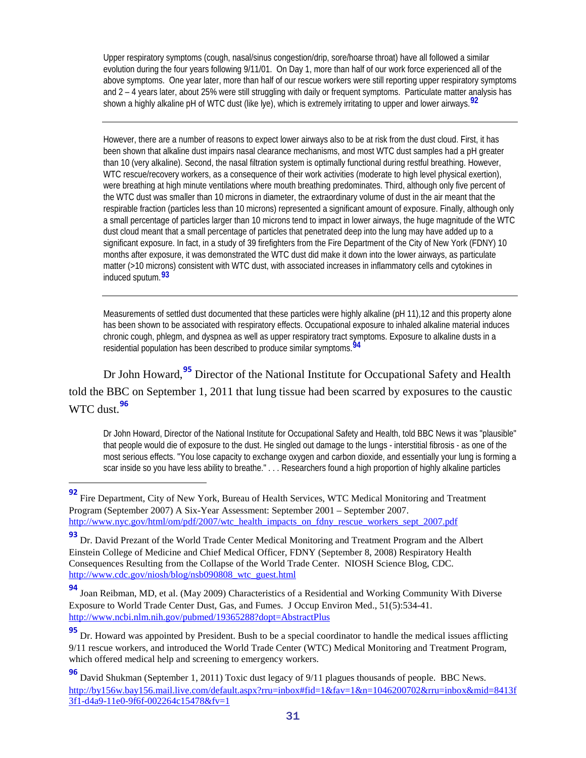> Upper respiratory symptoms (cough, nasal/sinus congestion/drip, sore/hoarse throat) have all followed a similar evolution during the four years following 9/11/01. On Day 1, more than half of our work force experienced all of the above symptoms. One year later, more than half of our rescue workers were still reporting upper respiratory symptoms and 2 – 4 years later, about 25% were still struggling with daily or frequent symptoms. Particulate matter analysis has shown a highly alkaline pH of WTC dust (like lye), which is extremely irritating to upper and lower airways.[92]

---

> However, there are a number of reasons to expect lower airways also to be at risk from the dust cloud. First, it has been shown that alkaline dust impairs nasal clearance mechanisms, and most WTC dust samples had a pH greater than 10 (very alkaline). Second, the nasal filtration system is optimally functional during restful breathing. However, WTC rescue/recovery workers, as a consequence of their work activities (moderate to high level physical exertion), were breathing at high minute ventilations where mouth breathing predominates. Third, although only five percent of the WTC dust was smaller than 10 microns in diameter, the extraordinary volume of dust in the air meant that the respirable fraction (particles less than 10 microns) represented a significant amount of exposure. Finally, although only a small percentage of particles larger than 10 microns tend to impact in lower airways, the huge magnitude of the WTC dust cloud meant that a small percentage of particles that penetrated deep into the lung may have added up to a significant exposure. In fact, in a study of 39 firefighters from the Fire Department of the City of New York (FDNY) 10 months after exposure, it was demonstrated the WTC dust did make it down into the lower airways, as particulate matter (>10 microns) consistent with WTC dust, with associated increases in inflammatory cells and cytokines in induced sputum.[93]

---

> Measurements of settled dust documented that these particles were highly alkaline (pH 11),12 and this property alone has been shown to be associated with respiratory effects. Occupational exposure to inhaled alkaline material induces chronic cough, phlegm, and dyspnea as well as upper respiratory tract symptoms. Exposure to alkaline dusts in a residential population has been described to produce similar symptoms.[94]

Dr John Howard,[95] Director of the National Institute for Occupational Safety and Health told the BBC on September 1, 2011 that lung tissue had been scarred by exposures to the caustic WTC dust.[96]

> Dr John Howard, Director of the National Institute for Occupational Safety and Health, told BBC News it was "plausible" that people would die of exposure to the dust. He singled out damage to the lungs - interstitial fibrosis - as one of the most serious effects. "You lose capacity to exchange oxygen and carbon dioxide, and essentially your lung is forming a scar inside so you have less ability to breathe." . . . Researchers found a high proportion of highly alkaline particles

---

[92] Fire Department, City of New York, Bureau of Health Services, WTC Medical Monitoring and Treatment Program (September 2007) A Six-Year Assessment: September 2001 – September 2007. http://www.nyc.gov/html/om/pdf/2007/wtc_health_impacts_on_fdny_rescue_workers_sept_2007.pdf

[93] Dr. David Prezant of the World Trade Center Medical Monitoring and Treatment Program and the Albert Einstein College of Medicine and Chief Medical Officer, FDNY (September 8, 2008) Respiratory Health Consequences Resulting from the Collapse of the World Trade Center. NIOSH Science Blog, CDC. http://www.cdc.gov/niosh/blog/nsb090808_wtc_guest.html

[94] Joan Reibman, MD, et al. (May 2009) Characteristics of a Residential and Working Community With Diverse Exposure to World Trade Center Dust, Gas, and Fumes. J Occup Environ Med., 51(5):534-41. http://www.ncbi.nlm.nih.gov/pubmed/19365288?dopt=AbstractPlus

[95] Dr. Howard was appointed by President. Bush to be a special coordinator to handle the medical issues afflicting 9/11 rescue workers, and introduced the World Trade Center (WTC) Medical Monitoring and Treatment Program, which offered medical help and screening to emergency workers.

[96] David Shukman (September 1, 2011) Toxic dust legacy of 9/11 plagues thousands of people. BBC News. http://by156w.bay156.mail.live.com/default.aspx?rru=inbox#fid=1&fav=1&n=1046200702&rru=inbox&mid=8413f3f1-d4a9-11e0-9f6f-002264c15478&fv=1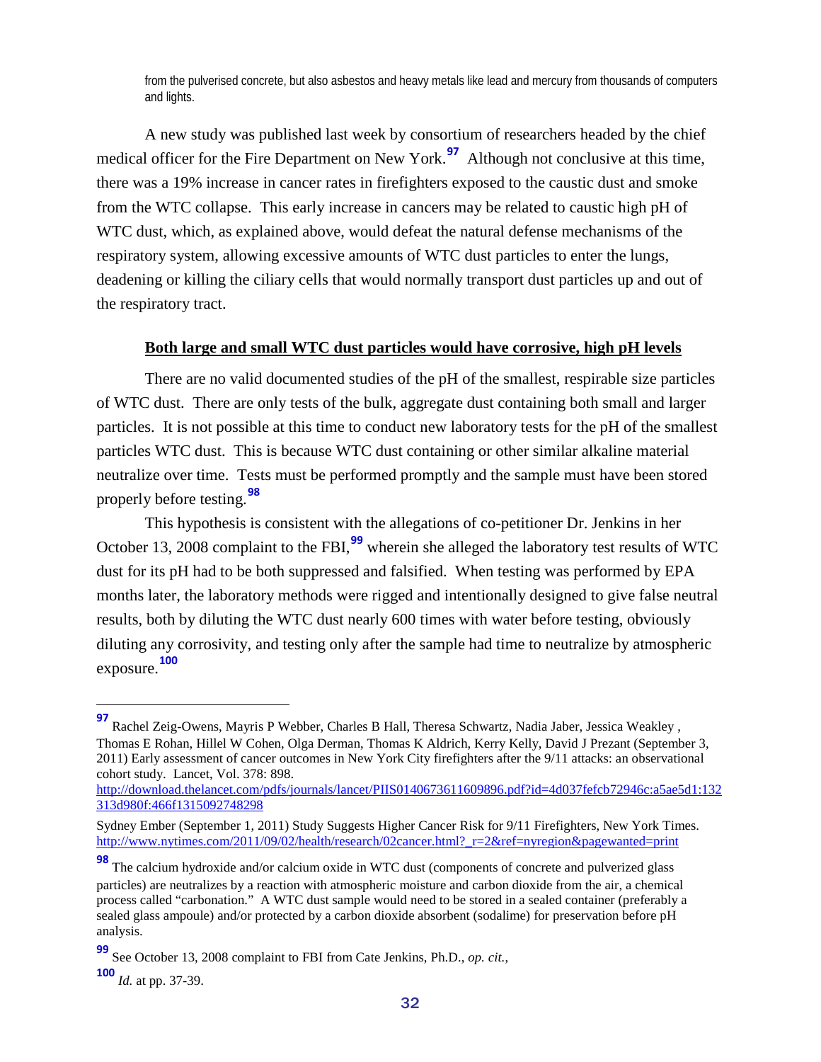from the pulverised concrete, but also asbestos and heavy metals like lead and mercury from thousands of computers and lights.

A new study was published last week by consortium of researchers headed by the chief medical officer for the Fire Department on New York.[97] Although not conclusive at this time, there was a 19% increase in cancer rates in firefighters exposed to the caustic dust and smoke from the WTC collapse. This early increase in cancers may be related to caustic high pH of WTC dust, which, as explained above, would defeat the natural defense mechanisms of the respiratory system, allowing excessive amounts of WTC dust particles to enter the lungs, deadening or killing the ciliary cells that would normally transport dust particles up and out of the respiratory tract.

**<u>Both large and small WTC dust particles would have corrosive, high pH levels</u>**

There are no valid documented studies of the pH of the smallest, respirable size particles of WTC dust. There are only tests of the bulk, aggregate dust containing both small and larger particles. It is not possible at this time to conduct new laboratory tests for the pH of the smallest particles WTC dust. This is because WTC dust containing or other similar alkaline material neutralize over time. Tests must be performed promptly and the sample must have been stored properly before testing.[98]

This hypothesis is consistent with the allegations of co-petitioner Dr. Jenkins in her October 13, 2008 complaint to the FBI,[99] wherein she alleged the laboratory test results of WTC dust for its pH had to be both suppressed and falsified. When testing was performed by EPA months later, the laboratory methods were rigged and intentionally designed to give false neutral results, both by diluting the WTC dust nearly 600 times with water before testing, obviously diluting any corrosivity, and testing only after the sample had time to neutralize by atmospheric exposure.[100]

---

[97] Rachel Zeig-Owens, Mayris P Webber, Charles B Hall, Theresa Schwartz, Nadia Jaber, Jessica Weakley , Thomas E Rohan, Hillel W Cohen, Olga Derman, Thomas K Aldrich, Kerry Kelly, David J Prezant (September 3, 2011) Early assessment of cancer outcomes in New York City firefighters after the 9/11 attacks: an observational cohort study. Lancet, Vol. 378: 898.
http://download.thelancet.com/pdfs/journals/lancet/PIIS0140673611609896.pdf?id=4d037fefcb72946c:a5ae5d1:132313d980f:466f1315092748298

Sydney Ember (September 1, 2011) Study Suggests Higher Cancer Risk for 9/11 Firefighters, New York Times.
http://www.nytimes.com/2011/09/02/health/research/02cancer.html?_r=2&ref=nyregion&pagewanted=print

[98] The calcium hydroxide and/or calcium oxide in WTC dust (components of concrete and pulverized glass particles) are neutralizes by a reaction with atmospheric moisture and carbon dioxide from the air, a chemical process called "carbonation." A WTC dust sample would need to be stored in a sealed container (preferably a sealed glass ampoule) and/or protected by a carbon dioxide absorbent (sodalime) for preservation before pH analysis.

[99] See October 13, 2008 complaint to FBI from Cate Jenkins, Ph.D., *op. cit.*,

[100] *Id.* at pp. 37-39.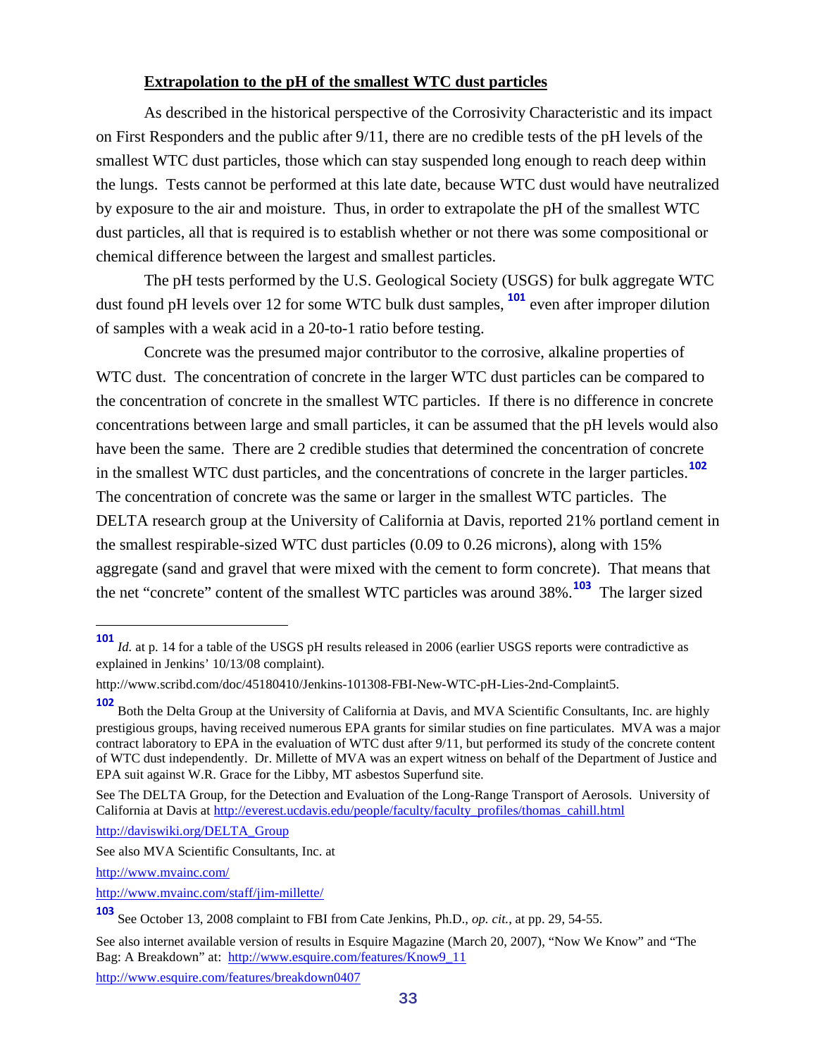**Extrapolation to the pH of the smallest WTC dust particles**

As described in the historical perspective of the Corrosivity Characteristic and its impact on First Responders and the public after 9/11, there are no credible tests of the pH levels of the smallest WTC dust particles, those which can stay suspended long enough to reach deep within the lungs. Tests cannot be performed at this late date, because WTC dust would have neutralized by exposure to the air and moisture. Thus, in order to extrapolate the pH of the smallest WTC dust particles, all that is required is to establish whether or not there was some compositional or chemical difference between the largest and smallest particles.

The pH tests performed by the U.S. Geological Society (USGS) for bulk aggregate WTC dust found pH levels over 12 for some WTC bulk dust samples, [101] even after improper dilution of samples with a weak acid in a 20-to-1 ratio before testing.

Concrete was the presumed major contributor to the corrosive, alkaline properties of WTC dust. The concentration of concrete in the larger WTC dust particles can be compared to the concentration of concrete in the smallest WTC particles. If there is no difference in concrete concentrations between large and small particles, it can be assumed that the pH levels would also have been the same. There are 2 credible studies that determined the concentration of concrete in the smallest WTC dust particles, and the concentrations of concrete in the larger particles.[102] The concentration of concrete was the same or larger in the smallest WTC particles. The DELTA research group at the University of California at Davis, reported 21% portland cement in the smallest respirable-sized WTC dust particles (0.09 to 0.26 microns), along with 15% aggregate (sand and gravel that were mixed with the cement to form concrete). That means that the net "concrete" content of the smallest WTC particles was around 38%.[103] The larger sized

---

[101] *Id.* at p. 14 for a table of the USGS pH results released in 2006 (earlier USGS reports were contradictive as explained in Jenkins' 10/13/08 complaint).

http://www.scribd.com/doc/45180410/Jenkins-101308-FBI-New-WTC-pH-Lies-2nd-Complaint5.

[102] Both the Delta Group at the University of California at Davis, and MVA Scientific Consultants, Inc. are highly prestigious groups, having received numerous EPA grants for similar studies on fine particulates. MVA was a major contract laboratory to EPA in the evaluation of WTC dust after 9/11, but performed its study of the concrete content of WTC dust independently. Dr. Millette of MVA was an expert witness on behalf of the Department of Justice and EPA suit against W.R. Grace for the Libby, MT asbestos Superfund site.

See The DELTA Group, for the Detection and Evaluation of the Long-Range Transport of Aerosols. University of California at Davis at http://everest.ucdavis.edu/people/faculty/faculty_profiles/thomas_cahill.html

http://daviswiki.org/DELTA_Group

See also MVA Scientific Consultants, Inc. at

http://www.mvainc.com/

http://www.mvainc.com/staff/jim-millette/

[103] See October 13, 2008 complaint to FBI from Cate Jenkins, Ph.D., *op. cit.*, at pp. 29, 54-55.

See also internet available version of results in Esquire Magazine (March 20, 2007), "Now We Know" and "The Bag: A Breakdown" at: http://www.esquire.com/features/Know9_11

http://www.esquire.com/features/breakdown0407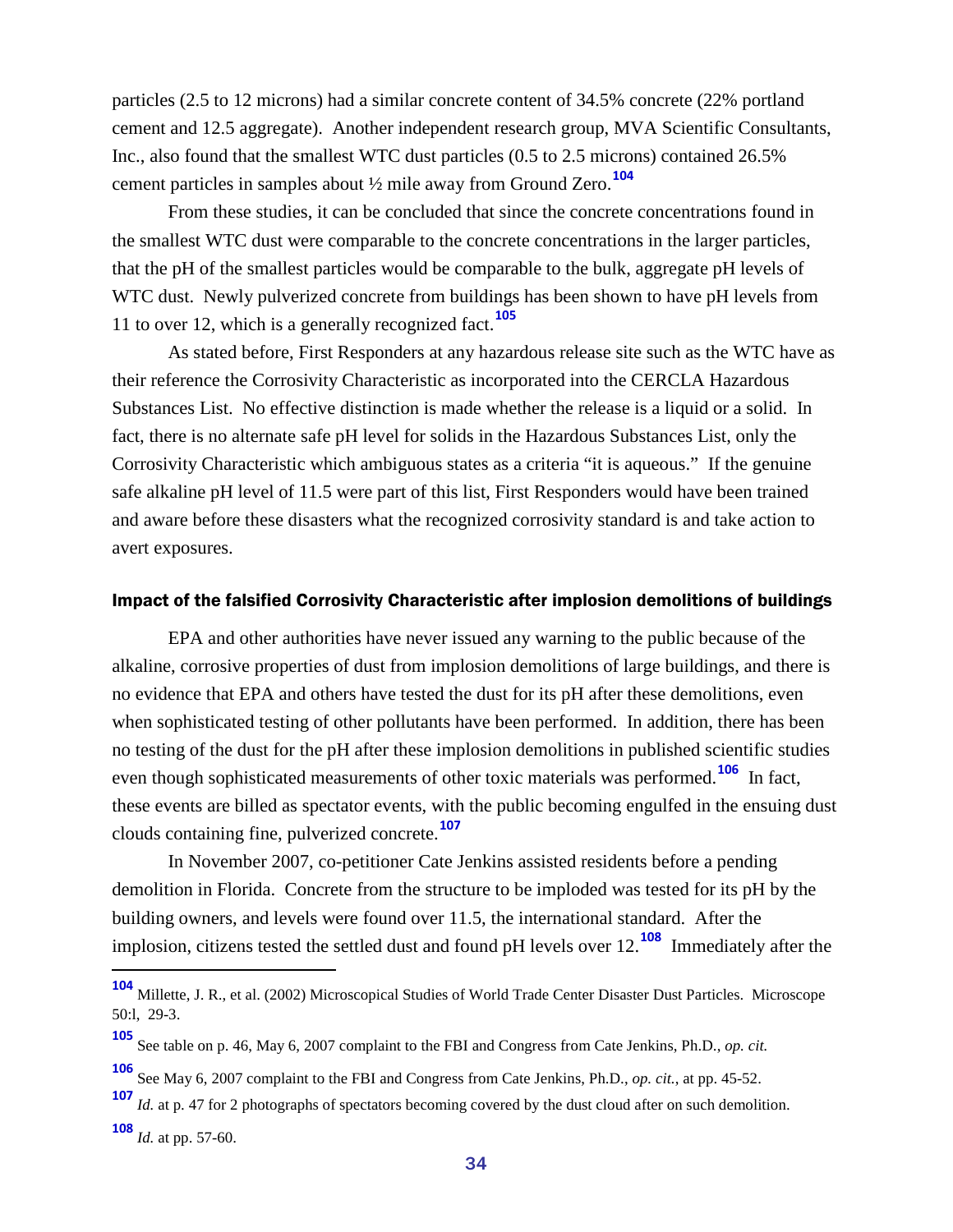particles (2.5 to 12 microns) had a similar concrete content of 34.5% concrete (22% portland cement and 12.5 aggregate). Another independent research group, MVA Scientific Consultants, Inc., also found that the smallest WTC dust particles (0.5 to 2.5 microns) contained 26.5% cement particles in samples about ½ mile away from Ground Zero.[104]

From these studies, it can be concluded that since the concrete concentrations found in the smallest WTC dust were comparable to the concrete concentrations in the larger particles, that the pH of the smallest particles would be comparable to the bulk, aggregate pH levels of WTC dust. Newly pulverized concrete from buildings has been shown to have pH levels from 11 to over 12, which is a generally recognized fact.[105]

As stated before, First Responders at any hazardous release site such as the WTC have as their reference the Corrosivity Characteristic as incorporated into the CERCLA Hazardous Substances List. No effective distinction is made whether the release is a liquid or a solid. In fact, there is no alternate safe pH level for solids in the Hazardous Substances List, only the Corrosivity Characteristic which ambiguous states as a criteria "it is aqueous." If the genuine safe alkaline pH level of 11.5 were part of this list, First Responders would have been trained and aware before these disasters what the recognized corrosivity standard is and take action to avert exposures.

#### Impact of the falsified Corrosivity Characteristic after implosion demolitions of buildings

EPA and other authorities have never issued any warning to the public because of the alkaline, corrosive properties of dust from implosion demolitions of large buildings, and there is no evidence that EPA and others have tested the dust for its pH after these demolitions, even when sophisticated testing of other pollutants have been performed. In addition, there has been no testing of the dust for the pH after these implosion demolitions in published scientific studies even though sophisticated measurements of other toxic materials was performed.[106] In fact, these events are billed as spectator events, with the public becoming engulfed in the ensuing dust clouds containing fine, pulverized concrete.[107]

In November 2007, co-petitioner Cate Jenkins assisted residents before a pending demolition in Florida. Concrete from the structure to be imploded was tested for its pH by the building owners, and levels were found over 11.5, the international standard. After the implosion, citizens tested the settled dust and found pH levels over 12.[108] Immediately after the

---

[104] Millette, J. R., et al. (2002) Microscopical Studies of World Trade Center Disaster Dust Particles. Microscope 50:l, 29-3.

[105] See table on p. 46, May 6, 2007 complaint to the FBI and Congress from Cate Jenkins, Ph.D., *op. cit.*

[106] See May 6, 2007 complaint to the FBI and Congress from Cate Jenkins, Ph.D., *op. cit.*, at pp. 45-52.

[107] *Id.* at p. 47 for 2 photographs of spectators becoming covered by the dust cloud after on such demolition.

[108] *Id.* at pp. 57-60.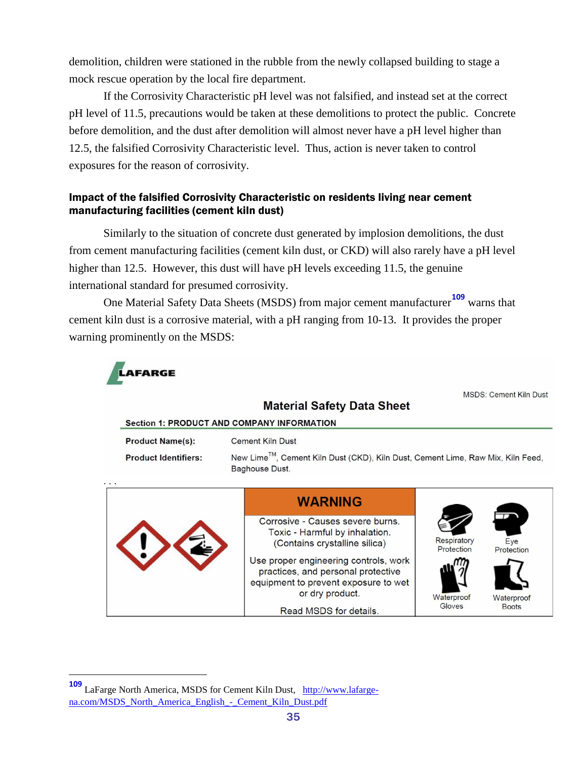demolition, children were stationed in the rubble from the newly collapsed building to stage a mock rescue operation by the local fire department.

If the Corrosivity Characteristic pH level was not falsified, and instead set at the correct pH level of 11.5, precautions would be taken at these demolitions to protect the public. Concrete before demolition, and the dust after demolition will almost never have a pH level higher than 12.5, the falsified Corrosivity Characteristic level. Thus, action is never taken to control exposures for the reason of corrosivity.

### Impact of the falsified Corrosivity Characteristic on residents living near cement manufacturing facilities (cement kiln dust)

Similarly to the situation of concrete dust generated by implosion demolitions, the dust from cement manufacturing facilities (cement kiln dust, or CKD) will also rarely have a pH level higher than 12.5. However, this dust will have pH levels exceeding 11.5, the genuine international standard for presumed corrosivity.

One Material Safety Data Sheets (MSDS) from major cement manufacturer[109] warns that cement kiln dust is a corrosive material, with a pH ranging from 10-13. It provides the proper warning prominently on the MSDS:

LAFARGE

MSDS: Cement Kiln Dust

**Material Safety Data Sheet**

**Section 1: PRODUCT AND COMPANY INFORMATION**

| | |
|---|---|
| **Product Name(s):** | Cement Kiln Dust |
| **Product Identifiers:** | New Lime™, Cement Kiln Dust (CKD), Kiln Dust, Cement Lime, Raw Mix, Kiln Feed, Baghouse Dust. |

. . .

| | WARNING | |
|---|---|---|
| | Corrosive - Causes severe burns. Toxic - Harmful by inhalation. (Contains crystalline silica) Use proper engineering controls, work practices, and personal protective equipment to prevent exposure to wet or dry product. Read MSDS for details. | Respiratory Protection, Eye Protection, Waterproof Gloves, Waterproof Boots |

---

[109] LaFarge North America, MSDS for Cement Kiln Dust, http://www.lafarge-na.com/MSDS_North_America_English_-_Cement_Kiln_Dust.pdf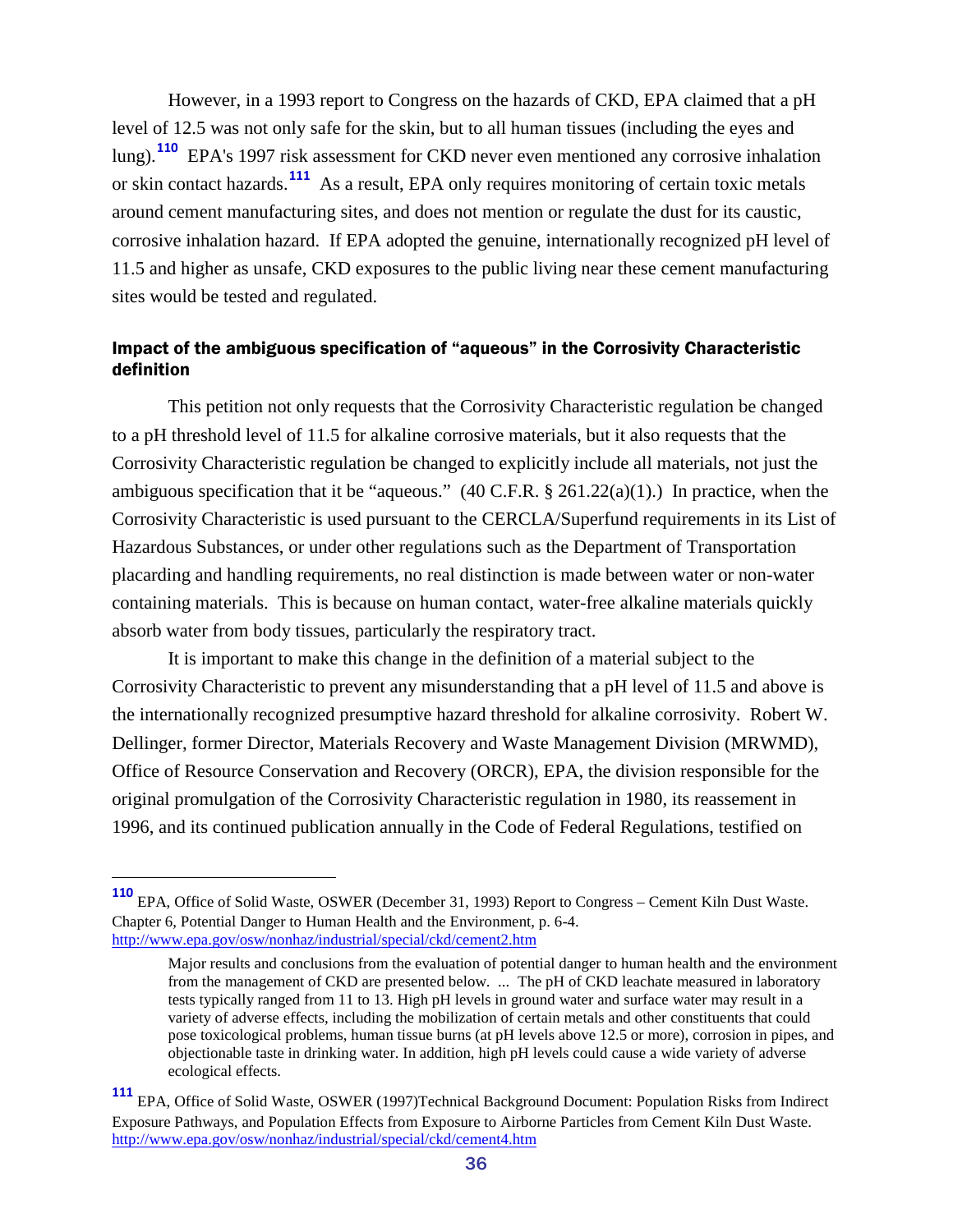However, in a 1993 report to Congress on the hazards of CKD, EPA claimed that a pH level of 12.5 was not only safe for the skin, but to all human tissues (including the eyes and lung).[110] EPA's 1997 risk assessment for CKD never even mentioned any corrosive inhalation or skin contact hazards.[111] As a result, EPA only requires monitoring of certain toxic metals around cement manufacturing sites, and does not mention or regulate the dust for its caustic, corrosive inhalation hazard. If EPA adopted the genuine, internationally recognized pH level of 11.5 and higher as unsafe, CKD exposures to the public living near these cement manufacturing sites would be tested and regulated.

#### Impact of the ambiguous specification of "aqueous" in the Corrosivity Characteristic definition

This petition not only requests that the Corrosivity Characteristic regulation be changed to a pH threshold level of 11.5 for alkaline corrosive materials, but it also requests that the Corrosivity Characteristic regulation be changed to explicitly include all materials, not just the ambiguous specification that it be "aqueous." (40 C.F.R. § 261.22(a)(1).) In practice, when the Corrosivity Characteristic is used pursuant to the CERCLA/Superfund requirements in its List of Hazardous Substances, or under other regulations such as the Department of Transportation placarding and handling requirements, no real distinction is made between water or non-water containing materials. This is because on human contact, water-free alkaline materials quickly absorb water from body tissues, particularly the respiratory tract.

It is important to make this change in the definition of a material subject to the Corrosivity Characteristic to prevent any misunderstanding that a pH level of 11.5 and above is the internationally recognized presumptive hazard threshold for alkaline corrosivity. Robert W. Dellinger, former Director, Materials Recovery and Waste Management Division (MRWMD), Office of Resource Conservation and Recovery (ORCR), EPA, the division responsible for the original promulgation of the Corrosivity Characteristic regulation in 1980, its reassement in 1996, and its continued publication annually in the Code of Federal Regulations, testified on

---

[110] EPA, Office of Solid Waste, OSWER (December 31, 1993) Report to Congress – Cement Kiln Dust Waste. Chapter 6, Potential Danger to Human Health and the Environment, p. 6-4. http://www.epa.gov/osw/nonhaz/industrial/special/ckd/cement2.htm

> Major results and conclusions from the evaluation of potential danger to human health and the environment from the management of CKD are presented below. ... The pH of CKD leachate measured in laboratory tests typically ranged from 11 to 13. High pH levels in ground water and surface water may result in a variety of adverse effects, including the mobilization of certain metals and other constituents that could pose toxicological problems, human tissue burns (at pH levels above 12.5 or more), corrosion in pipes, and objectionable taste in drinking water. In addition, high pH levels could cause a wide variety of adverse ecological effects.

[111] EPA, Office of Solid Waste, OSWER (1997)Technical Background Document: Population Risks from Indirect Exposure Pathways, and Population Effects from Exposure to Airborne Particles from Cement Kiln Dust Waste. http://www.epa.gov/osw/nonhaz/industrial/special/ckd/cement4.htm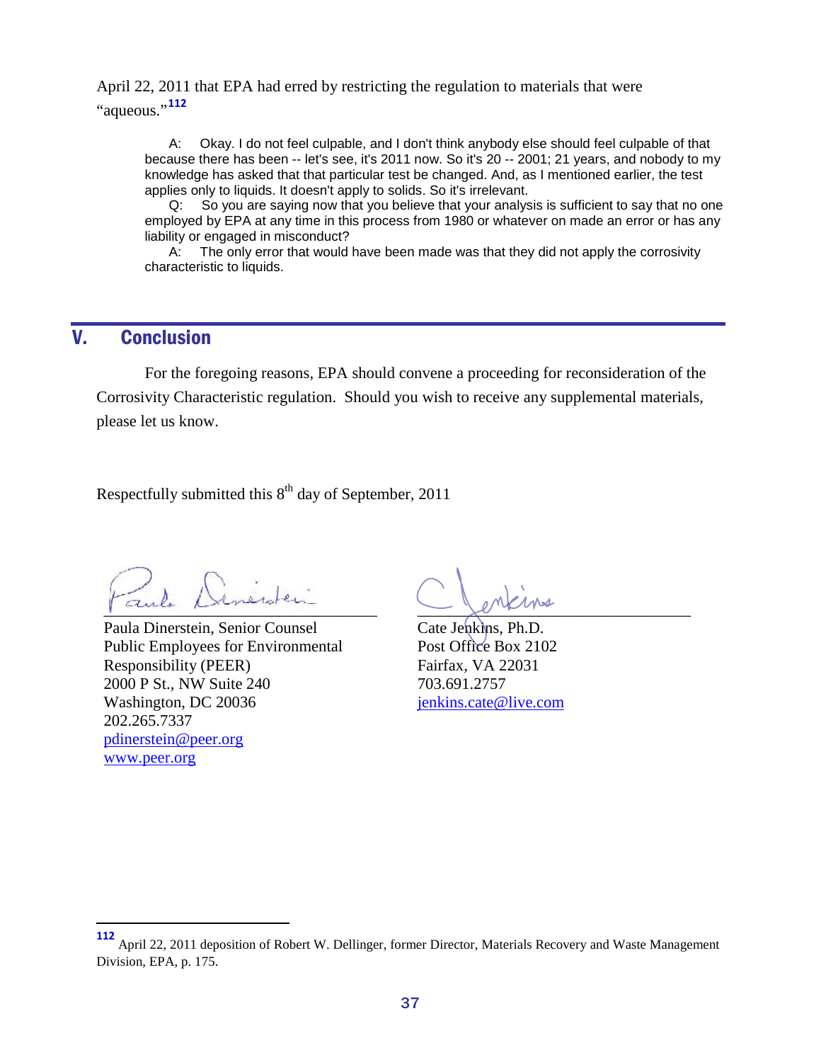April 22, 2011 that EPA had erred by restricting the regulation to materials that were "aqueous."[112]

> A: Okay. I do not feel culpable, and I don't think anybody else should feel culpable of that because there has been -- let's see, it's 2011 now. So it's 20 -- 2001; 21 years, and nobody to my knowledge has asked that that particular test be changed. And, as I mentioned earlier, the test applies only to liquids. It doesn't apply to solids. So it's irrelevant.
>
> Q: So you are saying now that you believe that your analysis is sufficient to say that no one employed by EPA at any time in this process from 1980 or whatever on made an error or has any liability or engaged in misconduct?
>
> A: The only error that would have been made was that they did not apply the corrosivity characteristic to liquids.

## V. Conclusion

For the foregoing reasons, EPA should convene a proceeding for reconsideration of the Corrosivity Characteristic regulation. Should you wish to receive any supplemental materials, please let us know.

Respectfully submitted this 8th day of September, 2011

Paula Dinerstein, Senior Counsel
Public Employees for Environmental Responsibility (PEER)
2000 P St., NW Suite 240
Washington, DC 20036
202.265.7337
pdinerstein@peer.org
www.peer.org

Cate Jenkins, Ph.D.
Post Office Box 2102
Fairfax, VA 22031
703.691.2757
jenkins.cate@live.com

---

[112] April 22, 2011 deposition of Robert W. Dellinger, former Director, Materials Recovery and Waste Management Division, EPA, p. 175.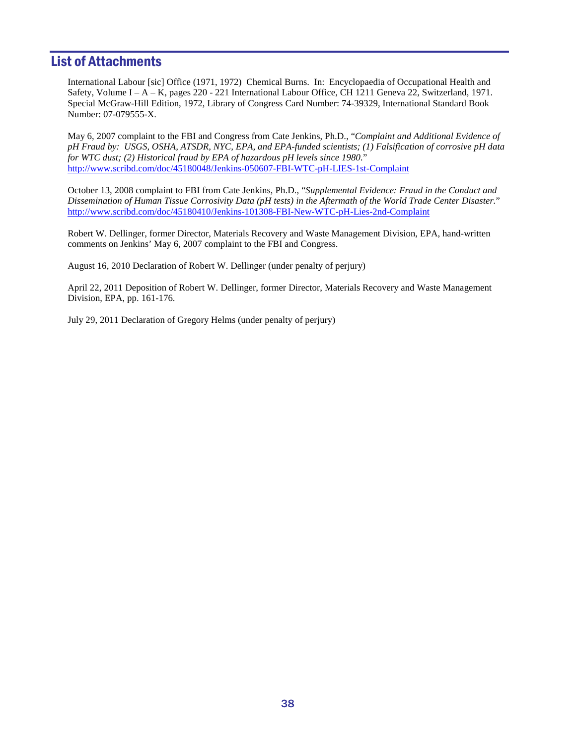## List of Attachments

International Labour [sic] Office (1971, 1972) Chemical Burns. In: Encyclopaedia of Occupational Health and Safety, Volume I – A – K, pages 220 - 221 International Labour Office, CH 1211 Geneva 22, Switzerland, 1971. Special McGraw-Hill Edition, 1972, Library of Congress Card Number: 74-39329, International Standard Book Number: 07-079555-X.

May 6, 2007 complaint to the FBI and Congress from Cate Jenkins, Ph.D., "*Complaint and Additional Evidence of pH Fraud by: USGS, OSHA, ATSDR, NYC, EPA, and EPA-funded scientists; (1) Falsification of corrosive pH data for WTC dust; (2) Historical fraud by EPA of hazardous pH levels since 1980.*"
http://www.scribd.com/doc/45180048/Jenkins-050607-FBI-WTC-pH-LIES-1st-Complaint

October 13, 2008 complaint to FBI from Cate Jenkins, Ph.D., "*Supplemental Evidence: Fraud in the Conduct and Dissemination of Human Tissue Corrosivity Data (pH tests) in the Aftermath of the World Trade Center Disaster.*"
http://www.scribd.com/doc/45180410/Jenkins-101308-FBI-New-WTC-pH-Lies-2nd-Complaint

Robert W. Dellinger, former Director, Materials Recovery and Waste Management Division, EPA, hand-written comments on Jenkins' May 6, 2007 complaint to the FBI and Congress.

August 16, 2010 Declaration of Robert W. Dellinger (under penalty of perjury)

April 22, 2011 Deposition of Robert W. Dellinger, former Director, Materials Recovery and Waste Management Division, EPA, pp. 161-176.

July 29, 2011 Declaration of Gregory Helms (under penalty of perjury)